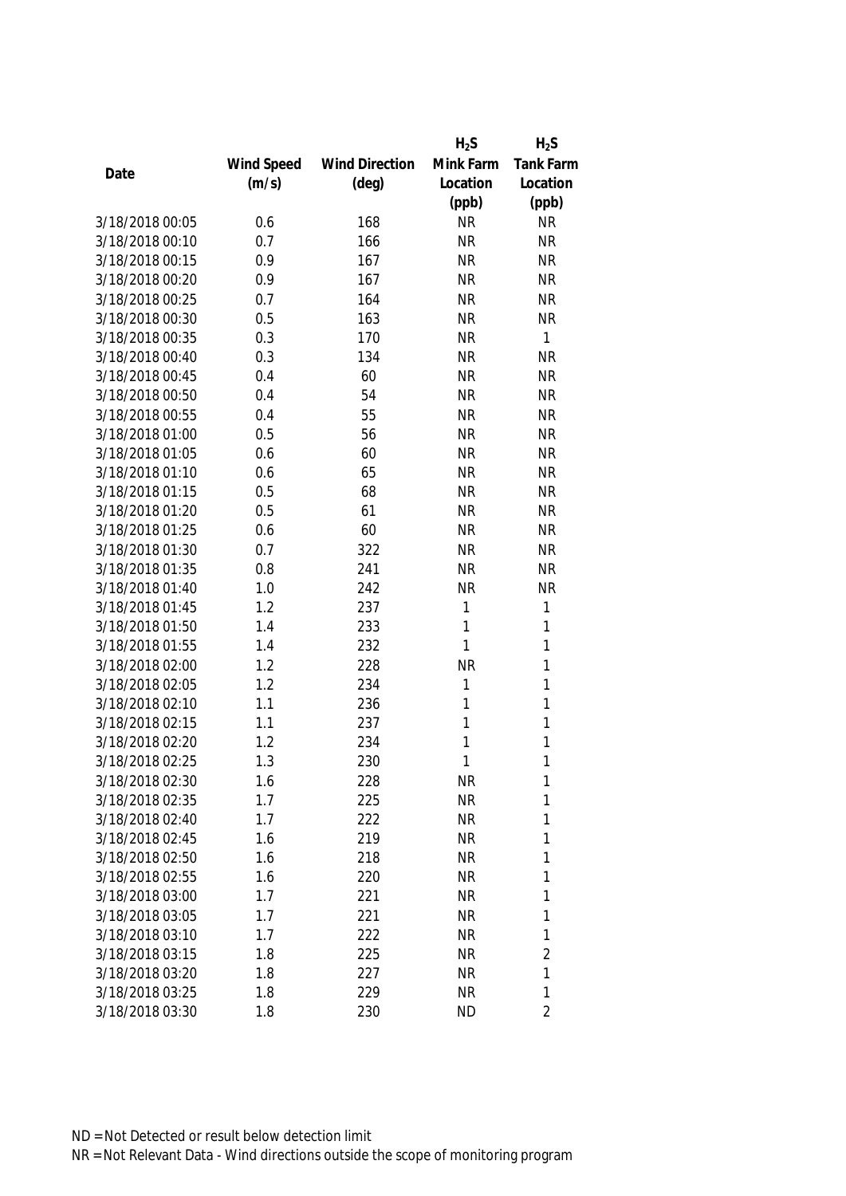| Date | Wind Speed (m/s) | Wind Direction (deg) | $H_2S$ Mink Farm Location (ppb) | $H_2S$ Tank Farm Location (ppb) |
|---|---|---|---|---|
| 3/18/2018 00:05 | 0.6 | 168 | NR | NR |
| 3/18/2018 00:10 | 0.7 | 166 | NR | NR |
| 3/18/2018 00:15 | 0.9 | 167 | NR | NR |
| 3/18/2018 00:20 | 0.9 | 167 | NR | NR |
| 3/18/2018 00:25 | 0.7 | 164 | NR | NR |
| 3/18/2018 00:30 | 0.5 | 163 | NR | NR |
| 3/18/2018 00:35 | 0.3 | 170 | NR | 1 |
| 3/18/2018 00:40 | 0.3 | 134 | NR | NR |
| 3/18/2018 00:45 | 0.4 | 60 | NR | NR |
| 3/18/2018 00:50 | 0.4 | 54 | NR | NR |
| 3/18/2018 00:55 | 0.4 | 55 | NR | NR |
| 3/18/2018 01:00 | 0.5 | 56 | NR | NR |
| 3/18/2018 01:05 | 0.6 | 60 | NR | NR |
| 3/18/2018 01:10 | 0.6 | 65 | NR | NR |
| 3/18/2018 01:15 | 0.5 | 68 | NR | NR |
| 3/18/2018 01:20 | 0.5 | 61 | NR | NR |
| 3/18/2018 01:25 | 0.6 | 60 | NR | NR |
| 3/18/2018 01:30 | 0.7 | 322 | NR | NR |
| 3/18/2018 01:35 | 0.8 | 241 | NR | NR |
| 3/18/2018 01:40 | 1.0 | 242 | NR | NR |
| 3/18/2018 01:45 | 1.2 | 237 | 1 | 1 |
| 3/18/2018 01:50 | 1.4 | 233 | 1 | 1 |
| 3/18/2018 01:55 | 1.4 | 232 | 1 | 1 |
| 3/18/2018 02:00 | 1.2 | 228 | NR | 1 |
| 3/18/2018 02:05 | 1.2 | 234 | 1 | 1 |
| 3/18/2018 02:10 | 1.1 | 236 | 1 | 1 |
| 3/18/2018 02:15 | 1.1 | 237 | 1 | 1 |
| 3/18/2018 02:20 | 1.2 | 234 | 1 | 1 |
| 3/18/2018 02:25 | 1.3 | 230 | 1 | 1 |
| 3/18/2018 02:30 | 1.6 | 228 | NR | 1 |
| 3/18/2018 02:35 | 1.7 | 225 | NR | 1 |
| 3/18/2018 02:40 | 1.7 | 222 | NR | 1 |
| 3/18/2018 02:45 | 1.6 | 219 | NR | 1 |
| 3/18/2018 02:50 | 1.6 | 218 | NR | 1 |
| 3/18/2018 02:55 | 1.6 | 220 | NR | 1 |
| 3/18/2018 03:00 | 1.7 | 221 | NR | 1 |
| 3/18/2018 03:05 | 1.7 | 221 | NR | 1 |
| 3/18/2018 03:10 | 1.7 | 222 | NR | 1 |
| 3/18/2018 03:15 | 1.8 | 225 | NR | 2 |
| 3/18/2018 03:20 | 1.8 | 227 | NR | 1 |
| 3/18/2018 03:25 | 1.8 | 229 | NR | 1 |
| 3/18/2018 03:30 | 1.8 | 230 | ND | 2 |

ND = Not Detected or result below detection limit

NR = Not Relevant Data - Wind directions outside the scope of monitoring program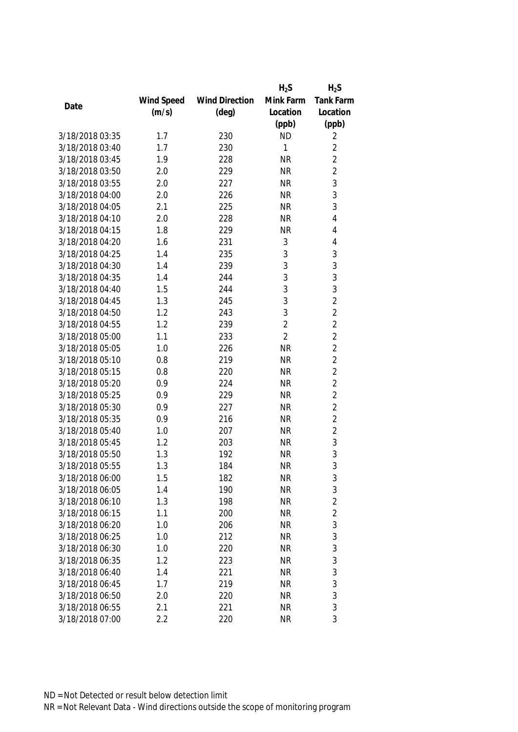| Date | Wind Speed (m/s) | Wind Direction (deg) | $H_2S$ Mink Farm Location (ppb) | $H_2S$ Tank Farm Location (ppb) |
|---|---|---|---|---|
| 3/18/2018 03:35 | 1.7 | 230 | ND | 2 |
| 3/18/2018 03:40 | 1.7 | 230 | 1 | 2 |
| 3/18/2018 03:45 | 1.9 | 228 | NR | 2 |
| 3/18/2018 03:50 | 2.0 | 229 | NR | 2 |
| 3/18/2018 03:55 | 2.0 | 227 | NR | 3 |
| 3/18/2018 04:00 | 2.0 | 226 | NR | 3 |
| 3/18/2018 04:05 | 2.1 | 225 | NR | 3 |
| 3/18/2018 04:10 | 2.0 | 228 | NR | 4 |
| 3/18/2018 04:15 | 1.8 | 229 | NR | 4 |
| 3/18/2018 04:20 | 1.6 | 231 | 3 | 4 |
| 3/18/2018 04:25 | 1.4 | 235 | 3 | 3 |
| 3/18/2018 04:30 | 1.4 | 239 | 3 | 3 |
| 3/18/2018 04:35 | 1.4 | 244 | 3 | 3 |
| 3/18/2018 04:40 | 1.5 | 244 | 3 | 3 |
| 3/18/2018 04:45 | 1.3 | 245 | 3 | 2 |
| 3/18/2018 04:50 | 1.2 | 243 | 3 | 2 |
| 3/18/2018 04:55 | 1.2 | 239 | 2 | 2 |
| 3/18/2018 05:00 | 1.1 | 233 | 2 | 2 |
| 3/18/2018 05:05 | 1.0 | 226 | NR | 2 |
| 3/18/2018 05:10 | 0.8 | 219 | NR | 2 |
| 3/18/2018 05:15 | 0.8 | 220 | NR | 2 |
| 3/18/2018 05:20 | 0.9 | 224 | NR | 2 |
| 3/18/2018 05:25 | 0.9 | 229 | NR | 2 |
| 3/18/2018 05:30 | 0.9 | 227 | NR | 2 |
| 3/18/2018 05:35 | 0.9 | 216 | NR | 2 |
| 3/18/2018 05:40 | 1.0 | 207 | NR | 2 |
| 3/18/2018 05:45 | 1.2 | 203 | NR | 3 |
| 3/18/2018 05:50 | 1.3 | 192 | NR | 3 |
| 3/18/2018 05:55 | 1.3 | 184 | NR | 3 |
| 3/18/2018 06:00 | 1.5 | 182 | NR | 3 |
| 3/18/2018 06:05 | 1.4 | 190 | NR | 3 |
| 3/18/2018 06:10 | 1.3 | 198 | NR | 2 |
| 3/18/2018 06:15 | 1.1 | 200 | NR | 2 |
| 3/18/2018 06:20 | 1.0 | 206 | NR | 3 |
| 3/18/2018 06:25 | 1.0 | 212 | NR | 3 |
| 3/18/2018 06:30 | 1.0 | 220 | NR | 3 |
| 3/18/2018 06:35 | 1.2 | 223 | NR | 3 |
| 3/18/2018 06:40 | 1.4 | 221 | NR | 3 |
| 3/18/2018 06:45 | 1.7 | 219 | NR | 3 |
| 3/18/2018 06:50 | 2.0 | 220 | NR | 3 |
| 3/18/2018 06:55 | 2.1 | 221 | NR | 3 |
| 3/18/2018 07:00 | 2.2 | 220 | NR | 3 |

ND = Not Detected or result below detection limit

NR = Not Relevant Data - Wind directions outside the scope of monitoring program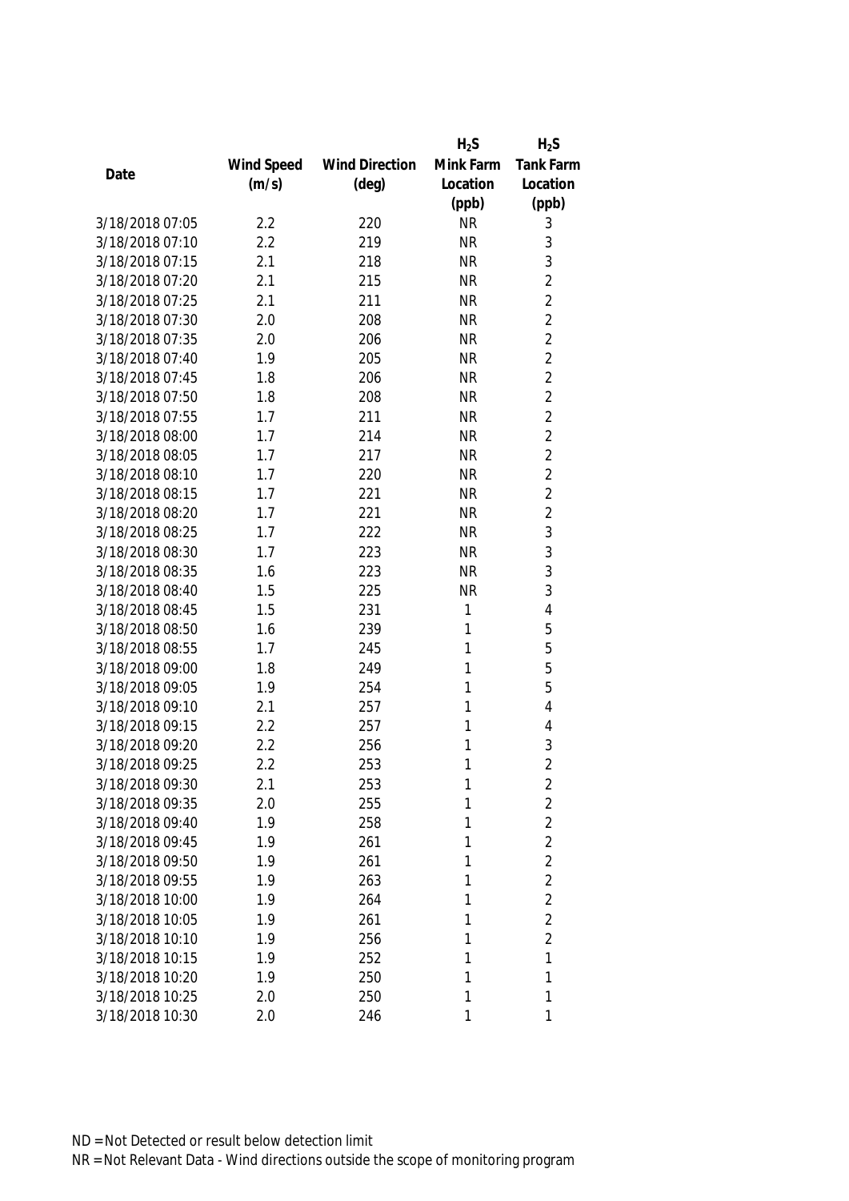| Date | Wind Speed (m/s) | Wind Direction (deg) | $H_2S$ Mink Farm Location (ppb) | $H_2S$ Tank Farm Location (ppb) |
|---|---|---|---|---|
| 3/18/2018 07:05 | 2.2 | 220 | NR | 3 |
| 3/18/2018 07:10 | 2.2 | 219 | NR | 3 |
| 3/18/2018 07:15 | 2.1 | 218 | NR | 3 |
| 3/18/2018 07:20 | 2.1 | 215 | NR | 2 |
| 3/18/2018 07:25 | 2.1 | 211 | NR | 2 |
| 3/18/2018 07:30 | 2.0 | 208 | NR | 2 |
| 3/18/2018 07:35 | 2.0 | 206 | NR | 2 |
| 3/18/2018 07:40 | 1.9 | 205 | NR | 2 |
| 3/18/2018 07:45 | 1.8 | 206 | NR | 2 |
| 3/18/2018 07:50 | 1.8 | 208 | NR | 2 |
| 3/18/2018 07:55 | 1.7 | 211 | NR | 2 |
| 3/18/2018 08:00 | 1.7 | 214 | NR | 2 |
| 3/18/2018 08:05 | 1.7 | 217 | NR | 2 |
| 3/18/2018 08:10 | 1.7 | 220 | NR | 2 |
| 3/18/2018 08:15 | 1.7 | 221 | NR | 2 |
| 3/18/2018 08:20 | 1.7 | 221 | NR | 2 |
| 3/18/2018 08:25 | 1.7 | 222 | NR | 3 |
| 3/18/2018 08:30 | 1.7 | 223 | NR | 3 |
| 3/18/2018 08:35 | 1.6 | 223 | NR | 3 |
| 3/18/2018 08:40 | 1.5 | 225 | NR | 3 |
| 3/18/2018 08:45 | 1.5 | 231 | 1 | 4 |
| 3/18/2018 08:50 | 1.6 | 239 | 1 | 5 |
| 3/18/2018 08:55 | 1.7 | 245 | 1 | 5 |
| 3/18/2018 09:00 | 1.8 | 249 | 1 | 5 |
| 3/18/2018 09:05 | 1.9 | 254 | 1 | 5 |
| 3/18/2018 09:10 | 2.1 | 257 | 1 | 4 |
| 3/18/2018 09:15 | 2.2 | 257 | 1 | 4 |
| 3/18/2018 09:20 | 2.2 | 256 | 1 | 3 |
| 3/18/2018 09:25 | 2.2 | 253 | 1 | 2 |
| 3/18/2018 09:30 | 2.1 | 253 | 1 | 2 |
| 3/18/2018 09:35 | 2.0 | 255 | 1 | 2 |
| 3/18/2018 09:40 | 1.9 | 258 | 1 | 2 |
| 3/18/2018 09:45 | 1.9 | 261 | 1 | 2 |
| 3/18/2018 09:50 | 1.9 | 261 | 1 | 2 |
| 3/18/2018 09:55 | 1.9 | 263 | 1 | 2 |
| 3/18/2018 10:00 | 1.9 | 264 | 1 | 2 |
| 3/18/2018 10:05 | 1.9 | 261 | 1 | 2 |
| 3/18/2018 10:10 | 1.9 | 256 | 1 | 2 |
| 3/18/2018 10:15 | 1.9 | 252 | 1 | 1 |
| 3/18/2018 10:20 | 1.9 | 250 | 1 | 1 |
| 3/18/2018 10:25 | 2.0 | 250 | 1 | 1 |
| 3/18/2018 10:30 | 2.0 | 246 | 1 | 1 |

ND = Not Detected or result below detection limit
NR = Not Relevant Data - Wind directions outside the scope of monitoring program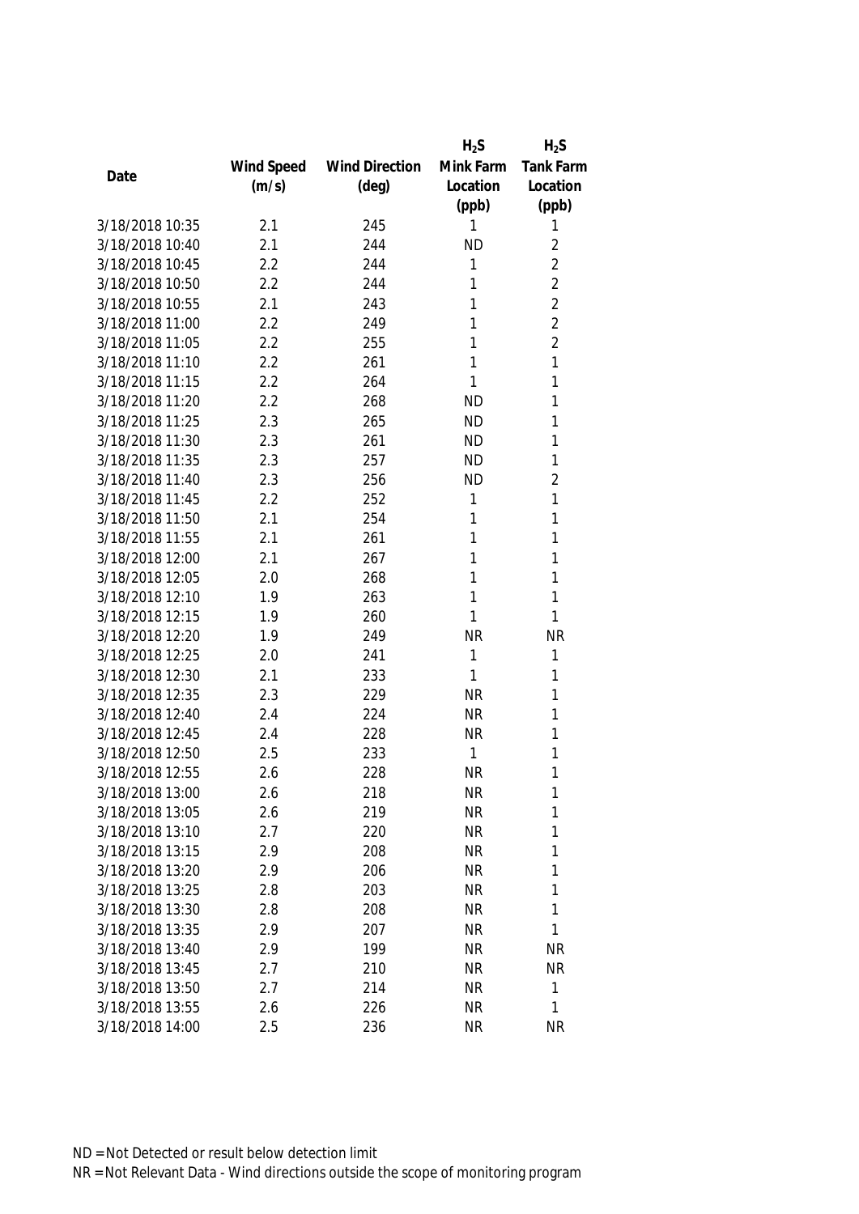| Date | Wind Speed (m/s) | Wind Direction (deg) | $H_2S$ Mink Farm Location (ppb) | $H_2S$ Tank Farm Location (ppb) |
|---|---|---|---|---|
| 3/18/2018 10:35 | 2.1 | 245 | 1 | 1 |
| 3/18/2018 10:40 | 2.1 | 244 | ND | 2 |
| 3/18/2018 10:45 | 2.2 | 244 | 1 | 2 |
| 3/18/2018 10:50 | 2.2 | 244 | 1 | 2 |
| 3/18/2018 10:55 | 2.1 | 243 | 1 | 2 |
| 3/18/2018 11:00 | 2.2 | 249 | 1 | 2 |
| 3/18/2018 11:05 | 2.2 | 255 | 1 | 2 |
| 3/18/2018 11:10 | 2.2 | 261 | 1 | 1 |
| 3/18/2018 11:15 | 2.2 | 264 | 1 | 1 |
| 3/18/2018 11:20 | 2.2 | 268 | ND | 1 |
| 3/18/2018 11:25 | 2.3 | 265 | ND | 1 |
| 3/18/2018 11:30 | 2.3 | 261 | ND | 1 |
| 3/18/2018 11:35 | 2.3 | 257 | ND | 1 |
| 3/18/2018 11:40 | 2.3 | 256 | ND | 2 |
| 3/18/2018 11:45 | 2.2 | 252 | 1 | 1 |
| 3/18/2018 11:50 | 2.1 | 254 | 1 | 1 |
| 3/18/2018 11:55 | 2.1 | 261 | 1 | 1 |
| 3/18/2018 12:00 | 2.1 | 267 | 1 | 1 |
| 3/18/2018 12:05 | 2.0 | 268 | 1 | 1 |
| 3/18/2018 12:10 | 1.9 | 263 | 1 | 1 |
| 3/18/2018 12:15 | 1.9 | 260 | 1 | 1 |
| 3/18/2018 12:20 | 1.9 | 249 | NR | NR |
| 3/18/2018 12:25 | 2.0 | 241 | 1 | 1 |
| 3/18/2018 12:30 | 2.1 | 233 | 1 | 1 |
| 3/18/2018 12:35 | 2.3 | 229 | NR | 1 |
| 3/18/2018 12:40 | 2.4 | 224 | NR | 1 |
| 3/18/2018 12:45 | 2.4 | 228 | NR | 1 |
| 3/18/2018 12:50 | 2.5 | 233 | 1 | 1 |
| 3/18/2018 12:55 | 2.6 | 228 | NR | 1 |
| 3/18/2018 13:00 | 2.6 | 218 | NR | 1 |
| 3/18/2018 13:05 | 2.6 | 219 | NR | 1 |
| 3/18/2018 13:10 | 2.7 | 220 | NR | 1 |
| 3/18/2018 13:15 | 2.9 | 208 | NR | 1 |
| 3/18/2018 13:20 | 2.9 | 206 | NR | 1 |
| 3/18/2018 13:25 | 2.8 | 203 | NR | 1 |
| 3/18/2018 13:30 | 2.8 | 208 | NR | 1 |
| 3/18/2018 13:35 | 2.9 | 207 | NR | 1 |
| 3/18/2018 13:40 | 2.9 | 199 | NR | NR |
| 3/18/2018 13:45 | 2.7 | 210 | NR | NR |
| 3/18/2018 13:50 | 2.7 | 214 | NR | 1 |
| 3/18/2018 13:55 | 2.6 | 226 | NR | 1 |
| 3/18/2018 14:00 | 2.5 | 236 | NR | NR |

ND = Not Detected or result below detection limit

NR = Not Relevant Data - Wind directions outside the scope of monitoring program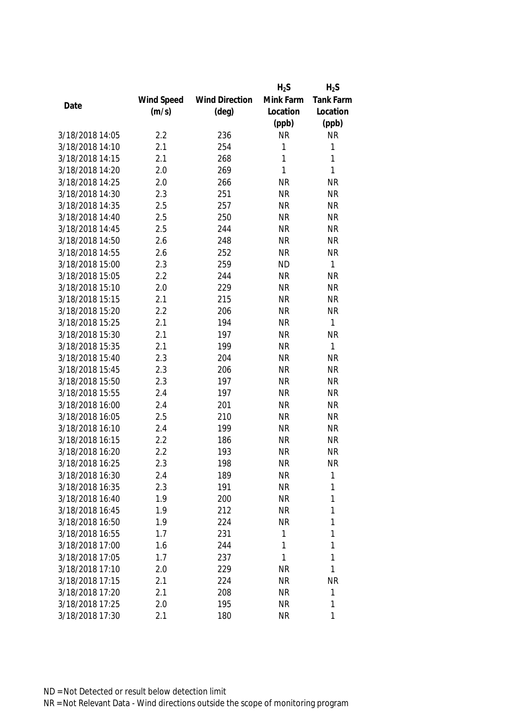| Date | Wind Speed (m/s) | Wind Direction (deg) | $H_2S$ Mink Farm Location (ppb) | $H_2S$ Tank Farm Location (ppb) |
|---|---|---|---|---|
| 3/18/2018 14:05 | 2.2 | 236 | NR | NR |
| 3/18/2018 14:10 | 2.1 | 254 | 1 | 1 |
| 3/18/2018 14:15 | 2.1 | 268 | 1 | 1 |
| 3/18/2018 14:20 | 2.0 | 269 | 1 | 1 |
| 3/18/2018 14:25 | 2.0 | 266 | NR | NR |
| 3/18/2018 14:30 | 2.3 | 251 | NR | NR |
| 3/18/2018 14:35 | 2.5 | 257 | NR | NR |
| 3/18/2018 14:40 | 2.5 | 250 | NR | NR |
| 3/18/2018 14:45 | 2.5 | 244 | NR | NR |
| 3/18/2018 14:50 | 2.6 | 248 | NR | NR |
| 3/18/2018 14:55 | 2.6 | 252 | NR | NR |
| 3/18/2018 15:00 | 2.3 | 259 | ND | 1 |
| 3/18/2018 15:05 | 2.2 | 244 | NR | NR |
| 3/18/2018 15:10 | 2.0 | 229 | NR | NR |
| 3/18/2018 15:15 | 2.1 | 215 | NR | NR |
| 3/18/2018 15:20 | 2.2 | 206 | NR | NR |
| 3/18/2018 15:25 | 2.1 | 194 | NR | 1 |
| 3/18/2018 15:30 | 2.1 | 197 | NR | NR |
| 3/18/2018 15:35 | 2.1 | 199 | NR | 1 |
| 3/18/2018 15:40 | 2.3 | 204 | NR | NR |
| 3/18/2018 15:45 | 2.3 | 206 | NR | NR |
| 3/18/2018 15:50 | 2.3 | 197 | NR | NR |
| 3/18/2018 15:55 | 2.4 | 197 | NR | NR |
| 3/18/2018 16:00 | 2.4 | 201 | NR | NR |
| 3/18/2018 16:05 | 2.5 | 210 | NR | NR |
| 3/18/2018 16:10 | 2.4 | 199 | NR | NR |
| 3/18/2018 16:15 | 2.2 | 186 | NR | NR |
| 3/18/2018 16:20 | 2.2 | 193 | NR | NR |
| 3/18/2018 16:25 | 2.3 | 198 | NR | NR |
| 3/18/2018 16:30 | 2.4 | 189 | NR | 1 |
| 3/18/2018 16:35 | 2.3 | 191 | NR | 1 |
| 3/18/2018 16:40 | 1.9 | 200 | NR | 1 |
| 3/18/2018 16:45 | 1.9 | 212 | NR | 1 |
| 3/18/2018 16:50 | 1.9 | 224 | NR | 1 |
| 3/18/2018 16:55 | 1.7 | 231 | 1 | 1 |
| 3/18/2018 17:00 | 1.6 | 244 | 1 | 1 |
| 3/18/2018 17:05 | 1.7 | 237 | 1 | 1 |
| 3/18/2018 17:10 | 2.0 | 229 | NR | 1 |
| 3/18/2018 17:15 | 2.1 | 224 | NR | NR |
| 3/18/2018 17:20 | 2.1 | 208 | NR | 1 |
| 3/18/2018 17:25 | 2.0 | 195 | NR | 1 |
| 3/18/2018 17:30 | 2.1 | 180 | NR | 1 |

ND = Not Detected or result below detection limit

NR = Not Relevant Data - Wind directions outside the scope of monitoring program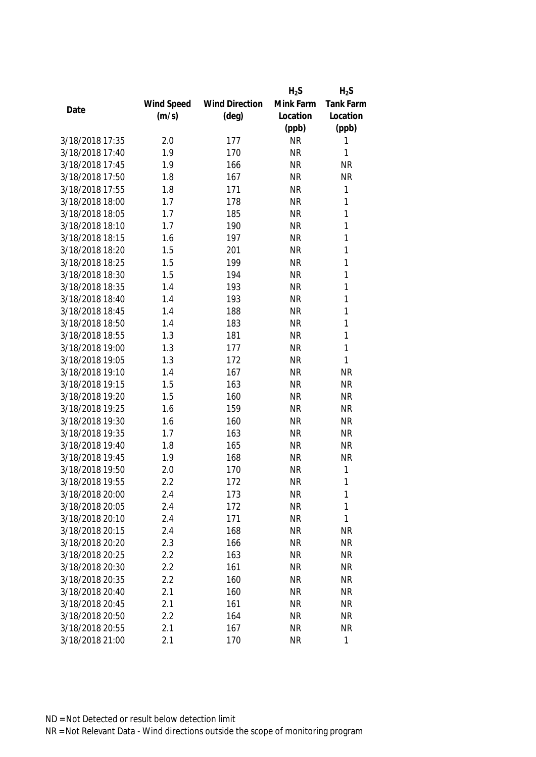| Date | Wind Speed (m/s) | Wind Direction (deg) | $H_2S$ Mink Farm Location (ppb) | $H_2S$ Tank Farm Location (ppb) |
|---|---|---|---|---|
| 3/18/2018 17:35 | 2.0 | 177 | NR | 1 |
| 3/18/2018 17:40 | 1.9 | 170 | NR | 1 |
| 3/18/2018 17:45 | 1.9 | 166 | NR | NR |
| 3/18/2018 17:50 | 1.8 | 167 | NR | NR |
| 3/18/2018 17:55 | 1.8 | 171 | NR | 1 |
| 3/18/2018 18:00 | 1.7 | 178 | NR | 1 |
| 3/18/2018 18:05 | 1.7 | 185 | NR | 1 |
| 3/18/2018 18:10 | 1.7 | 190 | NR | 1 |
| 3/18/2018 18:15 | 1.6 | 197 | NR | 1 |
| 3/18/2018 18:20 | 1.5 | 201 | NR | 1 |
| 3/18/2018 18:25 | 1.5 | 199 | NR | 1 |
| 3/18/2018 18:30 | 1.5 | 194 | NR | 1 |
| 3/18/2018 18:35 | 1.4 | 193 | NR | 1 |
| 3/18/2018 18:40 | 1.4 | 193 | NR | 1 |
| 3/18/2018 18:45 | 1.4 | 188 | NR | 1 |
| 3/18/2018 18:50 | 1.4 | 183 | NR | 1 |
| 3/18/2018 18:55 | 1.3 | 181 | NR | 1 |
| 3/18/2018 19:00 | 1.3 | 177 | NR | 1 |
| 3/18/2018 19:05 | 1.3 | 172 | NR | 1 |
| 3/18/2018 19:10 | 1.4 | 167 | NR | NR |
| 3/18/2018 19:15 | 1.5 | 163 | NR | NR |
| 3/18/2018 19:20 | 1.5 | 160 | NR | NR |
| 3/18/2018 19:25 | 1.6 | 159 | NR | NR |
| 3/18/2018 19:30 | 1.6 | 160 | NR | NR |
| 3/18/2018 19:35 | 1.7 | 163 | NR | NR |
| 3/18/2018 19:40 | 1.8 | 165 | NR | NR |
| 3/18/2018 19:45 | 1.9 | 168 | NR | NR |
| 3/18/2018 19:50 | 2.0 | 170 | NR | 1 |
| 3/18/2018 19:55 | 2.2 | 172 | NR | 1 |
| 3/18/2018 20:00 | 2.4 | 173 | NR | 1 |
| 3/18/2018 20:05 | 2.4 | 172 | NR | 1 |
| 3/18/2018 20:10 | 2.4 | 171 | NR | 1 |
| 3/18/2018 20:15 | 2.4 | 168 | NR | NR |
| 3/18/2018 20:20 | 2.3 | 166 | NR | NR |
| 3/18/2018 20:25 | 2.2 | 163 | NR | NR |
| 3/18/2018 20:30 | 2.2 | 161 | NR | NR |
| 3/18/2018 20:35 | 2.2 | 160 | NR | NR |
| 3/18/2018 20:40 | 2.1 | 160 | NR | NR |
| 3/18/2018 20:45 | 2.1 | 161 | NR | NR |
| 3/18/2018 20:50 | 2.2 | 164 | NR | NR |
| 3/18/2018 20:55 | 2.1 | 167 | NR | NR |
| 3/18/2018 21:00 | 2.1 | 170 | NR | 1 |

ND = Not Detected or result below detection limit

NR = Not Relevant Data - Wind directions outside the scope of monitoring program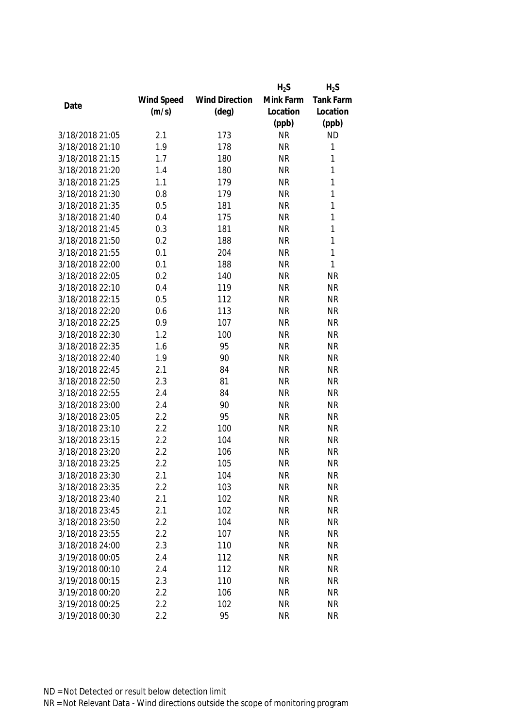| Date | Wind Speed (m/s) | Wind Direction (deg) | $H_2S$ Mink Farm Location (ppb) | $H_2S$ Tank Farm Location (ppb) |
|---|---|---|---|---|
| 3/18/2018 21:05 | 2.1 | 173 | NR | ND |
| 3/18/2018 21:10 | 1.9 | 178 | NR | 1 |
| 3/18/2018 21:15 | 1.7 | 180 | NR | 1 |
| 3/18/2018 21:20 | 1.4 | 180 | NR | 1 |
| 3/18/2018 21:25 | 1.1 | 179 | NR | 1 |
| 3/18/2018 21:30 | 0.8 | 179 | NR | 1 |
| 3/18/2018 21:35 | 0.5 | 181 | NR | 1 |
| 3/18/2018 21:40 | 0.4 | 175 | NR | 1 |
| 3/18/2018 21:45 | 0.3 | 181 | NR | 1 |
| 3/18/2018 21:50 | 0.2 | 188 | NR | 1 |
| 3/18/2018 21:55 | 0.1 | 204 | NR | 1 |
| 3/18/2018 22:00 | 0.1 | 188 | NR | 1 |
| 3/18/2018 22:05 | 0.2 | 140 | NR | NR |
| 3/18/2018 22:10 | 0.4 | 119 | NR | NR |
| 3/18/2018 22:15 | 0.5 | 112 | NR | NR |
| 3/18/2018 22:20 | 0.6 | 113 | NR | NR |
| 3/18/2018 22:25 | 0.9 | 107 | NR | NR |
| 3/18/2018 22:30 | 1.2 | 100 | NR | NR |
| 3/18/2018 22:35 | 1.6 | 95 | NR | NR |
| 3/18/2018 22:40 | 1.9 | 90 | NR | NR |
| 3/18/2018 22:45 | 2.1 | 84 | NR | NR |
| 3/18/2018 22:50 | 2.3 | 81 | NR | NR |
| 3/18/2018 22:55 | 2.4 | 84 | NR | NR |
| 3/18/2018 23:00 | 2.4 | 90 | NR | NR |
| 3/18/2018 23:05 | 2.2 | 95 | NR | NR |
| 3/18/2018 23:10 | 2.2 | 100 | NR | NR |
| 3/18/2018 23:15 | 2.2 | 104 | NR | NR |
| 3/18/2018 23:20 | 2.2 | 106 | NR | NR |
| 3/18/2018 23:25 | 2.2 | 105 | NR | NR |
| 3/18/2018 23:30 | 2.1 | 104 | NR | NR |
| 3/18/2018 23:35 | 2.2 | 103 | NR | NR |
| 3/18/2018 23:40 | 2.1 | 102 | NR | NR |
| 3/18/2018 23:45 | 2.1 | 102 | NR | NR |
| 3/18/2018 23:50 | 2.2 | 104 | NR | NR |
| 3/18/2018 23:55 | 2.2 | 107 | NR | NR |
| 3/18/2018 24:00 | 2.3 | 110 | NR | NR |
| 3/19/2018 00:05 | 2.4 | 112 | NR | NR |
| 3/19/2018 00:10 | 2.4 | 112 | NR | NR |
| 3/19/2018 00:15 | 2.3 | 110 | NR | NR |
| 3/19/2018 00:20 | 2.2 | 106 | NR | NR |
| 3/19/2018 00:25 | 2.2 | 102 | NR | NR |
| 3/19/2018 00:30 | 2.2 | 95 | NR | NR |

ND = Not Detected or result below detection limit

NR = Not Relevant Data - Wind directions outside the scope of monitoring program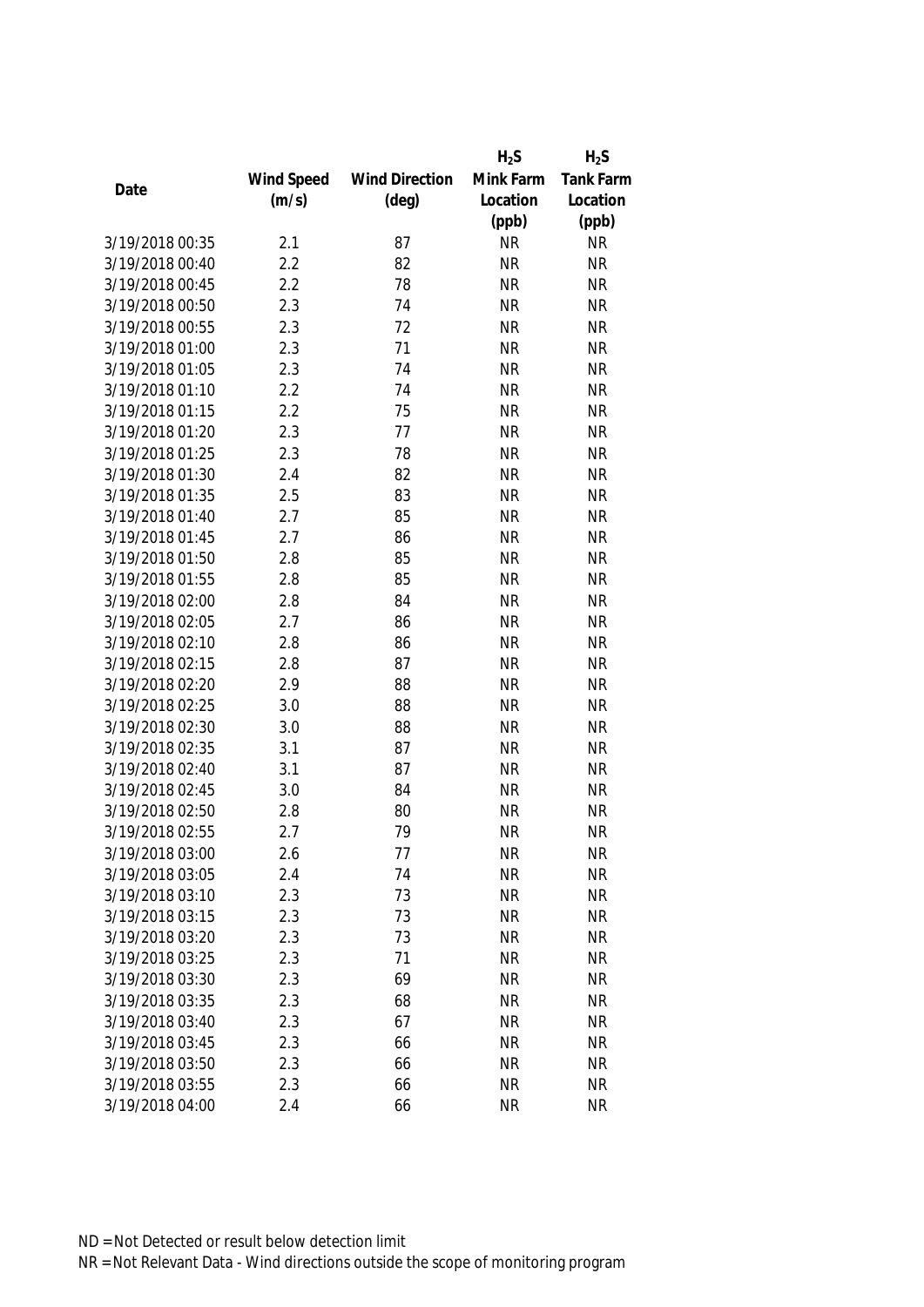| Date | Wind Speed (m/s) | Wind Direction (deg) | $H_2S$ Mink Farm Location (ppb) | $H_2S$ Tank Farm Location (ppb) |
|---|---|---|---|---|
| 3/19/2018 00:35 | 2.1 | 87 | NR | NR |
| 3/19/2018 00:40 | 2.2 | 82 | NR | NR |
| 3/19/2018 00:45 | 2.2 | 78 | NR | NR |
| 3/19/2018 00:50 | 2.3 | 74 | NR | NR |
| 3/19/2018 00:55 | 2.3 | 72 | NR | NR |
| 3/19/2018 01:00 | 2.3 | 71 | NR | NR |
| 3/19/2018 01:05 | 2.3 | 74 | NR | NR |
| 3/19/2018 01:10 | 2.2 | 74 | NR | NR |
| 3/19/2018 01:15 | 2.2 | 75 | NR | NR |
| 3/19/2018 01:20 | 2.3 | 77 | NR | NR |
| 3/19/2018 01:25 | 2.3 | 78 | NR | NR |
| 3/19/2018 01:30 | 2.4 | 82 | NR | NR |
| 3/19/2018 01:35 | 2.5 | 83 | NR | NR |
| 3/19/2018 01:40 | 2.7 | 85 | NR | NR |
| 3/19/2018 01:45 | 2.7 | 86 | NR | NR |
| 3/19/2018 01:50 | 2.8 | 85 | NR | NR |
| 3/19/2018 01:55 | 2.8 | 85 | NR | NR |
| 3/19/2018 02:00 | 2.8 | 84 | NR | NR |
| 3/19/2018 02:05 | 2.7 | 86 | NR | NR |
| 3/19/2018 02:10 | 2.8 | 86 | NR | NR |
| 3/19/2018 02:15 | 2.8 | 87 | NR | NR |
| 3/19/2018 02:20 | 2.9 | 88 | NR | NR |
| 3/19/2018 02:25 | 3.0 | 88 | NR | NR |
| 3/19/2018 02:30 | 3.0 | 88 | NR | NR |
| 3/19/2018 02:35 | 3.1 | 87 | NR | NR |
| 3/19/2018 02:40 | 3.1 | 87 | NR | NR |
| 3/19/2018 02:45 | 3.0 | 84 | NR | NR |
| 3/19/2018 02:50 | 2.8 | 80 | NR | NR |
| 3/19/2018 02:55 | 2.7 | 79 | NR | NR |
| 3/19/2018 03:00 | 2.6 | 77 | NR | NR |
| 3/19/2018 03:05 | 2.4 | 74 | NR | NR |
| 3/19/2018 03:10 | 2.3 | 73 | NR | NR |
| 3/19/2018 03:15 | 2.3 | 73 | NR | NR |
| 3/19/2018 03:20 | 2.3 | 73 | NR | NR |
| 3/19/2018 03:25 | 2.3 | 71 | NR | NR |
| 3/19/2018 03:30 | 2.3 | 69 | NR | NR |
| 3/19/2018 03:35 | 2.3 | 68 | NR | NR |
| 3/19/2018 03:40 | 2.3 | 67 | NR | NR |
| 3/19/2018 03:45 | 2.3 | 66 | NR | NR |
| 3/19/2018 03:50 | 2.3 | 66 | NR | NR |
| 3/19/2018 03:55 | 2.3 | 66 | NR | NR |
| 3/19/2018 04:00 | 2.4 | 66 | NR | NR |

ND = Not Detected or result below detection limit
NR = Not Relevant Data - Wind directions outside the scope of monitoring program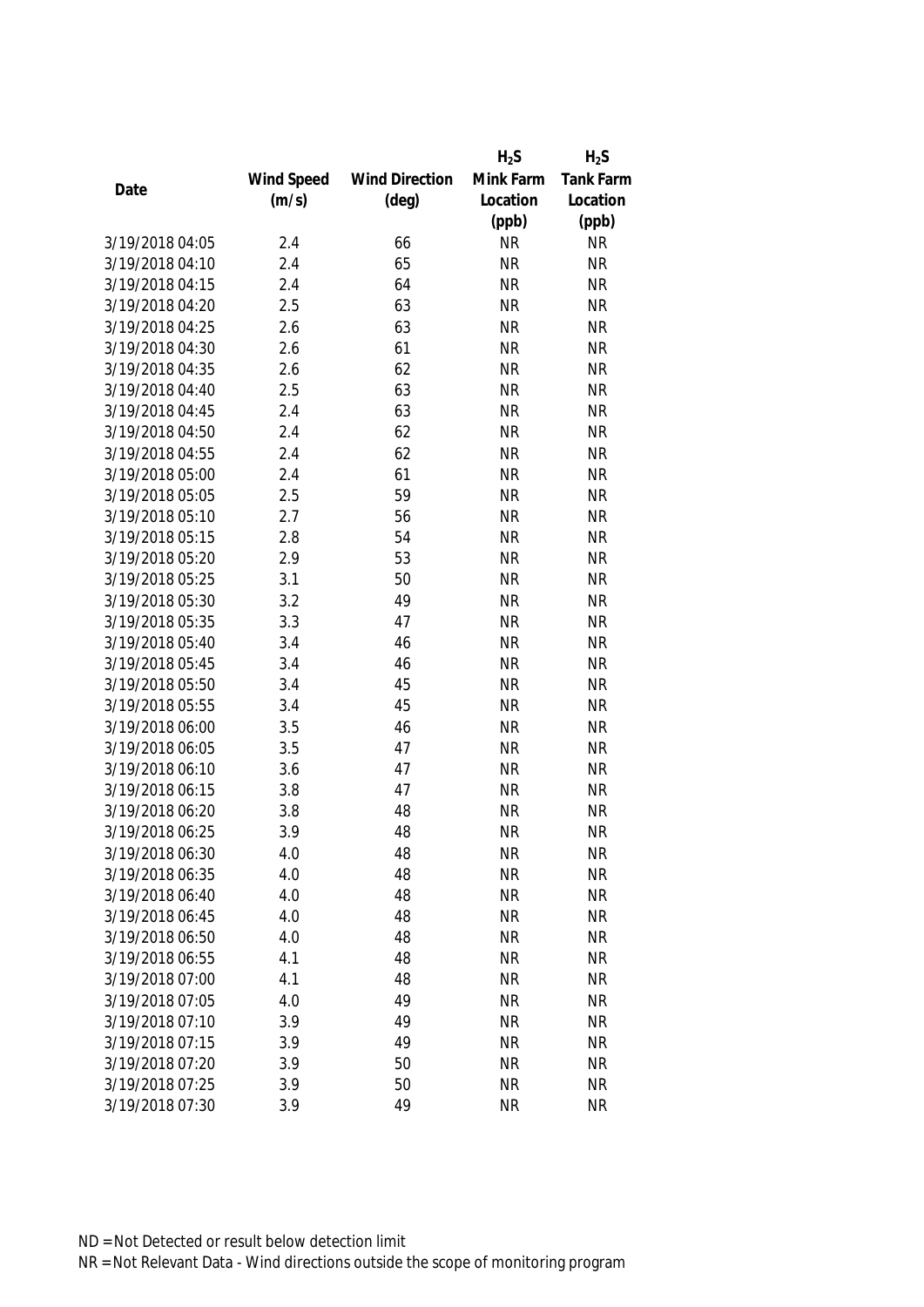| Date | Wind Speed (m/s) | Wind Direction (deg) | $H_2S$ Mink Farm Location (ppb) | $H_2S$ Tank Farm Location (ppb) |
|---|---|---|---|---|
| 3/19/2018 04:05 | 2.4 | 66 | NR | NR |
| 3/19/2018 04:10 | 2.4 | 65 | NR | NR |
| 3/19/2018 04:15 | 2.4 | 64 | NR | NR |
| 3/19/2018 04:20 | 2.5 | 63 | NR | NR |
| 3/19/2018 04:25 | 2.6 | 63 | NR | NR |
| 3/19/2018 04:30 | 2.6 | 61 | NR | NR |
| 3/19/2018 04:35 | 2.6 | 62 | NR | NR |
| 3/19/2018 04:40 | 2.5 | 63 | NR | NR |
| 3/19/2018 04:45 | 2.4 | 63 | NR | NR |
| 3/19/2018 04:50 | 2.4 | 62 | NR | NR |
| 3/19/2018 04:55 | 2.4 | 62 | NR | NR |
| 3/19/2018 05:00 | 2.4 | 61 | NR | NR |
| 3/19/2018 05:05 | 2.5 | 59 | NR | NR |
| 3/19/2018 05:10 | 2.7 | 56 | NR | NR |
| 3/19/2018 05:15 | 2.8 | 54 | NR | NR |
| 3/19/2018 05:20 | 2.9 | 53 | NR | NR |
| 3/19/2018 05:25 | 3.1 | 50 | NR | NR |
| 3/19/2018 05:30 | 3.2 | 49 | NR | NR |
| 3/19/2018 05:35 | 3.3 | 47 | NR | NR |
| 3/19/2018 05:40 | 3.4 | 46 | NR | NR |
| 3/19/2018 05:45 | 3.4 | 46 | NR | NR |
| 3/19/2018 05:50 | 3.4 | 45 | NR | NR |
| 3/19/2018 05:55 | 3.4 | 45 | NR | NR |
| 3/19/2018 06:00 | 3.5 | 46 | NR | NR |
| 3/19/2018 06:05 | 3.5 | 47 | NR | NR |
| 3/19/2018 06:10 | 3.6 | 47 | NR | NR |
| 3/19/2018 06:15 | 3.8 | 47 | NR | NR |
| 3/19/2018 06:20 | 3.8 | 48 | NR | NR |
| 3/19/2018 06:25 | 3.9 | 48 | NR | NR |
| 3/19/2018 06:30 | 4.0 | 48 | NR | NR |
| 3/19/2018 06:35 | 4.0 | 48 | NR | NR |
| 3/19/2018 06:40 | 4.0 | 48 | NR | NR |
| 3/19/2018 06:45 | 4.0 | 48 | NR | NR |
| 3/19/2018 06:50 | 4.0 | 48 | NR | NR |
| 3/19/2018 06:55 | 4.1 | 48 | NR | NR |
| 3/19/2018 07:00 | 4.1 | 48 | NR | NR |
| 3/19/2018 07:05 | 4.0 | 49 | NR | NR |
| 3/19/2018 07:10 | 3.9 | 49 | NR | NR |
| 3/19/2018 07:15 | 3.9 | 49 | NR | NR |
| 3/19/2018 07:20 | 3.9 | 50 | NR | NR |
| 3/19/2018 07:25 | 3.9 | 50 | NR | NR |
| 3/19/2018 07:30 | 3.9 | 49 | NR | NR |

ND = Not Detected or result below detection limit

NR = Not Relevant Data - Wind directions outside the scope of monitoring program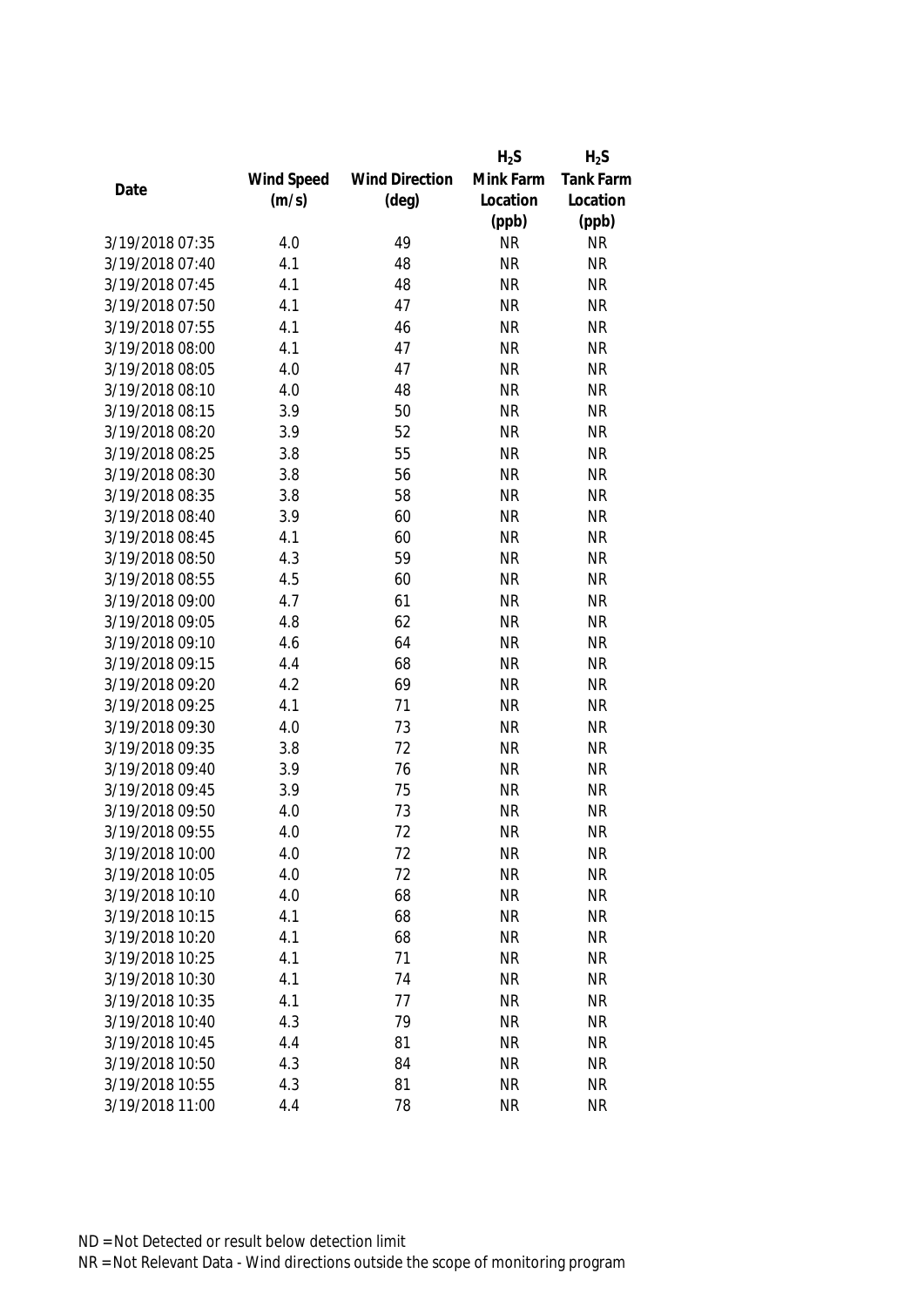| Date | Wind Speed (m/s) | Wind Direction (deg) | $H_2S$ Mink Farm Location (ppb) | $H_2S$ Tank Farm Location (ppb) |
|---|---|---|---|---|
| 3/19/2018 07:35 | 4.0 | 49 | NR | NR |
| 3/19/2018 07:40 | 4.1 | 48 | NR | NR |
| 3/19/2018 07:45 | 4.1 | 48 | NR | NR |
| 3/19/2018 07:50 | 4.1 | 47 | NR | NR |
| 3/19/2018 07:55 | 4.1 | 46 | NR | NR |
| 3/19/2018 08:00 | 4.1 | 47 | NR | NR |
| 3/19/2018 08:05 | 4.0 | 47 | NR | NR |
| 3/19/2018 08:10 | 4.0 | 48 | NR | NR |
| 3/19/2018 08:15 | 3.9 | 50 | NR | NR |
| 3/19/2018 08:20 | 3.9 | 52 | NR | NR |
| 3/19/2018 08:25 | 3.8 | 55 | NR | NR |
| 3/19/2018 08:30 | 3.8 | 56 | NR | NR |
| 3/19/2018 08:35 | 3.8 | 58 | NR | NR |
| 3/19/2018 08:40 | 3.9 | 60 | NR | NR |
| 3/19/2018 08:45 | 4.1 | 60 | NR | NR |
| 3/19/2018 08:50 | 4.3 | 59 | NR | NR |
| 3/19/2018 08:55 | 4.5 | 60 | NR | NR |
| 3/19/2018 09:00 | 4.7 | 61 | NR | NR |
| 3/19/2018 09:05 | 4.8 | 62 | NR | NR |
| 3/19/2018 09:10 | 4.6 | 64 | NR | NR |
| 3/19/2018 09:15 | 4.4 | 68 | NR | NR |
| 3/19/2018 09:20 | 4.2 | 69 | NR | NR |
| 3/19/2018 09:25 | 4.1 | 71 | NR | NR |
| 3/19/2018 09:30 | 4.0 | 73 | NR | NR |
| 3/19/2018 09:35 | 3.8 | 72 | NR | NR |
| 3/19/2018 09:40 | 3.9 | 76 | NR | NR |
| 3/19/2018 09:45 | 3.9 | 75 | NR | NR |
| 3/19/2018 09:50 | 4.0 | 73 | NR | NR |
| 3/19/2018 09:55 | 4.0 | 72 | NR | NR |
| 3/19/2018 10:00 | 4.0 | 72 | NR | NR |
| 3/19/2018 10:05 | 4.0 | 72 | NR | NR |
| 3/19/2018 10:10 | 4.0 | 68 | NR | NR |
| 3/19/2018 10:15 | 4.1 | 68 | NR | NR |
| 3/19/2018 10:20 | 4.1 | 68 | NR | NR |
| 3/19/2018 10:25 | 4.1 | 71 | NR | NR |
| 3/19/2018 10:30 | 4.1 | 74 | NR | NR |
| 3/19/2018 10:35 | 4.1 | 77 | NR | NR |
| 3/19/2018 10:40 | 4.3 | 79 | NR | NR |
| 3/19/2018 10:45 | 4.4 | 81 | NR | NR |
| 3/19/2018 10:50 | 4.3 | 84 | NR | NR |
| 3/19/2018 10:55 | 4.3 | 81 | NR | NR |
| 3/19/2018 11:00 | 4.4 | 78 | NR | NR |

ND = Not Detected or result below detection limit

NR = Not Relevant Data - Wind directions outside the scope of monitoring program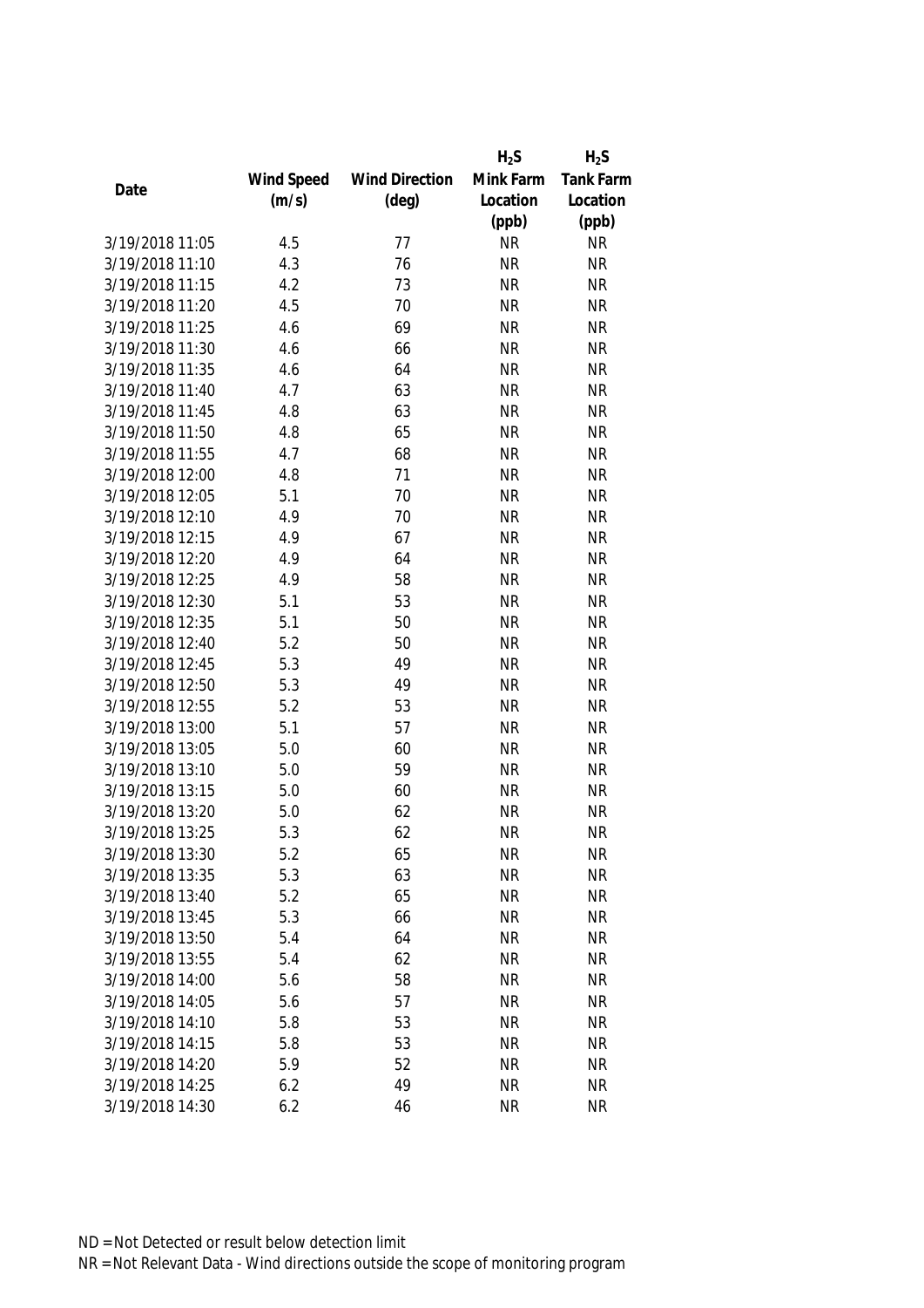| Date | Wind Speed (m/s) | Wind Direction (deg) | $H_2S$ Mink Farm Location (ppb) | $H_2S$ Tank Farm Location (ppb) |
|---|---|---|---|---|
| 3/19/2018 11:05 | 4.5 | 77 | NR | NR |
| 3/19/2018 11:10 | 4.3 | 76 | NR | NR |
| 3/19/2018 11:15 | 4.2 | 73 | NR | NR |
| 3/19/2018 11:20 | 4.5 | 70 | NR | NR |
| 3/19/2018 11:25 | 4.6 | 69 | NR | NR |
| 3/19/2018 11:30 | 4.6 | 66 | NR | NR |
| 3/19/2018 11:35 | 4.6 | 64 | NR | NR |
| 3/19/2018 11:40 | 4.7 | 63 | NR | NR |
| 3/19/2018 11:45 | 4.8 | 63 | NR | NR |
| 3/19/2018 11:50 | 4.8 | 65 | NR | NR |
| 3/19/2018 11:55 | 4.7 | 68 | NR | NR |
| 3/19/2018 12:00 | 4.8 | 71 | NR | NR |
| 3/19/2018 12:05 | 5.1 | 70 | NR | NR |
| 3/19/2018 12:10 | 4.9 | 70 | NR | NR |
| 3/19/2018 12:15 | 4.9 | 67 | NR | NR |
| 3/19/2018 12:20 | 4.9 | 64 | NR | NR |
| 3/19/2018 12:25 | 4.9 | 58 | NR | NR |
| 3/19/2018 12:30 | 5.1 | 53 | NR | NR |
| 3/19/2018 12:35 | 5.1 | 50 | NR | NR |
| 3/19/2018 12:40 | 5.2 | 50 | NR | NR |
| 3/19/2018 12:45 | 5.3 | 49 | NR | NR |
| 3/19/2018 12:50 | 5.3 | 49 | NR | NR |
| 3/19/2018 12:55 | 5.2 | 53 | NR | NR |
| 3/19/2018 13:00 | 5.1 | 57 | NR | NR |
| 3/19/2018 13:05 | 5.0 | 60 | NR | NR |
| 3/19/2018 13:10 | 5.0 | 59 | NR | NR |
| 3/19/2018 13:15 | 5.0 | 60 | NR | NR |
| 3/19/2018 13:20 | 5.0 | 62 | NR | NR |
| 3/19/2018 13:25 | 5.3 | 62 | NR | NR |
| 3/19/2018 13:30 | 5.2 | 65 | NR | NR |
| 3/19/2018 13:35 | 5.3 | 63 | NR | NR |
| 3/19/2018 13:40 | 5.2 | 65 | NR | NR |
| 3/19/2018 13:45 | 5.3 | 66 | NR | NR |
| 3/19/2018 13:50 | 5.4 | 64 | NR | NR |
| 3/19/2018 13:55 | 5.4 | 62 | NR | NR |
| 3/19/2018 14:00 | 5.6 | 58 | NR | NR |
| 3/19/2018 14:05 | 5.6 | 57 | NR | NR |
| 3/19/2018 14:10 | 5.8 | 53 | NR | NR |
| 3/19/2018 14:15 | 5.8 | 53 | NR | NR |
| 3/19/2018 14:20 | 5.9 | 52 | NR | NR |
| 3/19/2018 14:25 | 6.2 | 49 | NR | NR |
| 3/19/2018 14:30 | 6.2 | 46 | NR | NR |

ND = Not Detected or result below detection limit

NR = Not Relevant Data - Wind directions outside the scope of monitoring program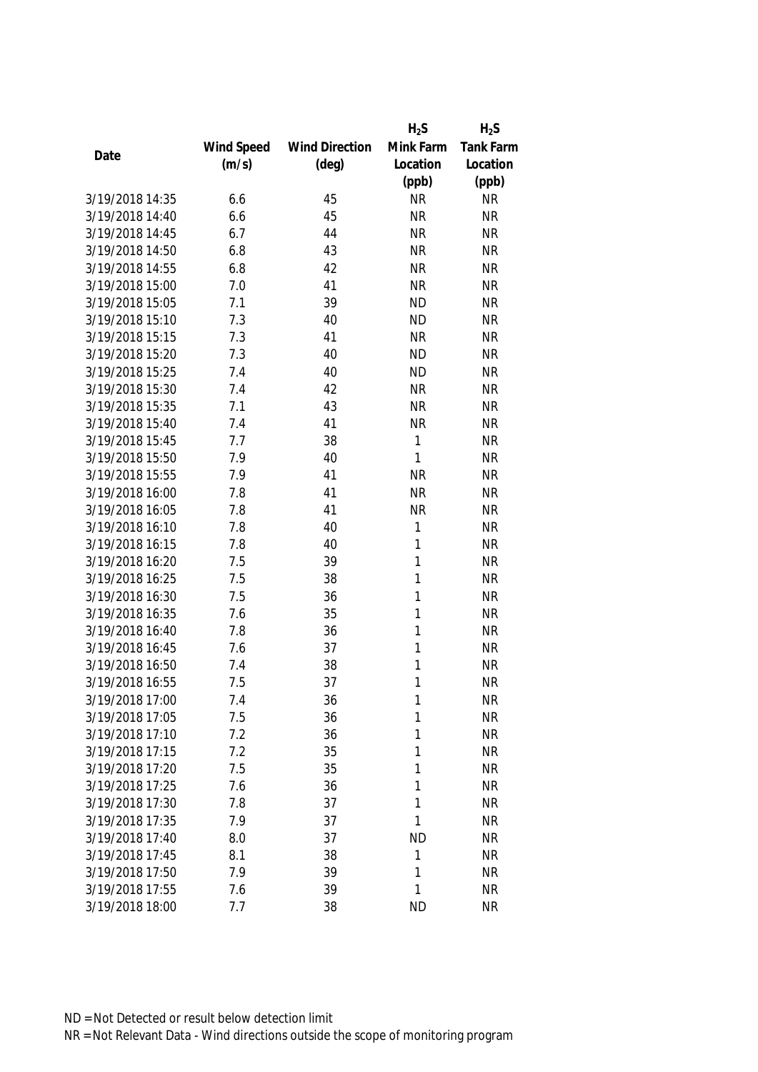| Date | Wind Speed (m/s) | Wind Direction (deg) | $H_2S$ Mink Farm Location (ppb) | $H_2S$ Tank Farm Location (ppb) |
|---|---|---|---|---|
| 3/19/2018 14:35 | 6.6 | 45 | NR | NR |
| 3/19/2018 14:40 | 6.6 | 45 | NR | NR |
| 3/19/2018 14:45 | 6.7 | 44 | NR | NR |
| 3/19/2018 14:50 | 6.8 | 43 | NR | NR |
| 3/19/2018 14:55 | 6.8 | 42 | NR | NR |
| 3/19/2018 15:00 | 7.0 | 41 | NR | NR |
| 3/19/2018 15:05 | 7.1 | 39 | ND | NR |
| 3/19/2018 15:10 | 7.3 | 40 | ND | NR |
| 3/19/2018 15:15 | 7.3 | 41 | NR | NR |
| 3/19/2018 15:20 | 7.3 | 40 | ND | NR |
| 3/19/2018 15:25 | 7.4 | 40 | ND | NR |
| 3/19/2018 15:30 | 7.4 | 42 | NR | NR |
| 3/19/2018 15:35 | 7.1 | 43 | NR | NR |
| 3/19/2018 15:40 | 7.4 | 41 | NR | NR |
| 3/19/2018 15:45 | 7.7 | 38 | 1 | NR |
| 3/19/2018 15:50 | 7.9 | 40 | 1 | NR |
| 3/19/2018 15:55 | 7.9 | 41 | NR | NR |
| 3/19/2018 16:00 | 7.8 | 41 | NR | NR |
| 3/19/2018 16:05 | 7.8 | 41 | NR | NR |
| 3/19/2018 16:10 | 7.8 | 40 | 1 | NR |
| 3/19/2018 16:15 | 7.8 | 40 | 1 | NR |
| 3/19/2018 16:20 | 7.5 | 39 | 1 | NR |
| 3/19/2018 16:25 | 7.5 | 38 | 1 | NR |
| 3/19/2018 16:30 | 7.5 | 36 | 1 | NR |
| 3/19/2018 16:35 | 7.6 | 35 | 1 | NR |
| 3/19/2018 16:40 | 7.8 | 36 | 1 | NR |
| 3/19/2018 16:45 | 7.6 | 37 | 1 | NR |
| 3/19/2018 16:50 | 7.4 | 38 | 1 | NR |
| 3/19/2018 16:55 | 7.5 | 37 | 1 | NR |
| 3/19/2018 17:00 | 7.4 | 36 | 1 | NR |
| 3/19/2018 17:05 | 7.5 | 36 | 1 | NR |
| 3/19/2018 17:10 | 7.2 | 36 | 1 | NR |
| 3/19/2018 17:15 | 7.2 | 35 | 1 | NR |
| 3/19/2018 17:20 | 7.5 | 35 | 1 | NR |
| 3/19/2018 17:25 | 7.6 | 36 | 1 | NR |
| 3/19/2018 17:30 | 7.8 | 37 | 1 | NR |
| 3/19/2018 17:35 | 7.9 | 37 | 1 | NR |
| 3/19/2018 17:40 | 8.0 | 37 | ND | NR |
| 3/19/2018 17:45 | 8.1 | 38 | 1 | NR |
| 3/19/2018 17:50 | 7.9 | 39 | 1 | NR |
| 3/19/2018 17:55 | 7.6 | 39 | 1 | NR |
| 3/19/2018 18:00 | 7.7 | 38 | ND | NR |

ND = Not Detected or result below detection limit

NR = Not Relevant Data - Wind directions outside the scope of monitoring program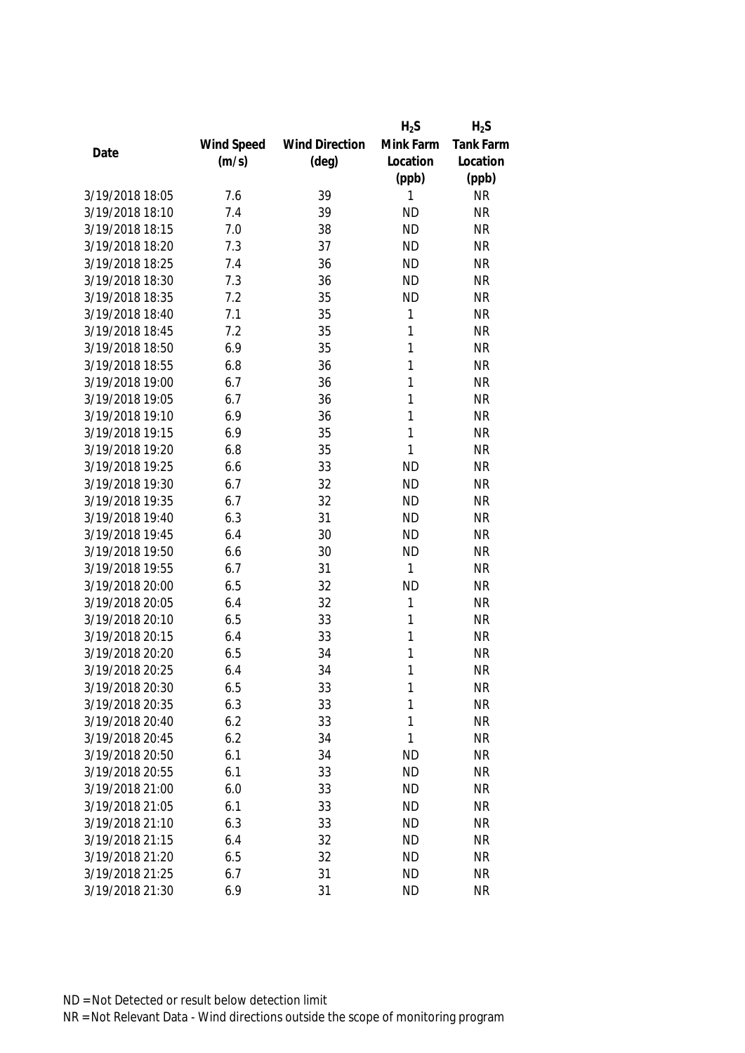| Date | Wind Speed (m/s) | Wind Direction (deg) | $H_2S$ Mink Farm Location (ppb) | $H_2S$ Tank Farm Location (ppb) |
|---|---|---|---|---|
| 3/19/2018 18:05 | 7.6 | 39 | 1 | NR |
| 3/19/2018 18:10 | 7.4 | 39 | ND | NR |
| 3/19/2018 18:15 | 7.0 | 38 | ND | NR |
| 3/19/2018 18:20 | 7.3 | 37 | ND | NR |
| 3/19/2018 18:25 | 7.4 | 36 | ND | NR |
| 3/19/2018 18:30 | 7.3 | 36 | ND | NR |
| 3/19/2018 18:35 | 7.2 | 35 | ND | NR |
| 3/19/2018 18:40 | 7.1 | 35 | 1 | NR |
| 3/19/2018 18:45 | 7.2 | 35 | 1 | NR |
| 3/19/2018 18:50 | 6.9 | 35 | 1 | NR |
| 3/19/2018 18:55 | 6.8 | 36 | 1 | NR |
| 3/19/2018 19:00 | 6.7 | 36 | 1 | NR |
| 3/19/2018 19:05 | 6.7 | 36 | 1 | NR |
| 3/19/2018 19:10 | 6.9 | 36 | 1 | NR |
| 3/19/2018 19:15 | 6.9 | 35 | 1 | NR |
| 3/19/2018 19:20 | 6.8 | 35 | 1 | NR |
| 3/19/2018 19:25 | 6.6 | 33 | ND | NR |
| 3/19/2018 19:30 | 6.7 | 32 | ND | NR |
| 3/19/2018 19:35 | 6.7 | 32 | ND | NR |
| 3/19/2018 19:40 | 6.3 | 31 | ND | NR |
| 3/19/2018 19:45 | 6.4 | 30 | ND | NR |
| 3/19/2018 19:50 | 6.6 | 30 | ND | NR |
| 3/19/2018 19:55 | 6.7 | 31 | 1 | NR |
| 3/19/2018 20:00 | 6.5 | 32 | ND | NR |
| 3/19/2018 20:05 | 6.4 | 32 | 1 | NR |
| 3/19/2018 20:10 | 6.5 | 33 | 1 | NR |
| 3/19/2018 20:15 | 6.4 | 33 | 1 | NR |
| 3/19/2018 20:20 | 6.5 | 34 | 1 | NR |
| 3/19/2018 20:25 | 6.4 | 34 | 1 | NR |
| 3/19/2018 20:30 | 6.5 | 33 | 1 | NR |
| 3/19/2018 20:35 | 6.3 | 33 | 1 | NR |
| 3/19/2018 20:40 | 6.2 | 33 | 1 | NR |
| 3/19/2018 20:45 | 6.2 | 34 | 1 | NR |
| 3/19/2018 20:50 | 6.1 | 34 | ND | NR |
| 3/19/2018 20:55 | 6.1 | 33 | ND | NR |
| 3/19/2018 21:00 | 6.0 | 33 | ND | NR |
| 3/19/2018 21:05 | 6.1 | 33 | ND | NR |
| 3/19/2018 21:10 | 6.3 | 33 | ND | NR |
| 3/19/2018 21:15 | 6.4 | 32 | ND | NR |
| 3/19/2018 21:20 | 6.5 | 32 | ND | NR |
| 3/19/2018 21:25 | 6.7 | 31 | ND | NR |
| 3/19/2018 21:30 | 6.9 | 31 | ND | NR |

ND = Not Detected or result below detection limit

NR = Not Relevant Data - Wind directions outside the scope of monitoring program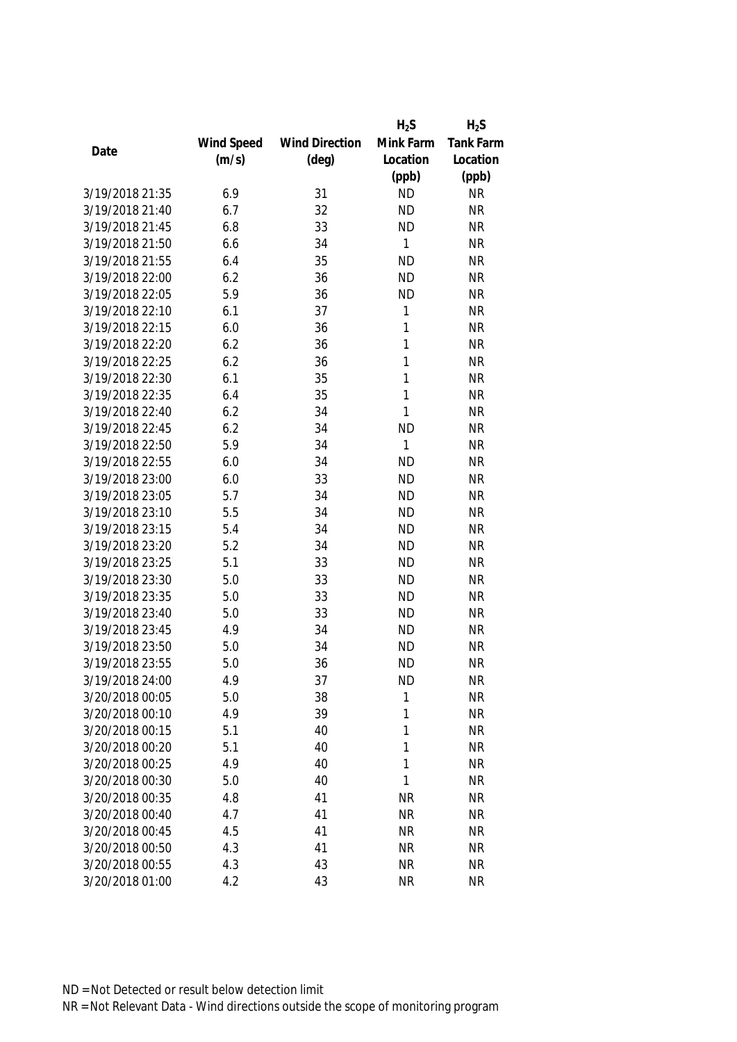| Date | Wind Speed (m/s) | Wind Direction (deg) | $H_2S$ Mink Farm Location (ppb) | $H_2S$ Tank Farm Location (ppb) |
|---|---|---|---|---|
| 3/19/2018 21:35 | 6.9 | 31 | ND | NR |
| 3/19/2018 21:40 | 6.7 | 32 | ND | NR |
| 3/19/2018 21:45 | 6.8 | 33 | ND | NR |
| 3/19/2018 21:50 | 6.6 | 34 | 1 | NR |
| 3/19/2018 21:55 | 6.4 | 35 | ND | NR |
| 3/19/2018 22:00 | 6.2 | 36 | ND | NR |
| 3/19/2018 22:05 | 5.9 | 36 | ND | NR |
| 3/19/2018 22:10 | 6.1 | 37 | 1 | NR |
| 3/19/2018 22:15 | 6.0 | 36 | 1 | NR |
| 3/19/2018 22:20 | 6.2 | 36 | 1 | NR |
| 3/19/2018 22:25 | 6.2 | 36 | 1 | NR |
| 3/19/2018 22:30 | 6.1 | 35 | 1 | NR |
| 3/19/2018 22:35 | 6.4 | 35 | 1 | NR |
| 3/19/2018 22:40 | 6.2 | 34 | 1 | NR |
| 3/19/2018 22:45 | 6.2 | 34 | ND | NR |
| 3/19/2018 22:50 | 5.9 | 34 | 1 | NR |
| 3/19/2018 22:55 | 6.0 | 34 | ND | NR |
| 3/19/2018 23:00 | 6.0 | 33 | ND | NR |
| 3/19/2018 23:05 | 5.7 | 34 | ND | NR |
| 3/19/2018 23:10 | 5.5 | 34 | ND | NR |
| 3/19/2018 23:15 | 5.4 | 34 | ND | NR |
| 3/19/2018 23:20 | 5.2 | 34 | ND | NR |
| 3/19/2018 23:25 | 5.1 | 33 | ND | NR |
| 3/19/2018 23:30 | 5.0 | 33 | ND | NR |
| 3/19/2018 23:35 | 5.0 | 33 | ND | NR |
| 3/19/2018 23:40 | 5.0 | 33 | ND | NR |
| 3/19/2018 23:45 | 4.9 | 34 | ND | NR |
| 3/19/2018 23:50 | 5.0 | 34 | ND | NR |
| 3/19/2018 23:55 | 5.0 | 36 | ND | NR |
| 3/19/2018 24:00 | 4.9 | 37 | ND | NR |
| 3/20/2018 00:05 | 5.0 | 38 | 1 | NR |
| 3/20/2018 00:10 | 4.9 | 39 | 1 | NR |
| 3/20/2018 00:15 | 5.1 | 40 | 1 | NR |
| 3/20/2018 00:20 | 5.1 | 40 | 1 | NR |
| 3/20/2018 00:25 | 4.9 | 40 | 1 | NR |
| 3/20/2018 00:30 | 5.0 | 40 | 1 | NR |
| 3/20/2018 00:35 | 4.8 | 41 | NR | NR |
| 3/20/2018 00:40 | 4.7 | 41 | NR | NR |
| 3/20/2018 00:45 | 4.5 | 41 | NR | NR |
| 3/20/2018 00:50 | 4.3 | 41 | NR | NR |
| 3/20/2018 00:55 | 4.3 | 43 | NR | NR |
| 3/20/2018 01:00 | 4.2 | 43 | NR | NR |

ND = Not Detected or result below detection limit
NR = Not Relevant Data - Wind directions outside the scope of monitoring program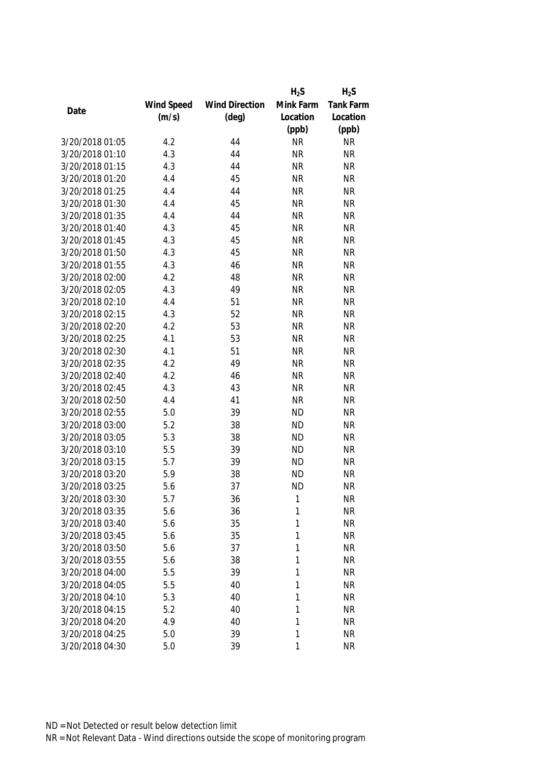| Date | Wind Speed (m/s) | Wind Direction (deg) | $H_2S$ Mink Farm Location (ppb) | $H_2S$ Tank Farm Location (ppb) |
|---|---|---|---|---|
| 3/20/2018 01:05 | 4.2 | 44 | NR | NR |
| 3/20/2018 01:10 | 4.3 | 44 | NR | NR |
| 3/20/2018 01:15 | 4.3 | 44 | NR | NR |
| 3/20/2018 01:20 | 4.4 | 45 | NR | NR |
| 3/20/2018 01:25 | 4.4 | 44 | NR | NR |
| 3/20/2018 01:30 | 4.4 | 45 | NR | NR |
| 3/20/2018 01:35 | 4.4 | 44 | NR | NR |
| 3/20/2018 01:40 | 4.3 | 45 | NR | NR |
| 3/20/2018 01:45 | 4.3 | 45 | NR | NR |
| 3/20/2018 01:50 | 4.3 | 45 | NR | NR |
| 3/20/2018 01:55 | 4.3 | 46 | NR | NR |
| 3/20/2018 02:00 | 4.2 | 48 | NR | NR |
| 3/20/2018 02:05 | 4.3 | 49 | NR | NR |
| 3/20/2018 02:10 | 4.4 | 51 | NR | NR |
| 3/20/2018 02:15 | 4.3 | 52 | NR | NR |
| 3/20/2018 02:20 | 4.2 | 53 | NR | NR |
| 3/20/2018 02:25 | 4.1 | 53 | NR | NR |
| 3/20/2018 02:30 | 4.1 | 51 | NR | NR |
| 3/20/2018 02:35 | 4.2 | 49 | NR | NR |
| 3/20/2018 02:40 | 4.2 | 46 | NR | NR |
| 3/20/2018 02:45 | 4.3 | 43 | NR | NR |
| 3/20/2018 02:50 | 4.4 | 41 | NR | NR |
| 3/20/2018 02:55 | 5.0 | 39 | ND | NR |
| 3/20/2018 03:00 | 5.2 | 38 | ND | NR |
| 3/20/2018 03:05 | 5.3 | 38 | ND | NR |
| 3/20/2018 03:10 | 5.5 | 39 | ND | NR |
| 3/20/2018 03:15 | 5.7 | 39 | ND | NR |
| 3/20/2018 03:20 | 5.9 | 38 | ND | NR |
| 3/20/2018 03:25 | 5.6 | 37 | ND | NR |
| 3/20/2018 03:30 | 5.7 | 36 | 1 | NR |
| 3/20/2018 03:35 | 5.6 | 36 | 1 | NR |
| 3/20/2018 03:40 | 5.6 | 35 | 1 | NR |
| 3/20/2018 03:45 | 5.6 | 35 | 1 | NR |
| 3/20/2018 03:50 | 5.6 | 37 | 1 | NR |
| 3/20/2018 03:55 | 5.6 | 38 | 1 | NR |
| 3/20/2018 04:00 | 5.5 | 39 | 1 | NR |
| 3/20/2018 04:05 | 5.5 | 40 | 1 | NR |
| 3/20/2018 04:10 | 5.3 | 40 | 1 | NR |
| 3/20/2018 04:15 | 5.2 | 40 | 1 | NR |
| 3/20/2018 04:20 | 4.9 | 40 | 1 | NR |
| 3/20/2018 04:25 | 5.0 | 39 | 1 | NR |
| 3/20/2018 04:30 | 5.0 | 39 | 1 | NR |

ND = Not Detected or result below detection limit

NR = Not Relevant Data - Wind directions outside the scope of monitoring program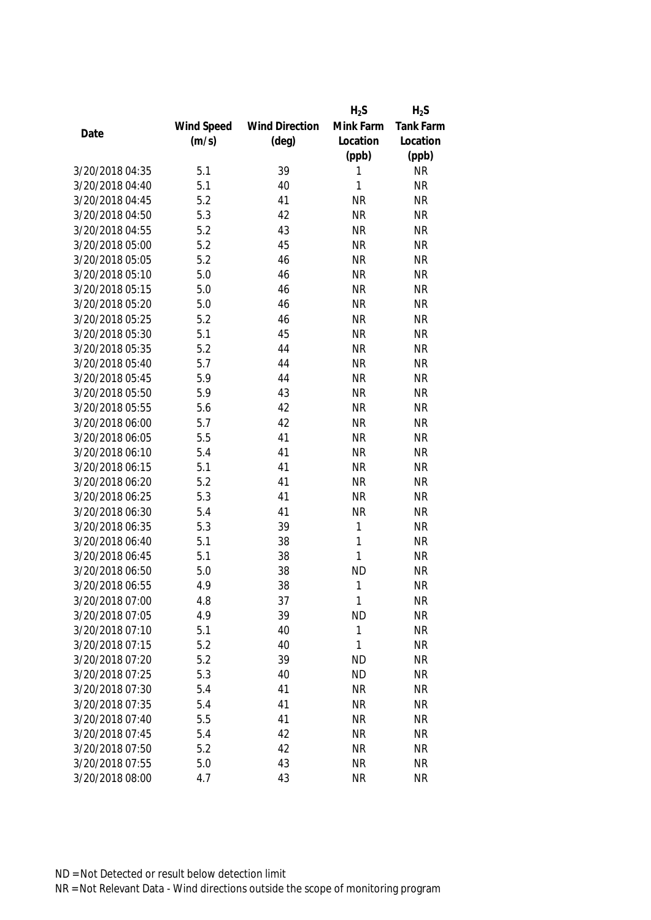| Date | Wind Speed (m/s) | Wind Direction (deg) | $H_2S$ Mink Farm Location (ppb) | $H_2S$ Tank Farm Location (ppb) |
|---|---|---|---|---|
| 3/20/2018 04:35 | 5.1 | 39 | 1 | NR |
| 3/20/2018 04:40 | 5.1 | 40 | 1 | NR |
| 3/20/2018 04:45 | 5.2 | 41 | NR | NR |
| 3/20/2018 04:50 | 5.3 | 42 | NR | NR |
| 3/20/2018 04:55 | 5.2 | 43 | NR | NR |
| 3/20/2018 05:00 | 5.2 | 45 | NR | NR |
| 3/20/2018 05:05 | 5.2 | 46 | NR | NR |
| 3/20/2018 05:10 | 5.0 | 46 | NR | NR |
| 3/20/2018 05:15 | 5.0 | 46 | NR | NR |
| 3/20/2018 05:20 | 5.0 | 46 | NR | NR |
| 3/20/2018 05:25 | 5.2 | 46 | NR | NR |
| 3/20/2018 05:30 | 5.1 | 45 | NR | NR |
| 3/20/2018 05:35 | 5.2 | 44 | NR | NR |
| 3/20/2018 05:40 | 5.7 | 44 | NR | NR |
| 3/20/2018 05:45 | 5.9 | 44 | NR | NR |
| 3/20/2018 05:50 | 5.9 | 43 | NR | NR |
| 3/20/2018 05:55 | 5.6 | 42 | NR | NR |
| 3/20/2018 06:00 | 5.7 | 42 | NR | NR |
| 3/20/2018 06:05 | 5.5 | 41 | NR | NR |
| 3/20/2018 06:10 | 5.4 | 41 | NR | NR |
| 3/20/2018 06:15 | 5.1 | 41 | NR | NR |
| 3/20/2018 06:20 | 5.2 | 41 | NR | NR |
| 3/20/2018 06:25 | 5.3 | 41 | NR | NR |
| 3/20/2018 06:30 | 5.4 | 41 | NR | NR |
| 3/20/2018 06:35 | 5.3 | 39 | 1 | NR |
| 3/20/2018 06:40 | 5.1 | 38 | 1 | NR |
| 3/20/2018 06:45 | 5.1 | 38 | 1 | NR |
| 3/20/2018 06:50 | 5.0 | 38 | ND | NR |
| 3/20/2018 06:55 | 4.9 | 38 | 1 | NR |
| 3/20/2018 07:00 | 4.8 | 37 | 1 | NR |
| 3/20/2018 07:05 | 4.9 | 39 | ND | NR |
| 3/20/2018 07:10 | 5.1 | 40 | 1 | NR |
| 3/20/2018 07:15 | 5.2 | 40 | 1 | NR |
| 3/20/2018 07:20 | 5.2 | 39 | ND | NR |
| 3/20/2018 07:25 | 5.3 | 40 | ND | NR |
| 3/20/2018 07:30 | 5.4 | 41 | NR | NR |
| 3/20/2018 07:35 | 5.4 | 41 | NR | NR |
| 3/20/2018 07:40 | 5.5 | 41 | NR | NR |
| 3/20/2018 07:45 | 5.4 | 42 | NR | NR |
| 3/20/2018 07:50 | 5.2 | 42 | NR | NR |
| 3/20/2018 07:55 | 5.0 | 43 | NR | NR |
| 3/20/2018 08:00 | 4.7 | 43 | NR | NR |

ND = Not Detected or result below detection limit

NR = Not Relevant Data - Wind directions outside the scope of monitoring program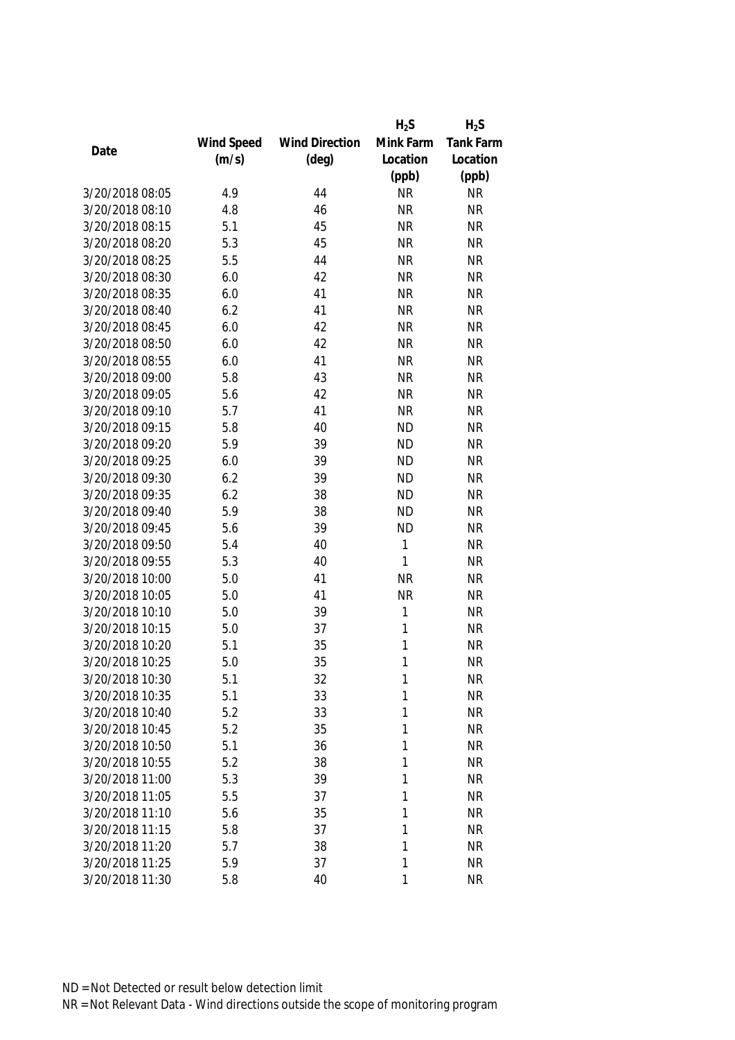| Date | Wind Speed (m/s) | Wind Direction (deg) | $H_2S$ Mink Farm Location (ppb) | $H_2S$ Tank Farm Location (ppb) |
|---|---|---|---|---|
| 3/20/2018 08:05 | 4.9 | 44 | NR | NR |
| 3/20/2018 08:10 | 4.8 | 46 | NR | NR |
| 3/20/2018 08:15 | 5.1 | 45 | NR | NR |
| 3/20/2018 08:20 | 5.3 | 45 | NR | NR |
| 3/20/2018 08:25 | 5.5 | 44 | NR | NR |
| 3/20/2018 08:30 | 6.0 | 42 | NR | NR |
| 3/20/2018 08:35 | 6.0 | 41 | NR | NR |
| 3/20/2018 08:40 | 6.2 | 41 | NR | NR |
| 3/20/2018 08:45 | 6.0 | 42 | NR | NR |
| 3/20/2018 08:50 | 6.0 | 42 | NR | NR |
| 3/20/2018 08:55 | 6.0 | 41 | NR | NR |
| 3/20/2018 09:00 | 5.8 | 43 | NR | NR |
| 3/20/2018 09:05 | 5.6 | 42 | NR | NR |
| 3/20/2018 09:10 | 5.7 | 41 | NR | NR |
| 3/20/2018 09:15 | 5.8 | 40 | ND | NR |
| 3/20/2018 09:20 | 5.9 | 39 | ND | NR |
| 3/20/2018 09:25 | 6.0 | 39 | ND | NR |
| 3/20/2018 09:30 | 6.2 | 39 | ND | NR |
| 3/20/2018 09:35 | 6.2 | 38 | ND | NR |
| 3/20/2018 09:40 | 5.9 | 38 | ND | NR |
| 3/20/2018 09:45 | 5.6 | 39 | ND | NR |
| 3/20/2018 09:50 | 5.4 | 40 | 1 | NR |
| 3/20/2018 09:55 | 5.3 | 40 | 1 | NR |
| 3/20/2018 10:00 | 5.0 | 41 | NR | NR |
| 3/20/2018 10:05 | 5.0 | 41 | NR | NR |
| 3/20/2018 10:10 | 5.0 | 39 | 1 | NR |
| 3/20/2018 10:15 | 5.0 | 37 | 1 | NR |
| 3/20/2018 10:20 | 5.1 | 35 | 1 | NR |
| 3/20/2018 10:25 | 5.0 | 35 | 1 | NR |
| 3/20/2018 10:30 | 5.1 | 32 | 1 | NR |
| 3/20/2018 10:35 | 5.1 | 33 | 1 | NR |
| 3/20/2018 10:40 | 5.2 | 33 | 1 | NR |
| 3/20/2018 10:45 | 5.2 | 35 | 1 | NR |
| 3/20/2018 10:50 | 5.1 | 36 | 1 | NR |
| 3/20/2018 10:55 | 5.2 | 38 | 1 | NR |
| 3/20/2018 11:00 | 5.3 | 39 | 1 | NR |
| 3/20/2018 11:05 | 5.5 | 37 | 1 | NR |
| 3/20/2018 11:10 | 5.6 | 35 | 1 | NR |
| 3/20/2018 11:15 | 5.8 | 37 | 1 | NR |
| 3/20/2018 11:20 | 5.7 | 38 | 1 | NR |
| 3/20/2018 11:25 | 5.9 | 37 | 1 | NR |
| 3/20/2018 11:30 | 5.8 | 40 | 1 | NR |

ND = Not Detected or result below detection limit

NR = Not Relevant Data - Wind directions outside the scope of monitoring program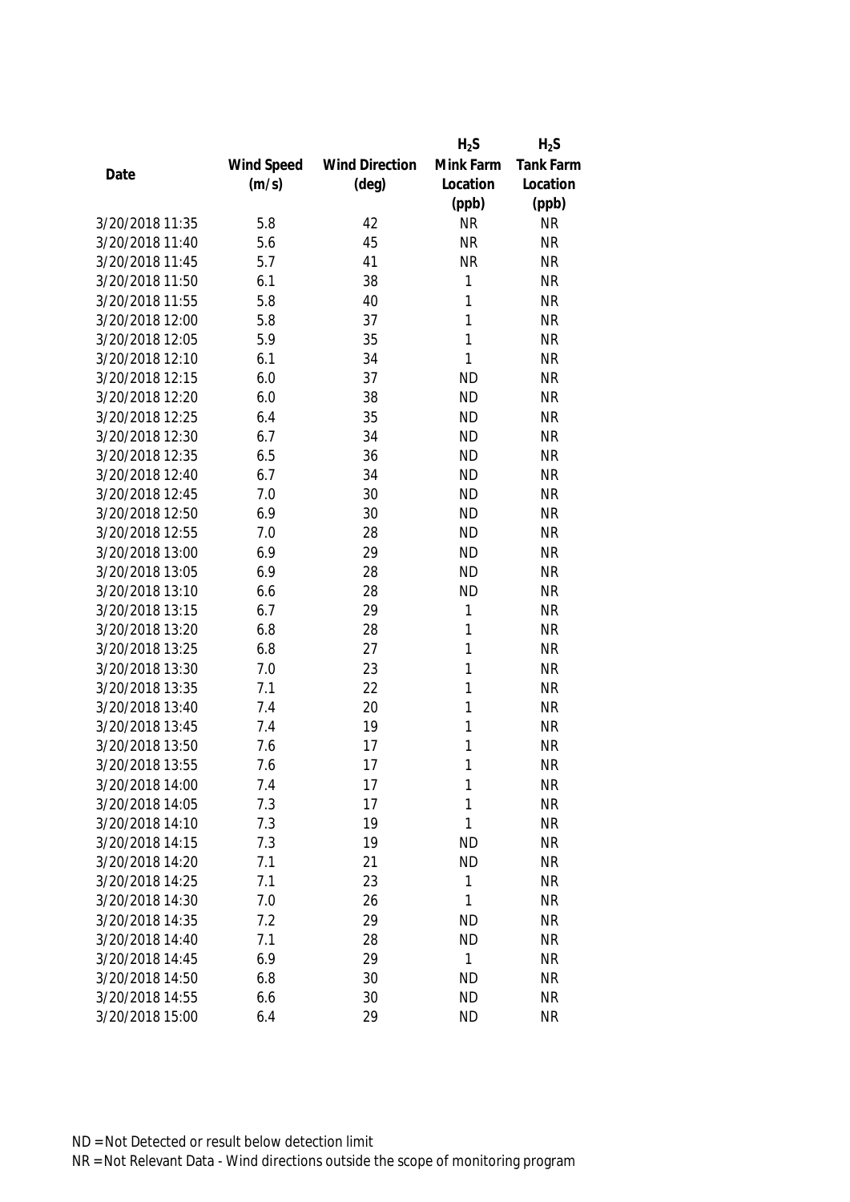| Date | Wind Speed (m/s) | Wind Direction (deg) | $H_2S$ Mink Farm Location (ppb) | $H_2S$ Tank Farm Location (ppb) |
|---|---|---|---|---|
| 3/20/2018 11:35 | 5.8 | 42 | NR | NR |
| 3/20/2018 11:40 | 5.6 | 45 | NR | NR |
| 3/20/2018 11:45 | 5.7 | 41 | NR | NR |
| 3/20/2018 11:50 | 6.1 | 38 | 1 | NR |
| 3/20/2018 11:55 | 5.8 | 40 | 1 | NR |
| 3/20/2018 12:00 | 5.8 | 37 | 1 | NR |
| 3/20/2018 12:05 | 5.9 | 35 | 1 | NR |
| 3/20/2018 12:10 | 6.1 | 34 | 1 | NR |
| 3/20/2018 12:15 | 6.0 | 37 | ND | NR |
| 3/20/2018 12:20 | 6.0 | 38 | ND | NR |
| 3/20/2018 12:25 | 6.4 | 35 | ND | NR |
| 3/20/2018 12:30 | 6.7 | 34 | ND | NR |
| 3/20/2018 12:35 | 6.5 | 36 | ND | NR |
| 3/20/2018 12:40 | 6.7 | 34 | ND | NR |
| 3/20/2018 12:45 | 7.0 | 30 | ND | NR |
| 3/20/2018 12:50 | 6.9 | 30 | ND | NR |
| 3/20/2018 12:55 | 7.0 | 28 | ND | NR |
| 3/20/2018 13:00 | 6.9 | 29 | ND | NR |
| 3/20/2018 13:05 | 6.9 | 28 | ND | NR |
| 3/20/2018 13:10 | 6.6 | 28 | ND | NR |
| 3/20/2018 13:15 | 6.7 | 29 | 1 | NR |
| 3/20/2018 13:20 | 6.8 | 28 | 1 | NR |
| 3/20/2018 13:25 | 6.8 | 27 | 1 | NR |
| 3/20/2018 13:30 | 7.0 | 23 | 1 | NR |
| 3/20/2018 13:35 | 7.1 | 22 | 1 | NR |
| 3/20/2018 13:40 | 7.4 | 20 | 1 | NR |
| 3/20/2018 13:45 | 7.4 | 19 | 1 | NR |
| 3/20/2018 13:50 | 7.6 | 17 | 1 | NR |
| 3/20/2018 13:55 | 7.6 | 17 | 1 | NR |
| 3/20/2018 14:00 | 7.4 | 17 | 1 | NR |
| 3/20/2018 14:05 | 7.3 | 17 | 1 | NR |
| 3/20/2018 14:10 | 7.3 | 19 | 1 | NR |
| 3/20/2018 14:15 | 7.3 | 19 | ND | NR |
| 3/20/2018 14:20 | 7.1 | 21 | ND | NR |
| 3/20/2018 14:25 | 7.1 | 23 | 1 | NR |
| 3/20/2018 14:30 | 7.0 | 26 | 1 | NR |
| 3/20/2018 14:35 | 7.2 | 29 | ND | NR |
| 3/20/2018 14:40 | 7.1 | 28 | ND | NR |
| 3/20/2018 14:45 | 6.9 | 29 | 1 | NR |
| 3/20/2018 14:50 | 6.8 | 30 | ND | NR |
| 3/20/2018 14:55 | 6.6 | 30 | ND | NR |
| 3/20/2018 15:00 | 6.4 | 29 | ND | NR |

ND = Not Detected or result below detection limit

NR = Not Relevant Data - Wind directions outside the scope of monitoring program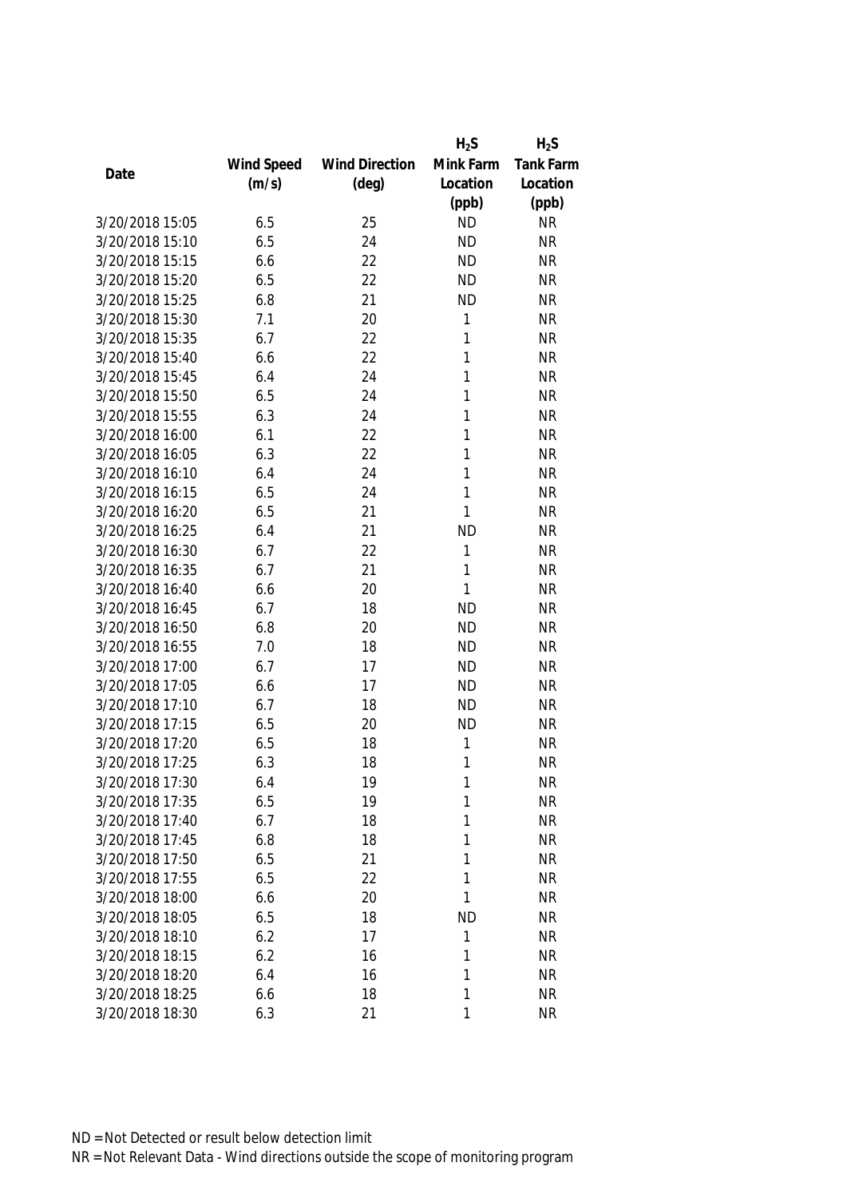| Date | Wind Speed (m/s) | Wind Direction (deg) | $H_2S$ Mink Farm Location (ppb) | $H_2S$ Tank Farm Location (ppb) |
|---|---|---|---|---|
| 3/20/2018 15:05 | 6.5 | 25 | ND | NR |
| 3/20/2018 15:10 | 6.5 | 24 | ND | NR |
| 3/20/2018 15:15 | 6.6 | 22 | ND | NR |
| 3/20/2018 15:20 | 6.5 | 22 | ND | NR |
| 3/20/2018 15:25 | 6.8 | 21 | ND | NR |
| 3/20/2018 15:30 | 7.1 | 20 | 1 | NR |
| 3/20/2018 15:35 | 6.7 | 22 | 1 | NR |
| 3/20/2018 15:40 | 6.6 | 22 | 1 | NR |
| 3/20/2018 15:45 | 6.4 | 24 | 1 | NR |
| 3/20/2018 15:50 | 6.5 | 24 | 1 | NR |
| 3/20/2018 15:55 | 6.3 | 24 | 1 | NR |
| 3/20/2018 16:00 | 6.1 | 22 | 1 | NR |
| 3/20/2018 16:05 | 6.3 | 22 | 1 | NR |
| 3/20/2018 16:10 | 6.4 | 24 | 1 | NR |
| 3/20/2018 16:15 | 6.5 | 24 | 1 | NR |
| 3/20/2018 16:20 | 6.5 | 21 | 1 | NR |
| 3/20/2018 16:25 | 6.4 | 21 | ND | NR |
| 3/20/2018 16:30 | 6.7 | 22 | 1 | NR |
| 3/20/2018 16:35 | 6.7 | 21 | 1 | NR |
| 3/20/2018 16:40 | 6.6 | 20 | 1 | NR |
| 3/20/2018 16:45 | 6.7 | 18 | ND | NR |
| 3/20/2018 16:50 | 6.8 | 20 | ND | NR |
| 3/20/2018 16:55 | 7.0 | 18 | ND | NR |
| 3/20/2018 17:00 | 6.7 | 17 | ND | NR |
| 3/20/2018 17:05 | 6.6 | 17 | ND | NR |
| 3/20/2018 17:10 | 6.7 | 18 | ND | NR |
| 3/20/2018 17:15 | 6.5 | 20 | ND | NR |
| 3/20/2018 17:20 | 6.5 | 18 | 1 | NR |
| 3/20/2018 17:25 | 6.3 | 18 | 1 | NR |
| 3/20/2018 17:30 | 6.4 | 19 | 1 | NR |
| 3/20/2018 17:35 | 6.5 | 19 | 1 | NR |
| 3/20/2018 17:40 | 6.7 | 18 | 1 | NR |
| 3/20/2018 17:45 | 6.8 | 18 | 1 | NR |
| 3/20/2018 17:50 | 6.5 | 21 | 1 | NR |
| 3/20/2018 17:55 | 6.5 | 22 | 1 | NR |
| 3/20/2018 18:00 | 6.6 | 20 | 1 | NR |
| 3/20/2018 18:05 | 6.5 | 18 | ND | NR |
| 3/20/2018 18:10 | 6.2 | 17 | 1 | NR |
| 3/20/2018 18:15 | 6.2 | 16 | 1 | NR |
| 3/20/2018 18:20 | 6.4 | 16 | 1 | NR |
| 3/20/2018 18:25 | 6.6 | 18 | 1 | NR |
| 3/20/2018 18:30 | 6.3 | 21 | 1 | NR |

ND = Not Detected or result below detection limit

NR = Not Relevant Data - Wind directions outside the scope of monitoring program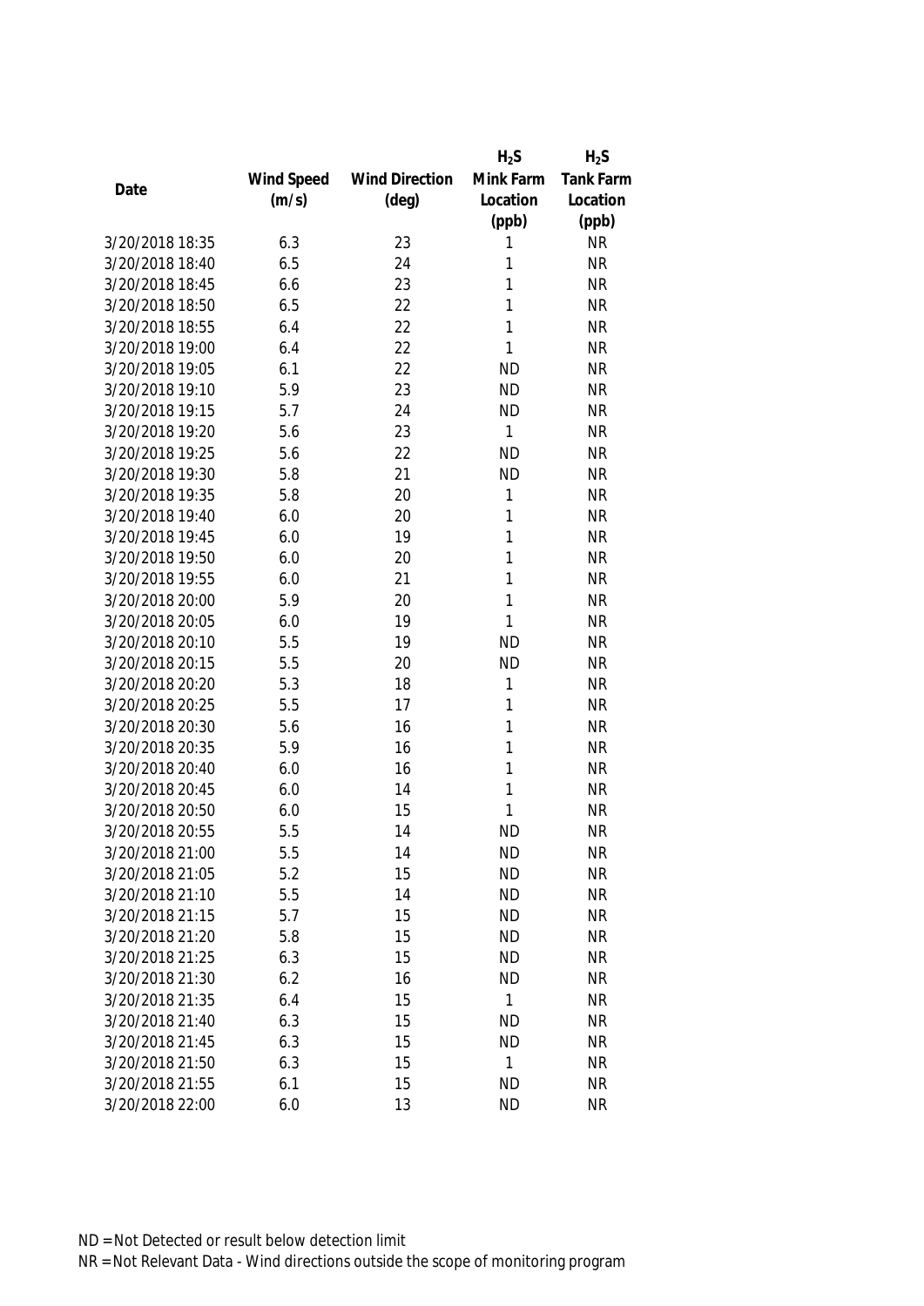| Date | Wind Speed (m/s) | Wind Direction (deg) | $H_2S$ Mink Farm Location (ppb) | $H_2S$ Tank Farm Location (ppb) |
|---|---|---|---|---|
| 3/20/2018 18:35 | 6.3 | 23 | 1 | NR |
| 3/20/2018 18:40 | 6.5 | 24 | 1 | NR |
| 3/20/2018 18:45 | 6.6 | 23 | 1 | NR |
| 3/20/2018 18:50 | 6.5 | 22 | 1 | NR |
| 3/20/2018 18:55 | 6.4 | 22 | 1 | NR |
| 3/20/2018 19:00 | 6.4 | 22 | 1 | NR |
| 3/20/2018 19:05 | 6.1 | 22 | ND | NR |
| 3/20/2018 19:10 | 5.9 | 23 | ND | NR |
| 3/20/2018 19:15 | 5.7 | 24 | ND | NR |
| 3/20/2018 19:20 | 5.6 | 23 | 1 | NR |
| 3/20/2018 19:25 | 5.6 | 22 | ND | NR |
| 3/20/2018 19:30 | 5.8 | 21 | ND | NR |
| 3/20/2018 19:35 | 5.8 | 20 | 1 | NR |
| 3/20/2018 19:40 | 6.0 | 20 | 1 | NR |
| 3/20/2018 19:45 | 6.0 | 19 | 1 | NR |
| 3/20/2018 19:50 | 6.0 | 20 | 1 | NR |
| 3/20/2018 19:55 | 6.0 | 21 | 1 | NR |
| 3/20/2018 20:00 | 5.9 | 20 | 1 | NR |
| 3/20/2018 20:05 | 6.0 | 19 | 1 | NR |
| 3/20/2018 20:10 | 5.5 | 19 | ND | NR |
| 3/20/2018 20:15 | 5.5 | 20 | ND | NR |
| 3/20/2018 20:20 | 5.3 | 18 | 1 | NR |
| 3/20/2018 20:25 | 5.5 | 17 | 1 | NR |
| 3/20/2018 20:30 | 5.6 | 16 | 1 | NR |
| 3/20/2018 20:35 | 5.9 | 16 | 1 | NR |
| 3/20/2018 20:40 | 6.0 | 16 | 1 | NR |
| 3/20/2018 20:45 | 6.0 | 14 | 1 | NR |
| 3/20/2018 20:50 | 6.0 | 15 | 1 | NR |
| 3/20/2018 20:55 | 5.5 | 14 | ND | NR |
| 3/20/2018 21:00 | 5.5 | 14 | ND | NR |
| 3/20/2018 21:05 | 5.2 | 15 | ND | NR |
| 3/20/2018 21:10 | 5.5 | 14 | ND | NR |
| 3/20/2018 21:15 | 5.7 | 15 | ND | NR |
| 3/20/2018 21:20 | 5.8 | 15 | ND | NR |
| 3/20/2018 21:25 | 6.3 | 15 | ND | NR |
| 3/20/2018 21:30 | 6.2 | 16 | ND | NR |
| 3/20/2018 21:35 | 6.4 | 15 | 1 | NR |
| 3/20/2018 21:40 | 6.3 | 15 | ND | NR |
| 3/20/2018 21:45 | 6.3 | 15 | ND | NR |
| 3/20/2018 21:50 | 6.3 | 15 | 1 | NR |
| 3/20/2018 21:55 | 6.1 | 15 | ND | NR |
| 3/20/2018 22:00 | 6.0 | 13 | ND | NR |

ND = Not Detected or result below detection limit

NR = Not Relevant Data - Wind directions outside the scope of monitoring program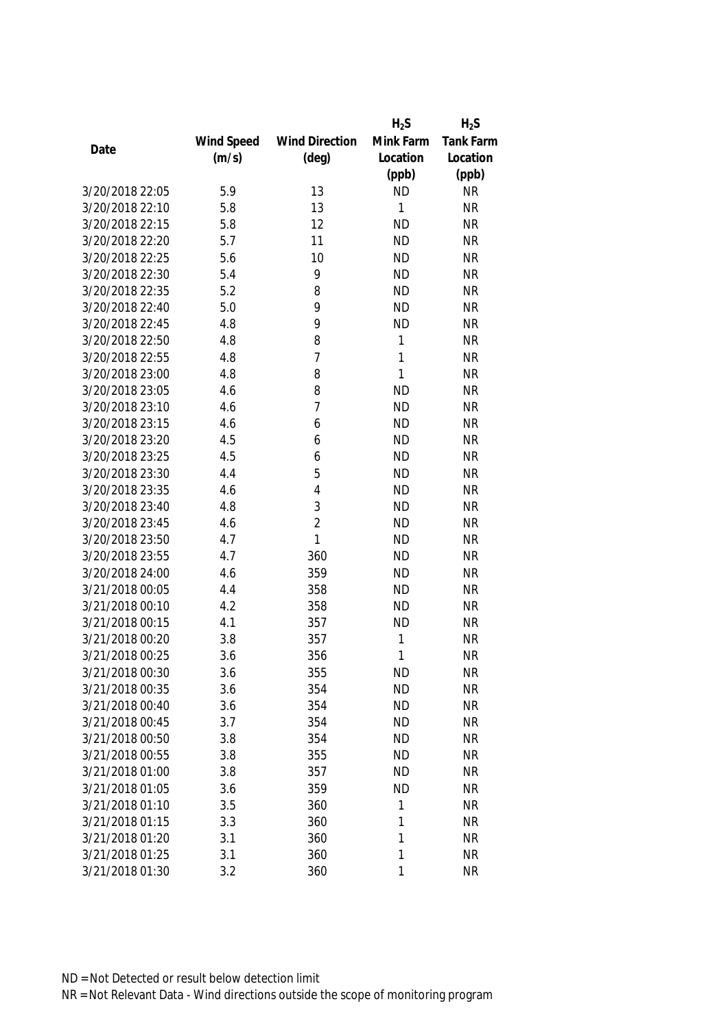| Date | Wind Speed (m/s) | Wind Direction (deg) | $H_2S$ Mink Farm Location (ppb) | $H_2S$ Tank Farm Location (ppb) |
|---|---|---|---|---|
| 3/20/2018 22:05 | 5.9 | 13 | ND | NR |
| 3/20/2018 22:10 | 5.8 | 13 | 1 | NR |
| 3/20/2018 22:15 | 5.8 | 12 | ND | NR |
| 3/20/2018 22:20 | 5.7 | 11 | ND | NR |
| 3/20/2018 22:25 | 5.6 | 10 | ND | NR |
| 3/20/2018 22:30 | 5.4 | 9 | ND | NR |
| 3/20/2018 22:35 | 5.2 | 8 | ND | NR |
| 3/20/2018 22:40 | 5.0 | 9 | ND | NR |
| 3/20/2018 22:45 | 4.8 | 9 | ND | NR |
| 3/20/2018 22:50 | 4.8 | 8 | 1 | NR |
| 3/20/2018 22:55 | 4.8 | 7 | 1 | NR |
| 3/20/2018 23:00 | 4.8 | 8 | 1 | NR |
| 3/20/2018 23:05 | 4.6 | 8 | ND | NR |
| 3/20/2018 23:10 | 4.6 | 7 | ND | NR |
| 3/20/2018 23:15 | 4.6 | 6 | ND | NR |
| 3/20/2018 23:20 | 4.5 | 6 | ND | NR |
| 3/20/2018 23:25 | 4.5 | 6 | ND | NR |
| 3/20/2018 23:30 | 4.4 | 5 | ND | NR |
| 3/20/2018 23:35 | 4.6 | 4 | ND | NR |
| 3/20/2018 23:40 | 4.8 | 3 | ND | NR |
| 3/20/2018 23:45 | 4.6 | 2 | ND | NR |
| 3/20/2018 23:50 | 4.7 | 1 | ND | NR |
| 3/20/2018 23:55 | 4.7 | 360 | ND | NR |
| 3/20/2018 24:00 | 4.6 | 359 | ND | NR |
| 3/21/2018 00:05 | 4.4 | 358 | ND | NR |
| 3/21/2018 00:10 | 4.2 | 358 | ND | NR |
| 3/21/2018 00:15 | 4.1 | 357 | ND | NR |
| 3/21/2018 00:20 | 3.8 | 357 | 1 | NR |
| 3/21/2018 00:25 | 3.6 | 356 | 1 | NR |
| 3/21/2018 00:30 | 3.6 | 355 | ND | NR |
| 3/21/2018 00:35 | 3.6 | 354 | ND | NR |
| 3/21/2018 00:40 | 3.6 | 354 | ND | NR |
| 3/21/2018 00:45 | 3.7 | 354 | ND | NR |
| 3/21/2018 00:50 | 3.8 | 354 | ND | NR |
| 3/21/2018 00:55 | 3.8 | 355 | ND | NR |
| 3/21/2018 01:00 | 3.8 | 357 | ND | NR |
| 3/21/2018 01:05 | 3.6 | 359 | ND | NR |
| 3/21/2018 01:10 | 3.5 | 360 | 1 | NR |
| 3/21/2018 01:15 | 3.3 | 360 | 1 | NR |
| 3/21/2018 01:20 | 3.1 | 360 | 1 | NR |
| 3/21/2018 01:25 | 3.1 | 360 | 1 | NR |
| 3/21/2018 01:30 | 3.2 | 360 | 1 | NR |

ND = Not Detected or result below detection limit

NR = Not Relevant Data - Wind directions outside the scope of monitoring program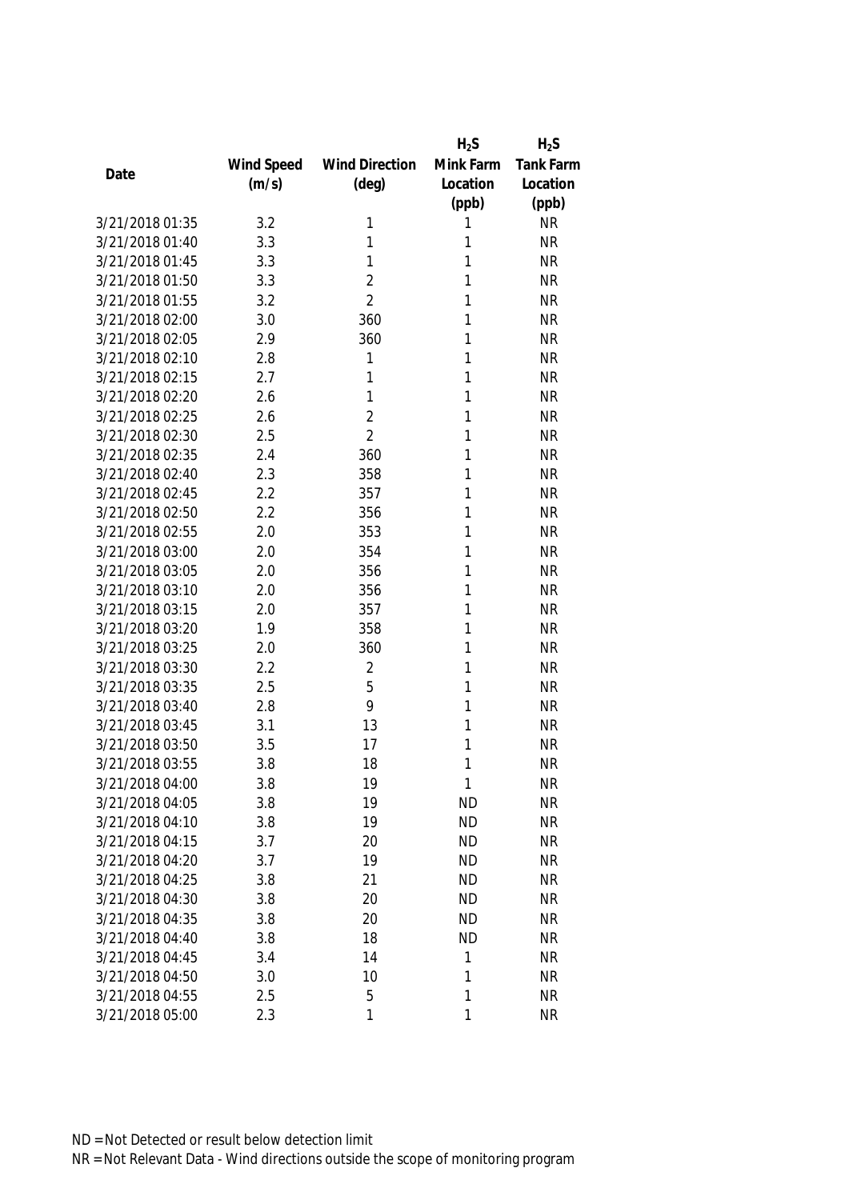| Date | Wind Speed (m/s) | Wind Direction (deg) | $H_2S$ Mink Farm Location (ppb) | $H_2S$ Tank Farm Location (ppb) |
|---|---|---|---|---|
| 3/21/2018 01:35 | 3.2 | 1 | 1 | NR |
| 3/21/2018 01:40 | 3.3 | 1 | 1 | NR |
| 3/21/2018 01:45 | 3.3 | 1 | 1 | NR |
| 3/21/2018 01:50 | 3.3 | 2 | 1 | NR |
| 3/21/2018 01:55 | 3.2 | 2 | 1 | NR |
| 3/21/2018 02:00 | 3.0 | 360 | 1 | NR |
| 3/21/2018 02:05 | 2.9 | 360 | 1 | NR |
| 3/21/2018 02:10 | 2.8 | 1 | 1 | NR |
| 3/21/2018 02:15 | 2.7 | 1 | 1 | NR |
| 3/21/2018 02:20 | 2.6 | 1 | 1 | NR |
| 3/21/2018 02:25 | 2.6 | 2 | 1 | NR |
| 3/21/2018 02:30 | 2.5 | 2 | 1 | NR |
| 3/21/2018 02:35 | 2.4 | 360 | 1 | NR |
| 3/21/2018 02:40 | 2.3 | 358 | 1 | NR |
| 3/21/2018 02:45 | 2.2 | 357 | 1 | NR |
| 3/21/2018 02:50 | 2.2 | 356 | 1 | NR |
| 3/21/2018 02:55 | 2.0 | 353 | 1 | NR |
| 3/21/2018 03:00 | 2.0 | 354 | 1 | NR |
| 3/21/2018 03:05 | 2.0 | 356 | 1 | NR |
| 3/21/2018 03:10 | 2.0 | 356 | 1 | NR |
| 3/21/2018 03:15 | 2.0 | 357 | 1 | NR |
| 3/21/2018 03:20 | 1.9 | 358 | 1 | NR |
| 3/21/2018 03:25 | 2.0 | 360 | 1 | NR |
| 3/21/2018 03:30 | 2.2 | 2 | 1 | NR |
| 3/21/2018 03:35 | 2.5 | 5 | 1 | NR |
| 3/21/2018 03:40 | 2.8 | 9 | 1 | NR |
| 3/21/2018 03:45 | 3.1 | 13 | 1 | NR |
| 3/21/2018 03:50 | 3.5 | 17 | 1 | NR |
| 3/21/2018 03:55 | 3.8 | 18 | 1 | NR |
| 3/21/2018 04:00 | 3.8 | 19 | 1 | NR |
| 3/21/2018 04:05 | 3.8 | 19 | ND | NR |
| 3/21/2018 04:10 | 3.8 | 19 | ND | NR |
| 3/21/2018 04:15 | 3.7 | 20 | ND | NR |
| 3/21/2018 04:20 | 3.7 | 19 | ND | NR |
| 3/21/2018 04:25 | 3.8 | 21 | ND | NR |
| 3/21/2018 04:30 | 3.8 | 20 | ND | NR |
| 3/21/2018 04:35 | 3.8 | 20 | ND | NR |
| 3/21/2018 04:40 | 3.8 | 18 | ND | NR |
| 3/21/2018 04:45 | 3.4 | 14 | 1 | NR |
| 3/21/2018 04:50 | 3.0 | 10 | 1 | NR |
| 3/21/2018 04:55 | 2.5 | 5 | 1 | NR |
| 3/21/2018 05:00 | 2.3 | 1 | 1 | NR |

ND = Not Detected or result below detection limit

NR = Not Relevant Data - Wind directions outside the scope of monitoring program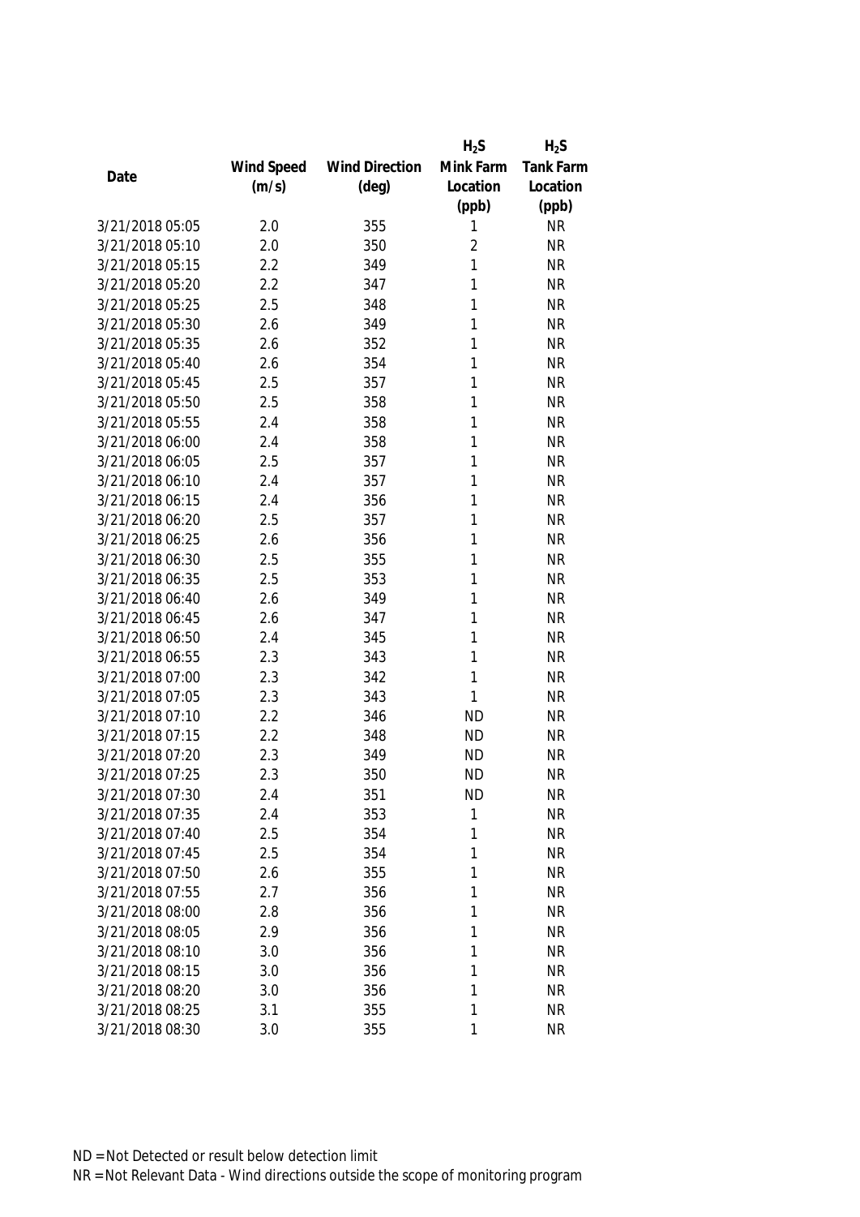| Date | Wind Speed (m/s) | Wind Direction (deg) | $H_2S$ Mink Farm Location (ppb) | $H_2S$ Tank Farm Location (ppb) |
|---|---|---|---|---|
| 3/21/2018 05:05 | 2.0 | 355 | 1 | NR |
| 3/21/2018 05:10 | 2.0 | 350 | 2 | NR |
| 3/21/2018 05:15 | 2.2 | 349 | 1 | NR |
| 3/21/2018 05:20 | 2.2 | 347 | 1 | NR |
| 3/21/2018 05:25 | 2.5 | 348 | 1 | NR |
| 3/21/2018 05:30 | 2.6 | 349 | 1 | NR |
| 3/21/2018 05:35 | 2.6 | 352 | 1 | NR |
| 3/21/2018 05:40 | 2.6 | 354 | 1 | NR |
| 3/21/2018 05:45 | 2.5 | 357 | 1 | NR |
| 3/21/2018 05:50 | 2.5 | 358 | 1 | NR |
| 3/21/2018 05:55 | 2.4 | 358 | 1 | NR |
| 3/21/2018 06:00 | 2.4 | 358 | 1 | NR |
| 3/21/2018 06:05 | 2.5 | 357 | 1 | NR |
| 3/21/2018 06:10 | 2.4 | 357 | 1 | NR |
| 3/21/2018 06:15 | 2.4 | 356 | 1 | NR |
| 3/21/2018 06:20 | 2.5 | 357 | 1 | NR |
| 3/21/2018 06:25 | 2.6 | 356 | 1 | NR |
| 3/21/2018 06:30 | 2.5 | 355 | 1 | NR |
| 3/21/2018 06:35 | 2.5 | 353 | 1 | NR |
| 3/21/2018 06:40 | 2.6 | 349 | 1 | NR |
| 3/21/2018 06:45 | 2.6 | 347 | 1 | NR |
| 3/21/2018 06:50 | 2.4 | 345 | 1 | NR |
| 3/21/2018 06:55 | 2.3 | 343 | 1 | NR |
| 3/21/2018 07:00 | 2.3 | 342 | 1 | NR |
| 3/21/2018 07:05 | 2.3 | 343 | 1 | NR |
| 3/21/2018 07:10 | 2.2 | 346 | ND | NR |
| 3/21/2018 07:15 | 2.2 | 348 | ND | NR |
| 3/21/2018 07:20 | 2.3 | 349 | ND | NR |
| 3/21/2018 07:25 | 2.3 | 350 | ND | NR |
| 3/21/2018 07:30 | 2.4 | 351 | ND | NR |
| 3/21/2018 07:35 | 2.4 | 353 | 1 | NR |
| 3/21/2018 07:40 | 2.5 | 354 | 1 | NR |
| 3/21/2018 07:45 | 2.5 | 354 | 1 | NR |
| 3/21/2018 07:50 | 2.6 | 355 | 1 | NR |
| 3/21/2018 07:55 | 2.7 | 356 | 1 | NR |
| 3/21/2018 08:00 | 2.8 | 356 | 1 | NR |
| 3/21/2018 08:05 | 2.9 | 356 | 1 | NR |
| 3/21/2018 08:10 | 3.0 | 356 | 1 | NR |
| 3/21/2018 08:15 | 3.0 | 356 | 1 | NR |
| 3/21/2018 08:20 | 3.0 | 356 | 1 | NR |
| 3/21/2018 08:25 | 3.1 | 355 | 1 | NR |
| 3/21/2018 08:30 | 3.0 | 355 | 1 | NR |

ND = Not Detected or result below detection limit

NR = Not Relevant Data - Wind directions outside the scope of monitoring program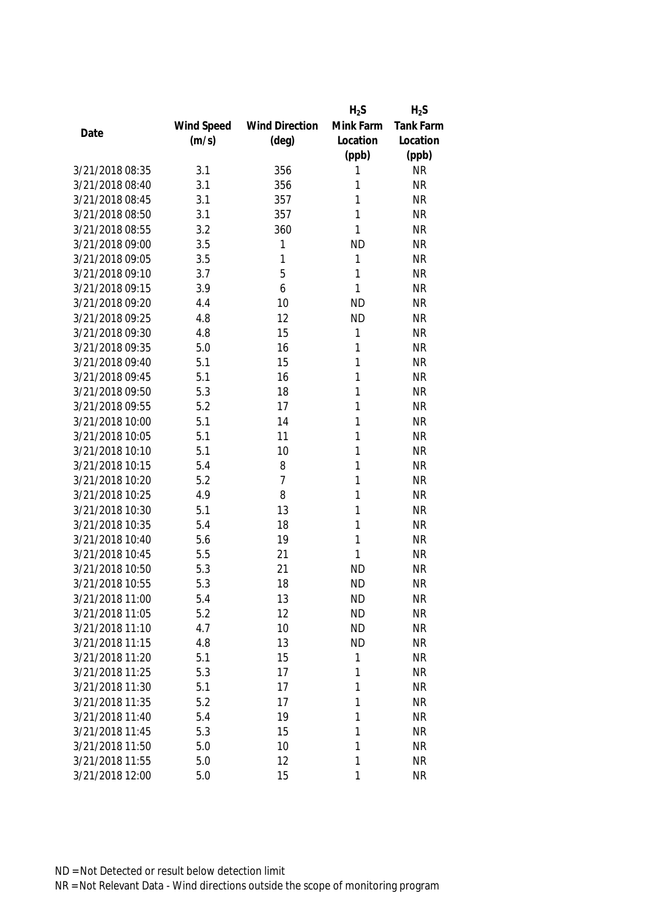| Date | Wind Speed (m/s) | Wind Direction (deg) | $H_2S$ Mink Farm Location (ppb) | $H_2S$ Tank Farm Location (ppb) |
|---|---|---|---|---|
| 3/21/2018 08:35 | 3.1 | 356 | 1 | NR |
| 3/21/2018 08:40 | 3.1 | 356 | 1 | NR |
| 3/21/2018 08:45 | 3.1 | 357 | 1 | NR |
| 3/21/2018 08:50 | 3.1 | 357 | 1 | NR |
| 3/21/2018 08:55 | 3.2 | 360 | 1 | NR |
| 3/21/2018 09:00 | 3.5 | 1 | ND | NR |
| 3/21/2018 09:05 | 3.5 | 1 | 1 | NR |
| 3/21/2018 09:10 | 3.7 | 5 | 1 | NR |
| 3/21/2018 09:15 | 3.9 | 6 | 1 | NR |
| 3/21/2018 09:20 | 4.4 | 10 | ND | NR |
| 3/21/2018 09:25 | 4.8 | 12 | ND | NR |
| 3/21/2018 09:30 | 4.8 | 15 | 1 | NR |
| 3/21/2018 09:35 | 5.0 | 16 | 1 | NR |
| 3/21/2018 09:40 | 5.1 | 15 | 1 | NR |
| 3/21/2018 09:45 | 5.1 | 16 | 1 | NR |
| 3/21/2018 09:50 | 5.3 | 18 | 1 | NR |
| 3/21/2018 09:55 | 5.2 | 17 | 1 | NR |
| 3/21/2018 10:00 | 5.1 | 14 | 1 | NR |
| 3/21/2018 10:05 | 5.1 | 11 | 1 | NR |
| 3/21/2018 10:10 | 5.1 | 10 | 1 | NR |
| 3/21/2018 10:15 | 5.4 | 8 | 1 | NR |
| 3/21/2018 10:20 | 5.2 | 7 | 1 | NR |
| 3/21/2018 10:25 | 4.9 | 8 | 1 | NR |
| 3/21/2018 10:30 | 5.1 | 13 | 1 | NR |
| 3/21/2018 10:35 | 5.4 | 18 | 1 | NR |
| 3/21/2018 10:40 | 5.6 | 19 | 1 | NR |
| 3/21/2018 10:45 | 5.5 | 21 | 1 | NR |
| 3/21/2018 10:50 | 5.3 | 21 | ND | NR |
| 3/21/2018 10:55 | 5.3 | 18 | ND | NR |
| 3/21/2018 11:00 | 5.4 | 13 | ND | NR |
| 3/21/2018 11:05 | 5.2 | 12 | ND | NR |
| 3/21/2018 11:10 | 4.7 | 10 | ND | NR |
| 3/21/2018 11:15 | 4.8 | 13 | ND | NR |
| 3/21/2018 11:20 | 5.1 | 15 | 1 | NR |
| 3/21/2018 11:25 | 5.3 | 17 | 1 | NR |
| 3/21/2018 11:30 | 5.1 | 17 | 1 | NR |
| 3/21/2018 11:35 | 5.2 | 17 | 1 | NR |
| 3/21/2018 11:40 | 5.4 | 19 | 1 | NR |
| 3/21/2018 11:45 | 5.3 | 15 | 1 | NR |
| 3/21/2018 11:50 | 5.0 | 10 | 1 | NR |
| 3/21/2018 11:55 | 5.0 | 12 | 1 | NR |
| 3/21/2018 12:00 | 5.0 | 15 | 1 | NR |

ND = Not Detected or result below detection limit

NR = Not Relevant Data - Wind directions outside the scope of monitoring program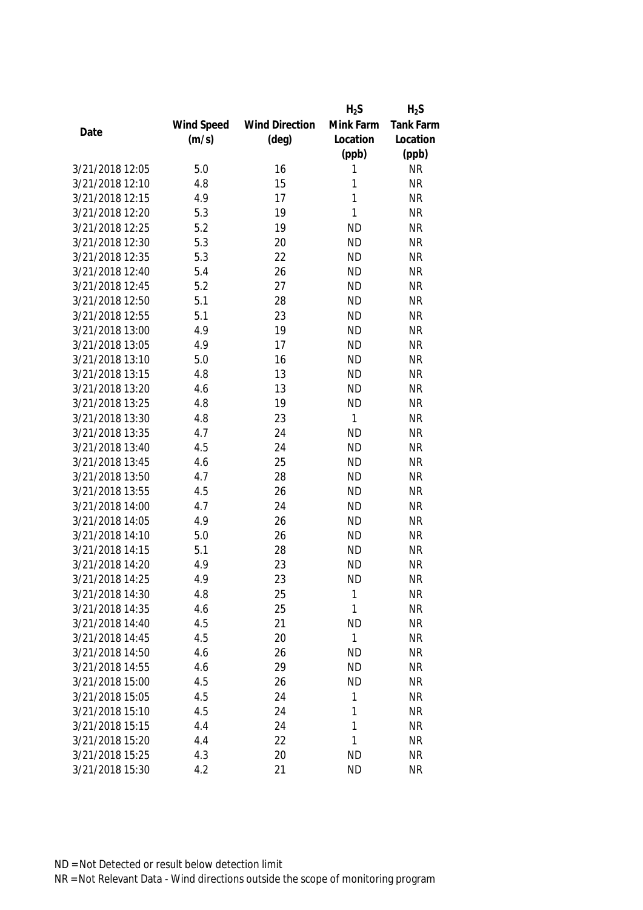| Date | Wind Speed (m/s) | Wind Direction (deg) | $H_2S$ Mink Farm Location (ppb) | $H_2S$ Tank Farm Location (ppb) |
|---|---|---|---|---|
| 3/21/2018 12:05 | 5.0 | 16 | 1 | NR |
| 3/21/2018 12:10 | 4.8 | 15 | 1 | NR |
| 3/21/2018 12:15 | 4.9 | 17 | 1 | NR |
| 3/21/2018 12:20 | 5.3 | 19 | 1 | NR |
| 3/21/2018 12:25 | 5.2 | 19 | ND | NR |
| 3/21/2018 12:30 | 5.3 | 20 | ND | NR |
| 3/21/2018 12:35 | 5.3 | 22 | ND | NR |
| 3/21/2018 12:40 | 5.4 | 26 | ND | NR |
| 3/21/2018 12:45 | 5.2 | 27 | ND | NR |
| 3/21/2018 12:50 | 5.1 | 28 | ND | NR |
| 3/21/2018 12:55 | 5.1 | 23 | ND | NR |
| 3/21/2018 13:00 | 4.9 | 19 | ND | NR |
| 3/21/2018 13:05 | 4.9 | 17 | ND | NR |
| 3/21/2018 13:10 | 5.0 | 16 | ND | NR |
| 3/21/2018 13:15 | 4.8 | 13 | ND | NR |
| 3/21/2018 13:20 | 4.6 | 13 | ND | NR |
| 3/21/2018 13:25 | 4.8 | 19 | ND | NR |
| 3/21/2018 13:30 | 4.8 | 23 | 1 | NR |
| 3/21/2018 13:35 | 4.7 | 24 | ND | NR |
| 3/21/2018 13:40 | 4.5 | 24 | ND | NR |
| 3/21/2018 13:45 | 4.6 | 25 | ND | NR |
| 3/21/2018 13:50 | 4.7 | 28 | ND | NR |
| 3/21/2018 13:55 | 4.5 | 26 | ND | NR |
| 3/21/2018 14:00 | 4.7 | 24 | ND | NR |
| 3/21/2018 14:05 | 4.9 | 26 | ND | NR |
| 3/21/2018 14:10 | 5.0 | 26 | ND | NR |
| 3/21/2018 14:15 | 5.1 | 28 | ND | NR |
| 3/21/2018 14:20 | 4.9 | 23 | ND | NR |
| 3/21/2018 14:25 | 4.9 | 23 | ND | NR |
| 3/21/2018 14:30 | 4.8 | 25 | 1 | NR |
| 3/21/2018 14:35 | 4.6 | 25 | 1 | NR |
| 3/21/2018 14:40 | 4.5 | 21 | ND | NR |
| 3/21/2018 14:45 | 4.5 | 20 | 1 | NR |
| 3/21/2018 14:50 | 4.6 | 26 | ND | NR |
| 3/21/2018 14:55 | 4.6 | 29 | ND | NR |
| 3/21/2018 15:00 | 4.5 | 26 | ND | NR |
| 3/21/2018 15:05 | 4.5 | 24 | 1 | NR |
| 3/21/2018 15:10 | 4.5 | 24 | 1 | NR |
| 3/21/2018 15:15 | 4.4 | 24 | 1 | NR |
| 3/21/2018 15:20 | 4.4 | 22 | 1 | NR |
| 3/21/2018 15:25 | 4.3 | 20 | ND | NR |
| 3/21/2018 15:30 | 4.2 | 21 | ND | NR |

ND = Not Detected or result below detection limit

NR = Not Relevant Data - Wind directions outside the scope of monitoring program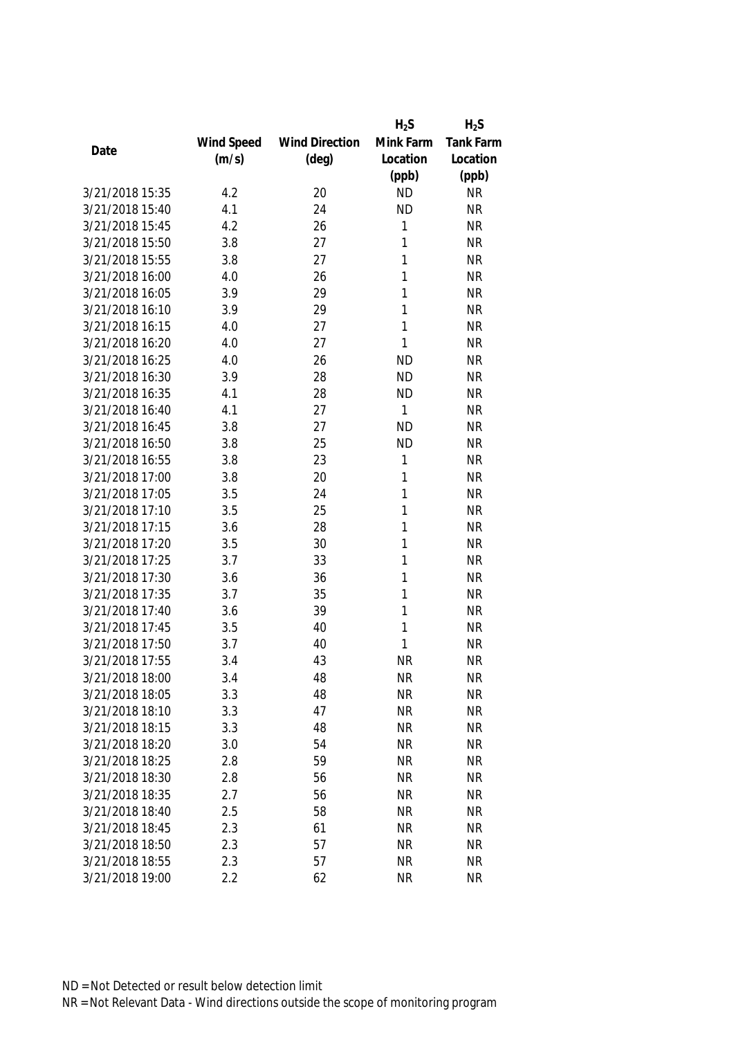| Date | Wind Speed (m/s) | Wind Direction (deg) | $H_2S$ Mink Farm Location (ppb) | $H_2S$ Tank Farm Location (ppb) |
|---|---|---|---|---|
| 3/21/2018 15:35 | 4.2 | 20 | ND | NR |
| 3/21/2018 15:40 | 4.1 | 24 | ND | NR |
| 3/21/2018 15:45 | 4.2 | 26 | 1 | NR |
| 3/21/2018 15:50 | 3.8 | 27 | 1 | NR |
| 3/21/2018 15:55 | 3.8 | 27 | 1 | NR |
| 3/21/2018 16:00 | 4.0 | 26 | 1 | NR |
| 3/21/2018 16:05 | 3.9 | 29 | 1 | NR |
| 3/21/2018 16:10 | 3.9 | 29 | 1 | NR |
| 3/21/2018 16:15 | 4.0 | 27 | 1 | NR |
| 3/21/2018 16:20 | 4.0 | 27 | 1 | NR |
| 3/21/2018 16:25 | 4.0 | 26 | ND | NR |
| 3/21/2018 16:30 | 3.9 | 28 | ND | NR |
| 3/21/2018 16:35 | 4.1 | 28 | ND | NR |
| 3/21/2018 16:40 | 4.1 | 27 | 1 | NR |
| 3/21/2018 16:45 | 3.8 | 27 | ND | NR |
| 3/21/2018 16:50 | 3.8 | 25 | ND | NR |
| 3/21/2018 16:55 | 3.8 | 23 | 1 | NR |
| 3/21/2018 17:00 | 3.8 | 20 | 1 | NR |
| 3/21/2018 17:05 | 3.5 | 24 | 1 | NR |
| 3/21/2018 17:10 | 3.5 | 25 | 1 | NR |
| 3/21/2018 17:15 | 3.6 | 28 | 1 | NR |
| 3/21/2018 17:20 | 3.5 | 30 | 1 | NR |
| 3/21/2018 17:25 | 3.7 | 33 | 1 | NR |
| 3/21/2018 17:30 | 3.6 | 36 | 1 | NR |
| 3/21/2018 17:35 | 3.7 | 35 | 1 | NR |
| 3/21/2018 17:40 | 3.6 | 39 | 1 | NR |
| 3/21/2018 17:45 | 3.5 | 40 | 1 | NR |
| 3/21/2018 17:50 | 3.7 | 40 | 1 | NR |
| 3/21/2018 17:55 | 3.4 | 43 | NR | NR |
| 3/21/2018 18:00 | 3.4 | 48 | NR | NR |
| 3/21/2018 18:05 | 3.3 | 48 | NR | NR |
| 3/21/2018 18:10 | 3.3 | 47 | NR | NR |
| 3/21/2018 18:15 | 3.3 | 48 | NR | NR |
| 3/21/2018 18:20 | 3.0 | 54 | NR | NR |
| 3/21/2018 18:25 | 2.8 | 59 | NR | NR |
| 3/21/2018 18:30 | 2.8 | 56 | NR | NR |
| 3/21/2018 18:35 | 2.7 | 56 | NR | NR |
| 3/21/2018 18:40 | 2.5 | 58 | NR | NR |
| 3/21/2018 18:45 | 2.3 | 61 | NR | NR |
| 3/21/2018 18:50 | 2.3 | 57 | NR | NR |
| 3/21/2018 18:55 | 2.3 | 57 | NR | NR |
| 3/21/2018 19:00 | 2.2 | 62 | NR | NR |

ND = Not Detected or result below detection limit

NR = Not Relevant Data - Wind directions outside the scope of monitoring program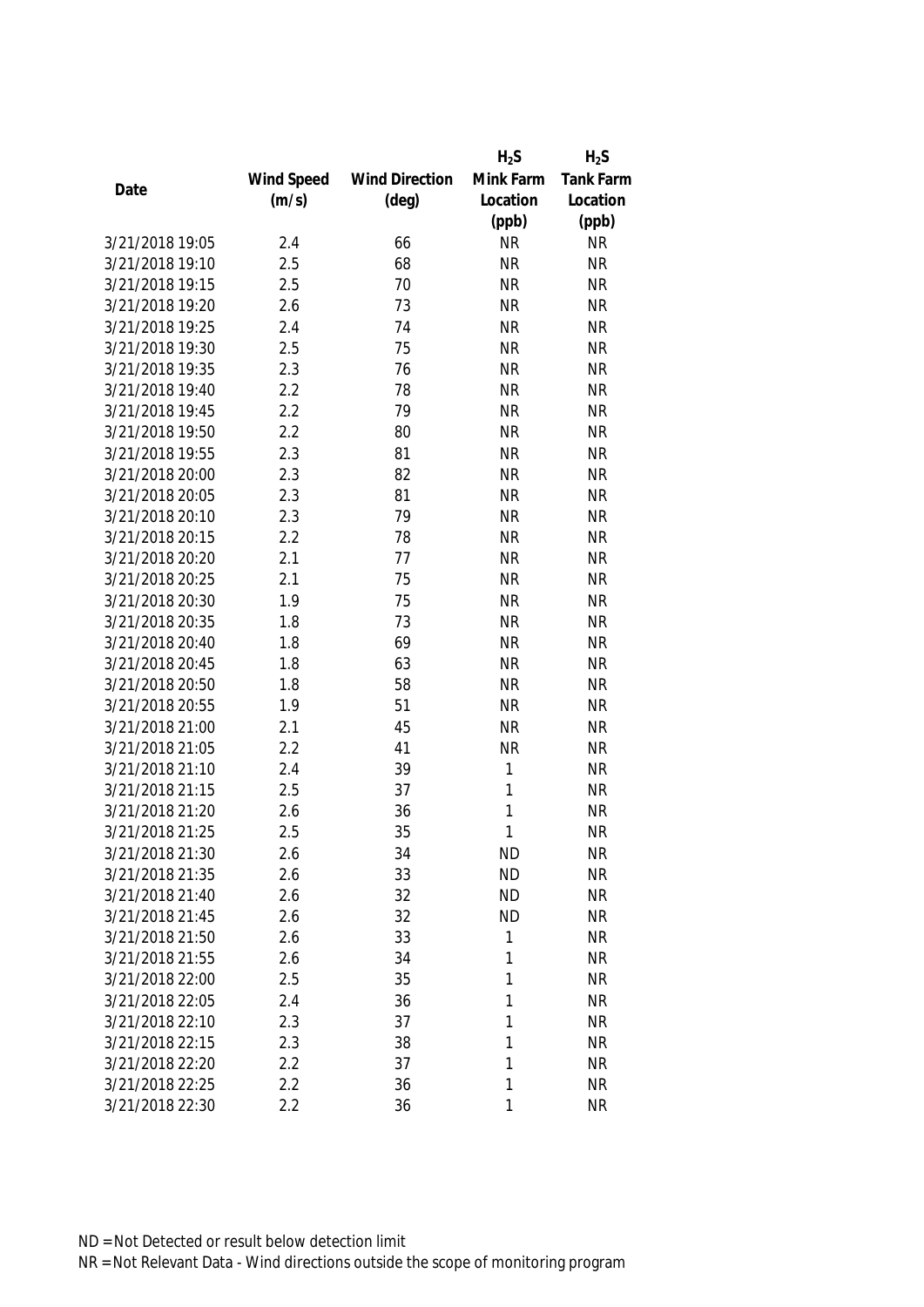| Date | Wind Speed (m/s) | Wind Direction (deg) | $H_2S$ Mink Farm Location (ppb) | $H_2S$ Tank Farm Location (ppb) |
|---|---|---|---|---|
| 3/21/2018 19:05 | 2.4 | 66 | NR | NR |
| 3/21/2018 19:10 | 2.5 | 68 | NR | NR |
| 3/21/2018 19:15 | 2.5 | 70 | NR | NR |
| 3/21/2018 19:20 | 2.6 | 73 | NR | NR |
| 3/21/2018 19:25 | 2.4 | 74 | NR | NR |
| 3/21/2018 19:30 | 2.5 | 75 | NR | NR |
| 3/21/2018 19:35 | 2.3 | 76 | NR | NR |
| 3/21/2018 19:40 | 2.2 | 78 | NR | NR |
| 3/21/2018 19:45 | 2.2 | 79 | NR | NR |
| 3/21/2018 19:50 | 2.2 | 80 | NR | NR |
| 3/21/2018 19:55 | 2.3 | 81 | NR | NR |
| 3/21/2018 20:00 | 2.3 | 82 | NR | NR |
| 3/21/2018 20:05 | 2.3 | 81 | NR | NR |
| 3/21/2018 20:10 | 2.3 | 79 | NR | NR |
| 3/21/2018 20:15 | 2.2 | 78 | NR | NR |
| 3/21/2018 20:20 | 2.1 | 77 | NR | NR |
| 3/21/2018 20:25 | 2.1 | 75 | NR | NR |
| 3/21/2018 20:30 | 1.9 | 75 | NR | NR |
| 3/21/2018 20:35 | 1.8 | 73 | NR | NR |
| 3/21/2018 20:40 | 1.8 | 69 | NR | NR |
| 3/21/2018 20:45 | 1.8 | 63 | NR | NR |
| 3/21/2018 20:50 | 1.8 | 58 | NR | NR |
| 3/21/2018 20:55 | 1.9 | 51 | NR | NR |
| 3/21/2018 21:00 | 2.1 | 45 | NR | NR |
| 3/21/2018 21:05 | 2.2 | 41 | NR | NR |
| 3/21/2018 21:10 | 2.4 | 39 | 1 | NR |
| 3/21/2018 21:15 | 2.5 | 37 | 1 | NR |
| 3/21/2018 21:20 | 2.6 | 36 | 1 | NR |
| 3/21/2018 21:25 | 2.5 | 35 | 1 | NR |
| 3/21/2018 21:30 | 2.6 | 34 | ND | NR |
| 3/21/2018 21:35 | 2.6 | 33 | ND | NR |
| 3/21/2018 21:40 | 2.6 | 32 | ND | NR |
| 3/21/2018 21:45 | 2.6 | 32 | ND | NR |
| 3/21/2018 21:50 | 2.6 | 33 | 1 | NR |
| 3/21/2018 21:55 | 2.6 | 34 | 1 | NR |
| 3/21/2018 22:00 | 2.5 | 35 | 1 | NR |
| 3/21/2018 22:05 | 2.4 | 36 | 1 | NR |
| 3/21/2018 22:10 | 2.3 | 37 | 1 | NR |
| 3/21/2018 22:15 | 2.3 | 38 | 1 | NR |
| 3/21/2018 22:20 | 2.2 | 37 | 1 | NR |
| 3/21/2018 22:25 | 2.2 | 36 | 1 | NR |
| 3/21/2018 22:30 | 2.2 | 36 | 1 | NR |

ND = Not Detected or result below detection limit

NR = Not Relevant Data - Wind directions outside the scope of monitoring program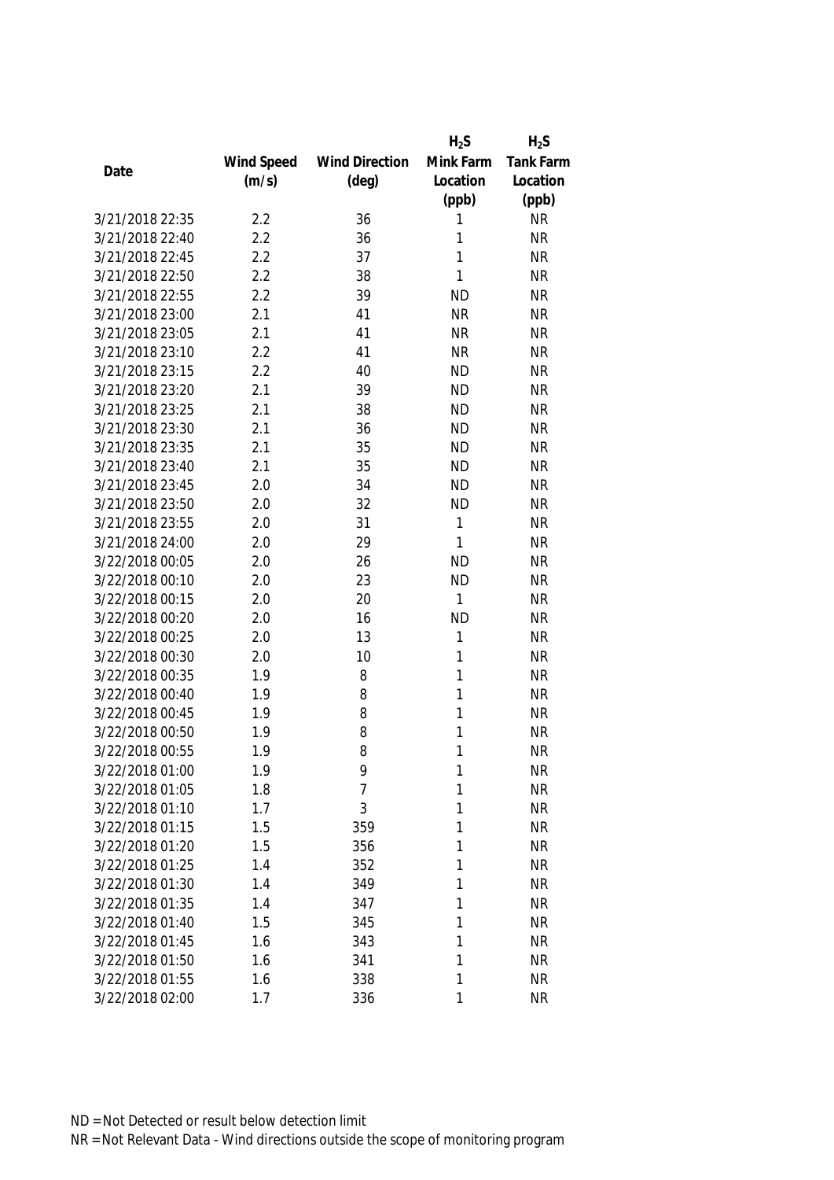| Date | Wind Speed (m/s) | Wind Direction (deg) | $H_2S$ Mink Farm Location (ppb) | $H_2S$ Tank Farm Location (ppb) |
|---|---|---|---|---|
| 3/21/2018 22:35 | 2.2 | 36 | 1 | NR |
| 3/21/2018 22:40 | 2.2 | 36 | 1 | NR |
| 3/21/2018 22:45 | 2.2 | 37 | 1 | NR |
| 3/21/2018 22:50 | 2.2 | 38 | 1 | NR |
| 3/21/2018 22:55 | 2.2 | 39 | ND | NR |
| 3/21/2018 23:00 | 2.1 | 41 | NR | NR |
| 3/21/2018 23:05 | 2.1 | 41 | NR | NR |
| 3/21/2018 23:10 | 2.2 | 41 | NR | NR |
| 3/21/2018 23:15 | 2.2 | 40 | ND | NR |
| 3/21/2018 23:20 | 2.1 | 39 | ND | NR |
| 3/21/2018 23:25 | 2.1 | 38 | ND | NR |
| 3/21/2018 23:30 | 2.1 | 36 | ND | NR |
| 3/21/2018 23:35 | 2.1 | 35 | ND | NR |
| 3/21/2018 23:40 | 2.1 | 35 | ND | NR |
| 3/21/2018 23:45 | 2.0 | 34 | ND | NR |
| 3/21/2018 23:50 | 2.0 | 32 | ND | NR |
| 3/21/2018 23:55 | 2.0 | 31 | 1 | NR |
| 3/21/2018 24:00 | 2.0 | 29 | 1 | NR |
| 3/22/2018 00:05 | 2.0 | 26 | ND | NR |
| 3/22/2018 00:10 | 2.0 | 23 | ND | NR |
| 3/22/2018 00:15 | 2.0 | 20 | 1 | NR |
| 3/22/2018 00:20 | 2.0 | 16 | ND | NR |
| 3/22/2018 00:25 | 2.0 | 13 | 1 | NR |
| 3/22/2018 00:30 | 2.0 | 10 | 1 | NR |
| 3/22/2018 00:35 | 1.9 | 8 | 1 | NR |
| 3/22/2018 00:40 | 1.9 | 8 | 1 | NR |
| 3/22/2018 00:45 | 1.9 | 8 | 1 | NR |
| 3/22/2018 00:50 | 1.9 | 8 | 1 | NR |
| 3/22/2018 00:55 | 1.9 | 8 | 1 | NR |
| 3/22/2018 01:00 | 1.9 | 9 | 1 | NR |
| 3/22/2018 01:05 | 1.8 | 7 | 1 | NR |
| 3/22/2018 01:10 | 1.7 | 3 | 1 | NR |
| 3/22/2018 01:15 | 1.5 | 359 | 1 | NR |
| 3/22/2018 01:20 | 1.5 | 356 | 1 | NR |
| 3/22/2018 01:25 | 1.4 | 352 | 1 | NR |
| 3/22/2018 01:30 | 1.4 | 349 | 1 | NR |
| 3/22/2018 01:35 | 1.4 | 347 | 1 | NR |
| 3/22/2018 01:40 | 1.5 | 345 | 1 | NR |
| 3/22/2018 01:45 | 1.6 | 343 | 1 | NR |
| 3/22/2018 01:50 | 1.6 | 341 | 1 | NR |
| 3/22/2018 01:55 | 1.6 | 338 | 1 | NR |
| 3/22/2018 02:00 | 1.7 | 336 | 1 | NR |

ND = Not Detected or result below detection limit

NR = Not Relevant Data - Wind directions outside the scope of monitoring program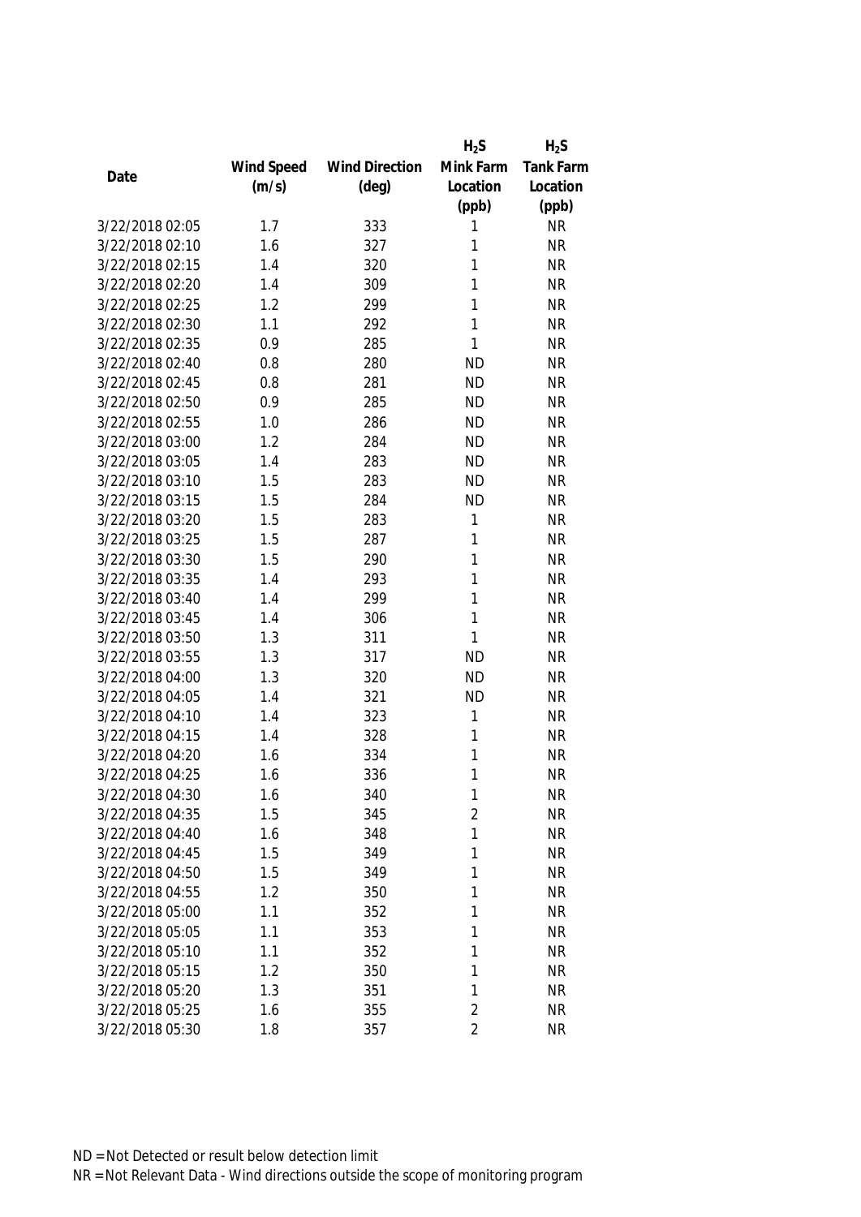| Date | Wind Speed (m/s) | Wind Direction (deg) | $H_2S$ Mink Farm Location (ppb) | $H_2S$ Tank Farm Location (ppb) |
|---|---|---|---|---|
| 3/22/2018 02:05 | 1.7 | 333 | 1 | NR |
| 3/22/2018 02:10 | 1.6 | 327 | 1 | NR |
| 3/22/2018 02:15 | 1.4 | 320 | 1 | NR |
| 3/22/2018 02:20 | 1.4 | 309 | 1 | NR |
| 3/22/2018 02:25 | 1.2 | 299 | 1 | NR |
| 3/22/2018 02:30 | 1.1 | 292 | 1 | NR |
| 3/22/2018 02:35 | 0.9 | 285 | 1 | NR |
| 3/22/2018 02:40 | 0.8 | 280 | ND | NR |
| 3/22/2018 02:45 | 0.8 | 281 | ND | NR |
| 3/22/2018 02:50 | 0.9 | 285 | ND | NR |
| 3/22/2018 02:55 | 1.0 | 286 | ND | NR |
| 3/22/2018 03:00 | 1.2 | 284 | ND | NR |
| 3/22/2018 03:05 | 1.4 | 283 | ND | NR |
| 3/22/2018 03:10 | 1.5 | 283 | ND | NR |
| 3/22/2018 03:15 | 1.5 | 284 | ND | NR |
| 3/22/2018 03:20 | 1.5 | 283 | 1 | NR |
| 3/22/2018 03:25 | 1.5 | 287 | 1 | NR |
| 3/22/2018 03:30 | 1.5 | 290 | 1 | NR |
| 3/22/2018 03:35 | 1.4 | 293 | 1 | NR |
| 3/22/2018 03:40 | 1.4 | 299 | 1 | NR |
| 3/22/2018 03:45 | 1.4 | 306 | 1 | NR |
| 3/22/2018 03:50 | 1.3 | 311 | 1 | NR |
| 3/22/2018 03:55 | 1.3 | 317 | ND | NR |
| 3/22/2018 04:00 | 1.3 | 320 | ND | NR |
| 3/22/2018 04:05 | 1.4 | 321 | ND | NR |
| 3/22/2018 04:10 | 1.4 | 323 | 1 | NR |
| 3/22/2018 04:15 | 1.4 | 328 | 1 | NR |
| 3/22/2018 04:20 | 1.6 | 334 | 1 | NR |
| 3/22/2018 04:25 | 1.6 | 336 | 1 | NR |
| 3/22/2018 04:30 | 1.6 | 340 | 1 | NR |
| 3/22/2018 04:35 | 1.5 | 345 | 2 | NR |
| 3/22/2018 04:40 | 1.6 | 348 | 1 | NR |
| 3/22/2018 04:45 | 1.5 | 349 | 1 | NR |
| 3/22/2018 04:50 | 1.5 | 349 | 1 | NR |
| 3/22/2018 04:55 | 1.2 | 350 | 1 | NR |
| 3/22/2018 05:00 | 1.1 | 352 | 1 | NR |
| 3/22/2018 05:05 | 1.1 | 353 | 1 | NR |
| 3/22/2018 05:10 | 1.1 | 352 | 1 | NR |
| 3/22/2018 05:15 | 1.2 | 350 | 1 | NR |
| 3/22/2018 05:20 | 1.3 | 351 | 1 | NR |
| 3/22/2018 05:25 | 1.6 | 355 | 2 | NR |
| 3/22/2018 05:30 | 1.8 | 357 | 2 | NR |

ND = Not Detected or result below detection limit

NR = Not Relevant Data - Wind directions outside the scope of monitoring program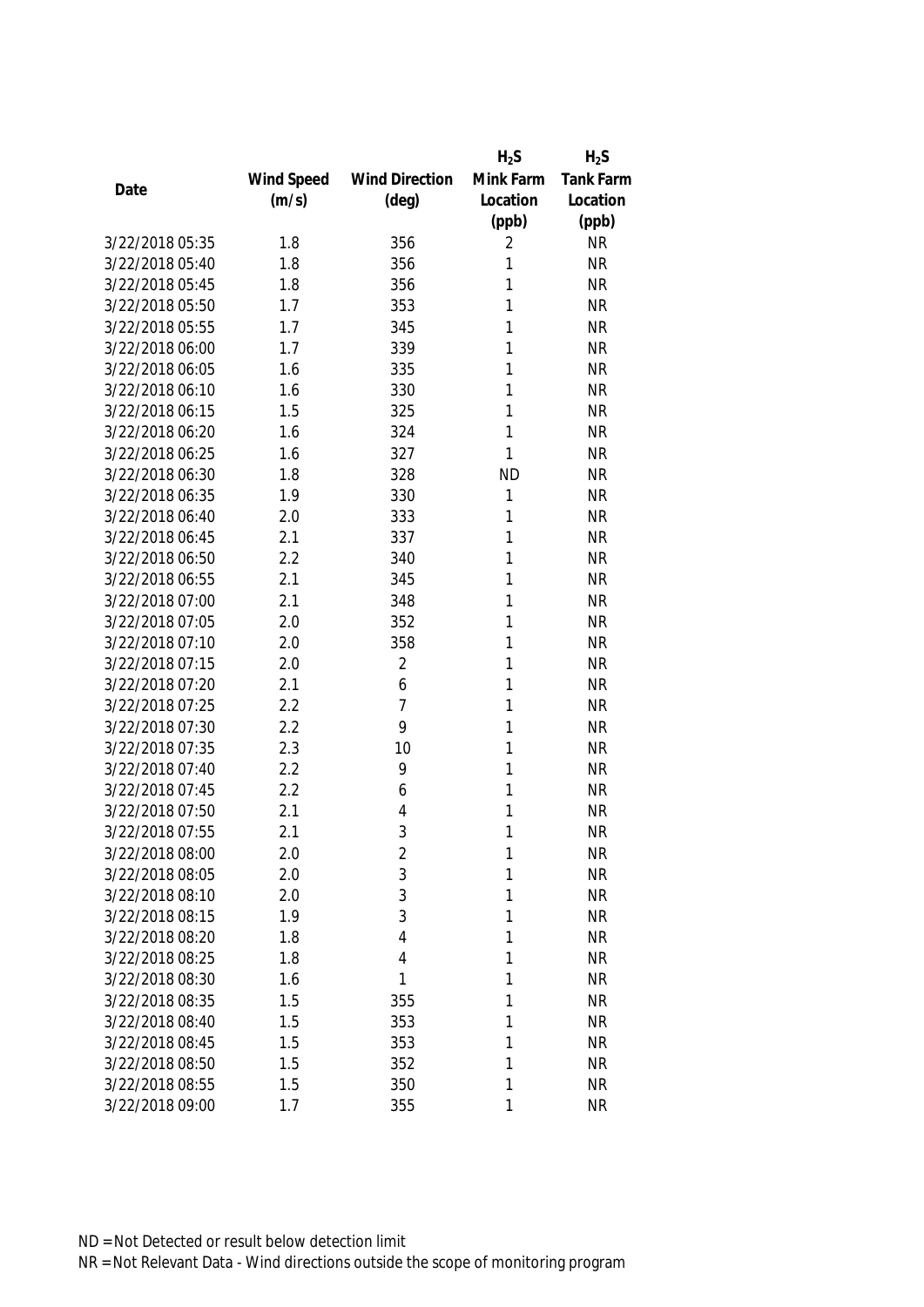| Date | Wind Speed (m/s) | Wind Direction (deg) | $H_2S$ Mink Farm Location (ppb) | $H_2S$ Tank Farm Location (ppb) |
|---|---|---|---|---|
| 3/22/2018 05:35 | 1.8 | 356 | 2 | NR |
| 3/22/2018 05:40 | 1.8 | 356 | 1 | NR |
| 3/22/2018 05:45 | 1.8 | 356 | 1 | NR |
| 3/22/2018 05:50 | 1.7 | 353 | 1 | NR |
| 3/22/2018 05:55 | 1.7 | 345 | 1 | NR |
| 3/22/2018 06:00 | 1.7 | 339 | 1 | NR |
| 3/22/2018 06:05 | 1.6 | 335 | 1 | NR |
| 3/22/2018 06:10 | 1.6 | 330 | 1 | NR |
| 3/22/2018 06:15 | 1.5 | 325 | 1 | NR |
| 3/22/2018 06:20 | 1.6 | 324 | 1 | NR |
| 3/22/2018 06:25 | 1.6 | 327 | 1 | NR |
| 3/22/2018 06:30 | 1.8 | 328 | ND | NR |
| 3/22/2018 06:35 | 1.9 | 330 | 1 | NR |
| 3/22/2018 06:40 | 2.0 | 333 | 1 | NR |
| 3/22/2018 06:45 | 2.1 | 337 | 1 | NR |
| 3/22/2018 06:50 | 2.2 | 340 | 1 | NR |
| 3/22/2018 06:55 | 2.1 | 345 | 1 | NR |
| 3/22/2018 07:00 | 2.1 | 348 | 1 | NR |
| 3/22/2018 07:05 | 2.0 | 352 | 1 | NR |
| 3/22/2018 07:10 | 2.0 | 358 | 1 | NR |
| 3/22/2018 07:15 | 2.0 | 2 | 1 | NR |
| 3/22/2018 07:20 | 2.1 | 6 | 1 | NR |
| 3/22/2018 07:25 | 2.2 | 7 | 1 | NR |
| 3/22/2018 07:30 | 2.2 | 9 | 1 | NR |
| 3/22/2018 07:35 | 2.3 | 10 | 1 | NR |
| 3/22/2018 07:40 | 2.2 | 9 | 1 | NR |
| 3/22/2018 07:45 | 2.2 | 6 | 1 | NR |
| 3/22/2018 07:50 | 2.1 | 4 | 1 | NR |
| 3/22/2018 07:55 | 2.1 | 3 | 1 | NR |
| 3/22/2018 08:00 | 2.0 | 2 | 1 | NR |
| 3/22/2018 08:05 | 2.0 | 3 | 1 | NR |
| 3/22/2018 08:10 | 2.0 | 3 | 1 | NR |
| 3/22/2018 08:15 | 1.9 | 3 | 1 | NR |
| 3/22/2018 08:20 | 1.8 | 4 | 1 | NR |
| 3/22/2018 08:25 | 1.8 | 4 | 1 | NR |
| 3/22/2018 08:30 | 1.6 | 1 | 1 | NR |
| 3/22/2018 08:35 | 1.5 | 355 | 1 | NR |
| 3/22/2018 08:40 | 1.5 | 353 | 1 | NR |
| 3/22/2018 08:45 | 1.5 | 353 | 1 | NR |
| 3/22/2018 08:50 | 1.5 | 352 | 1 | NR |
| 3/22/2018 08:55 | 1.5 | 350 | 1 | NR |
| 3/22/2018 09:00 | 1.7 | 355 | 1 | NR |

ND = Not Detected or result below detection limit

NR = Not Relevant Data - Wind directions outside the scope of monitoring program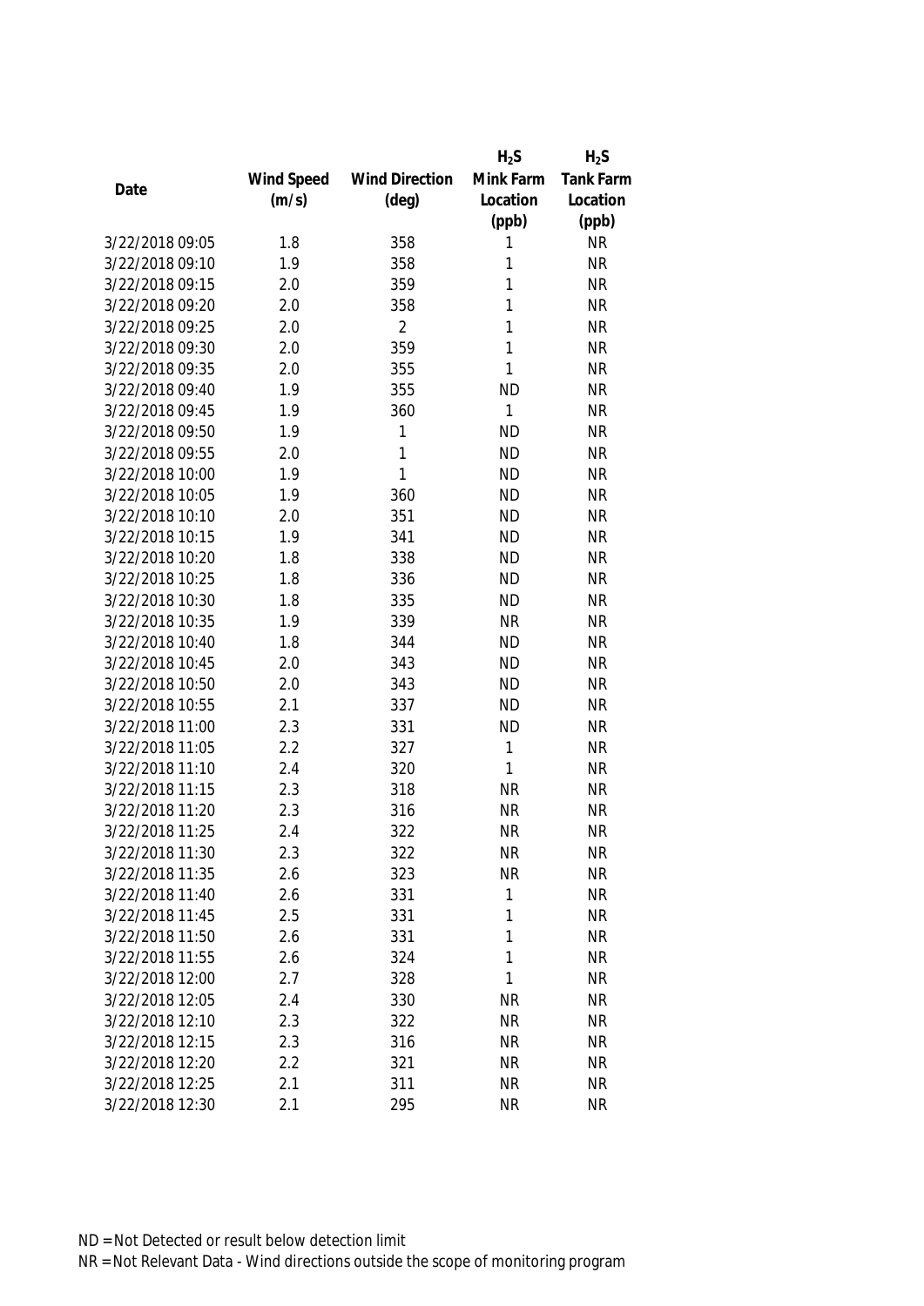| Date | Wind Speed (m/s) | Wind Direction (deg) | $H_2S$ Mink Farm Location (ppb) | $H_2S$ Tank Farm Location (ppb) |
|---|---|---|---|---|
| 3/22/2018 09:05 | 1.8 | 358 | 1 | NR |
| 3/22/2018 09:10 | 1.9 | 358 | 1 | NR |
| 3/22/2018 09:15 | 2.0 | 359 | 1 | NR |
| 3/22/2018 09:20 | 2.0 | 358 | 1 | NR |
| 3/22/2018 09:25 | 2.0 | 2 | 1 | NR |
| 3/22/2018 09:30 | 2.0 | 359 | 1 | NR |
| 3/22/2018 09:35 | 2.0 | 355 | 1 | NR |
| 3/22/2018 09:40 | 1.9 | 355 | ND | NR |
| 3/22/2018 09:45 | 1.9 | 360 | 1 | NR |
| 3/22/2018 09:50 | 1.9 | 1 | ND | NR |
| 3/22/2018 09:55 | 2.0 | 1 | ND | NR |
| 3/22/2018 10:00 | 1.9 | 1 | ND | NR |
| 3/22/2018 10:05 | 1.9 | 360 | ND | NR |
| 3/22/2018 10:10 | 2.0 | 351 | ND | NR |
| 3/22/2018 10:15 | 1.9 | 341 | ND | NR |
| 3/22/2018 10:20 | 1.8 | 338 | ND | NR |
| 3/22/2018 10:25 | 1.8 | 336 | ND | NR |
| 3/22/2018 10:30 | 1.8 | 335 | ND | NR |
| 3/22/2018 10:35 | 1.9 | 339 | NR | NR |
| 3/22/2018 10:40 | 1.8 | 344 | ND | NR |
| 3/22/2018 10:45 | 2.0 | 343 | ND | NR |
| 3/22/2018 10:50 | 2.0 | 343 | ND | NR |
| 3/22/2018 10:55 | 2.1 | 337 | ND | NR |
| 3/22/2018 11:00 | 2.3 | 331 | ND | NR |
| 3/22/2018 11:05 | 2.2 | 327 | 1 | NR |
| 3/22/2018 11:10 | 2.4 | 320 | 1 | NR |
| 3/22/2018 11:15 | 2.3 | 318 | NR | NR |
| 3/22/2018 11:20 | 2.3 | 316 | NR | NR |
| 3/22/2018 11:25 | 2.4 | 322 | NR | NR |
| 3/22/2018 11:30 | 2.3 | 322 | NR | NR |
| 3/22/2018 11:35 | 2.6 | 323 | NR | NR |
| 3/22/2018 11:40 | 2.6 | 331 | 1 | NR |
| 3/22/2018 11:45 | 2.5 | 331 | 1 | NR |
| 3/22/2018 11:50 | 2.6 | 331 | 1 | NR |
| 3/22/2018 11:55 | 2.6 | 324 | 1 | NR |
| 3/22/2018 12:00 | 2.7 | 328 | 1 | NR |
| 3/22/2018 12:05 | 2.4 | 330 | NR | NR |
| 3/22/2018 12:10 | 2.3 | 322 | NR | NR |
| 3/22/2018 12:15 | 2.3 | 316 | NR | NR |
| 3/22/2018 12:20 | 2.2 | 321 | NR | NR |
| 3/22/2018 12:25 | 2.1 | 311 | NR | NR |
| 3/22/2018 12:30 | 2.1 | 295 | NR | NR |

ND = Not Detected or result below detection limit

NR = Not Relevant Data - Wind directions outside the scope of monitoring program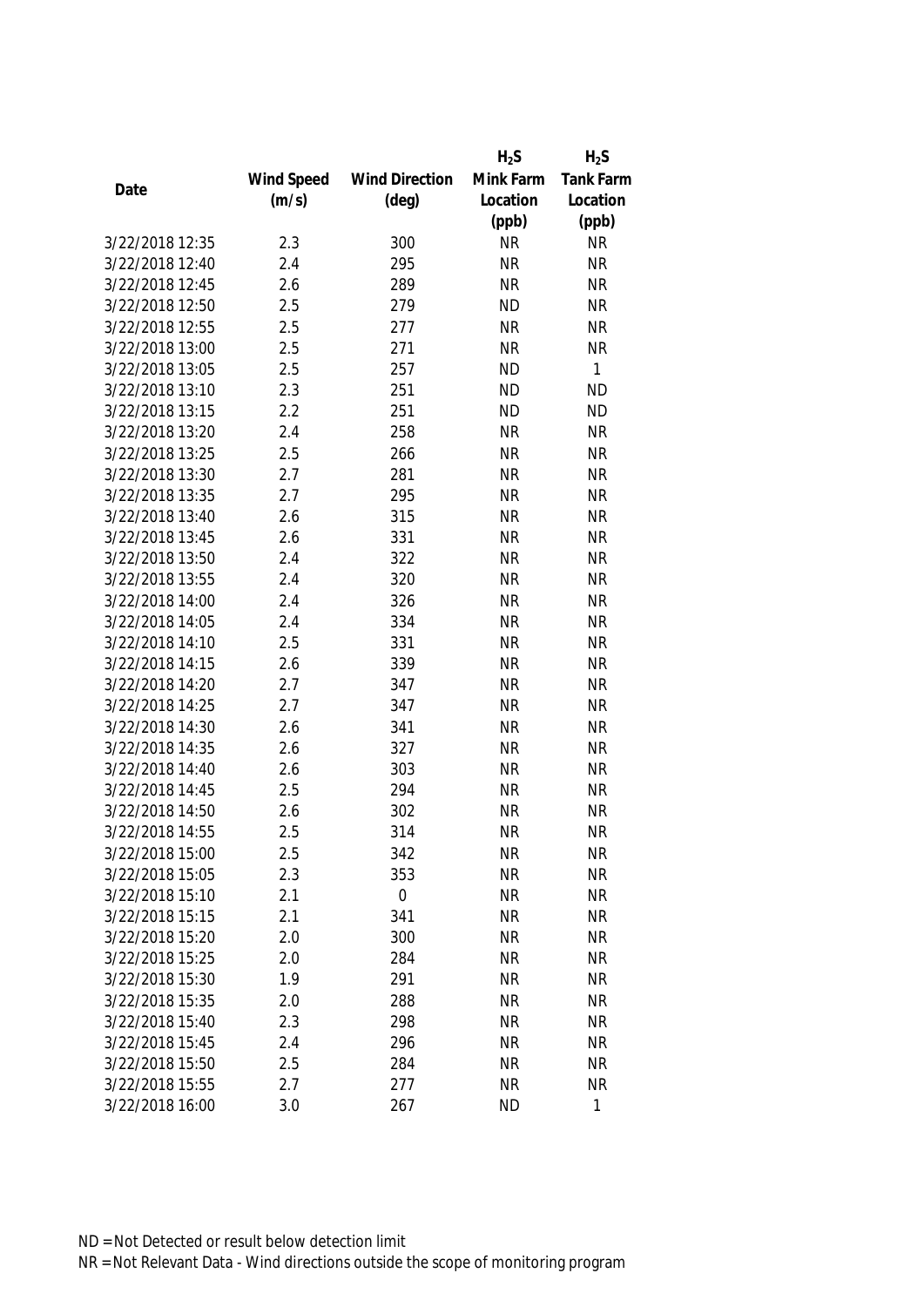| Date | Wind Speed (m/s) | Wind Direction (deg) | $H_2S$ Mink Farm Location (ppb) | $H_2S$ Tank Farm Location (ppb) |
|---|---|---|---|---|
| 3/22/2018 12:35 | 2.3 | 300 | NR | NR |
| 3/22/2018 12:40 | 2.4 | 295 | NR | NR |
| 3/22/2018 12:45 | 2.6 | 289 | NR | NR |
| 3/22/2018 12:50 | 2.5 | 279 | ND | NR |
| 3/22/2018 12:55 | 2.5 | 277 | NR | NR |
| 3/22/2018 13:00 | 2.5 | 271 | NR | NR |
| 3/22/2018 13:05 | 2.5 | 257 | ND | 1 |
| 3/22/2018 13:10 | 2.3 | 251 | ND | ND |
| 3/22/2018 13:15 | 2.2 | 251 | ND | ND |
| 3/22/2018 13:20 | 2.4 | 258 | NR | NR |
| 3/22/2018 13:25 | 2.5 | 266 | NR | NR |
| 3/22/2018 13:30 | 2.7 | 281 | NR | NR |
| 3/22/2018 13:35 | 2.7 | 295 | NR | NR |
| 3/22/2018 13:40 | 2.6 | 315 | NR | NR |
| 3/22/2018 13:45 | 2.6 | 331 | NR | NR |
| 3/22/2018 13:50 | 2.4 | 322 | NR | NR |
| 3/22/2018 13:55 | 2.4 | 320 | NR | NR |
| 3/22/2018 14:00 | 2.4 | 326 | NR | NR |
| 3/22/2018 14:05 | 2.4 | 334 | NR | NR |
| 3/22/2018 14:10 | 2.5 | 331 | NR | NR |
| 3/22/2018 14:15 | 2.6 | 339 | NR | NR |
| 3/22/2018 14:20 | 2.7 | 347 | NR | NR |
| 3/22/2018 14:25 | 2.7 | 347 | NR | NR |
| 3/22/2018 14:30 | 2.6 | 341 | NR | NR |
| 3/22/2018 14:35 | 2.6 | 327 | NR | NR |
| 3/22/2018 14:40 | 2.6 | 303 | NR | NR |
| 3/22/2018 14:45 | 2.5 | 294 | NR | NR |
| 3/22/2018 14:50 | 2.6 | 302 | NR | NR |
| 3/22/2018 14:55 | 2.5 | 314 | NR | NR |
| 3/22/2018 15:00 | 2.5 | 342 | NR | NR |
| 3/22/2018 15:05 | 2.3 | 353 | NR | NR |
| 3/22/2018 15:10 | 2.1 | 0 | NR | NR |
| 3/22/2018 15:15 | 2.1 | 341 | NR | NR |
| 3/22/2018 15:20 | 2.0 | 300 | NR | NR |
| 3/22/2018 15:25 | 2.0 | 284 | NR | NR |
| 3/22/2018 15:30 | 1.9 | 291 | NR | NR |
| 3/22/2018 15:35 | 2.0 | 288 | NR | NR |
| 3/22/2018 15:40 | 2.3 | 298 | NR | NR |
| 3/22/2018 15:45 | 2.4 | 296 | NR | NR |
| 3/22/2018 15:50 | 2.5 | 284 | NR | NR |
| 3/22/2018 15:55 | 2.7 | 277 | NR | NR |
| 3/22/2018 16:00 | 3.0 | 267 | ND | 1 |

ND = Not Detected or result below detection limit

NR = Not Relevant Data - Wind directions outside the scope of monitoring program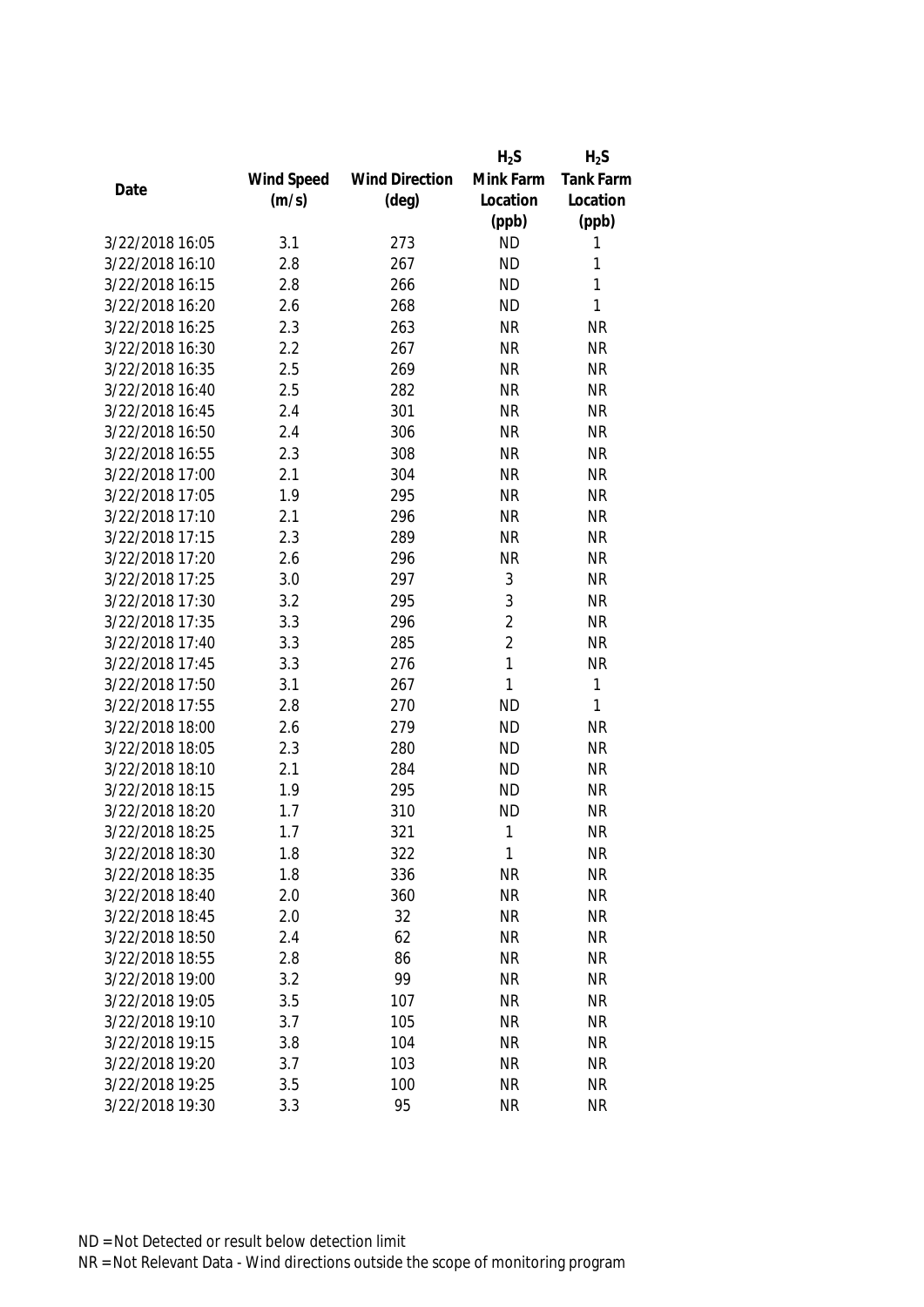| Date | Wind Speed (m/s) | Wind Direction (deg) | $H_2S$ Mink Farm Location (ppb) | $H_2S$ Tank Farm Location (ppb) |
|---|---|---|---|---|
| 3/22/2018 16:05 | 3.1 | 273 | ND | 1 |
| 3/22/2018 16:10 | 2.8 | 267 | ND | 1 |
| 3/22/2018 16:15 | 2.8 | 266 | ND | 1 |
| 3/22/2018 16:20 | 2.6 | 268 | ND | 1 |
| 3/22/2018 16:25 | 2.3 | 263 | NR | NR |
| 3/22/2018 16:30 | 2.2 | 267 | NR | NR |
| 3/22/2018 16:35 | 2.5 | 269 | NR | NR |
| 3/22/2018 16:40 | 2.5 | 282 | NR | NR |
| 3/22/2018 16:45 | 2.4 | 301 | NR | NR |
| 3/22/2018 16:50 | 2.4 | 306 | NR | NR |
| 3/22/2018 16:55 | 2.3 | 308 | NR | NR |
| 3/22/2018 17:00 | 2.1 | 304 | NR | NR |
| 3/22/2018 17:05 | 1.9 | 295 | NR | NR |
| 3/22/2018 17:10 | 2.1 | 296 | NR | NR |
| 3/22/2018 17:15 | 2.3 | 289 | NR | NR |
| 3/22/2018 17:20 | 2.6 | 296 | NR | NR |
| 3/22/2018 17:25 | 3.0 | 297 | 3 | NR |
| 3/22/2018 17:30 | 3.2 | 295 | 3 | NR |
| 3/22/2018 17:35 | 3.3 | 296 | 2 | NR |
| 3/22/2018 17:40 | 3.3 | 285 | 2 | NR |
| 3/22/2018 17:45 | 3.3 | 276 | 1 | NR |
| 3/22/2018 17:50 | 3.1 | 267 | 1 | 1 |
| 3/22/2018 17:55 | 2.8 | 270 | ND | 1 |
| 3/22/2018 18:00 | 2.6 | 279 | ND | NR |
| 3/22/2018 18:05 | 2.3 | 280 | ND | NR |
| 3/22/2018 18:10 | 2.1 | 284 | ND | NR |
| 3/22/2018 18:15 | 1.9 | 295 | ND | NR |
| 3/22/2018 18:20 | 1.7 | 310 | ND | NR |
| 3/22/2018 18:25 | 1.7 | 321 | 1 | NR |
| 3/22/2018 18:30 | 1.8 | 322 | 1 | NR |
| 3/22/2018 18:35 | 1.8 | 336 | NR | NR |
| 3/22/2018 18:40 | 2.0 | 360 | NR | NR |
| 3/22/2018 18:45 | 2.0 | 32 | NR | NR |
| 3/22/2018 18:50 | 2.4 | 62 | NR | NR |
| 3/22/2018 18:55 | 2.8 | 86 | NR | NR |
| 3/22/2018 19:00 | 3.2 | 99 | NR | NR |
| 3/22/2018 19:05 | 3.5 | 107 | NR | NR |
| 3/22/2018 19:10 | 3.7 | 105 | NR | NR |
| 3/22/2018 19:15 | 3.8 | 104 | NR | NR |
| 3/22/2018 19:20 | 3.7 | 103 | NR | NR |
| 3/22/2018 19:25 | 3.5 | 100 | NR | NR |
| 3/22/2018 19:30 | 3.3 | 95 | NR | NR |

ND = Not Detected or result below detection limit

NR = Not Relevant Data - Wind directions outside the scope of monitoring program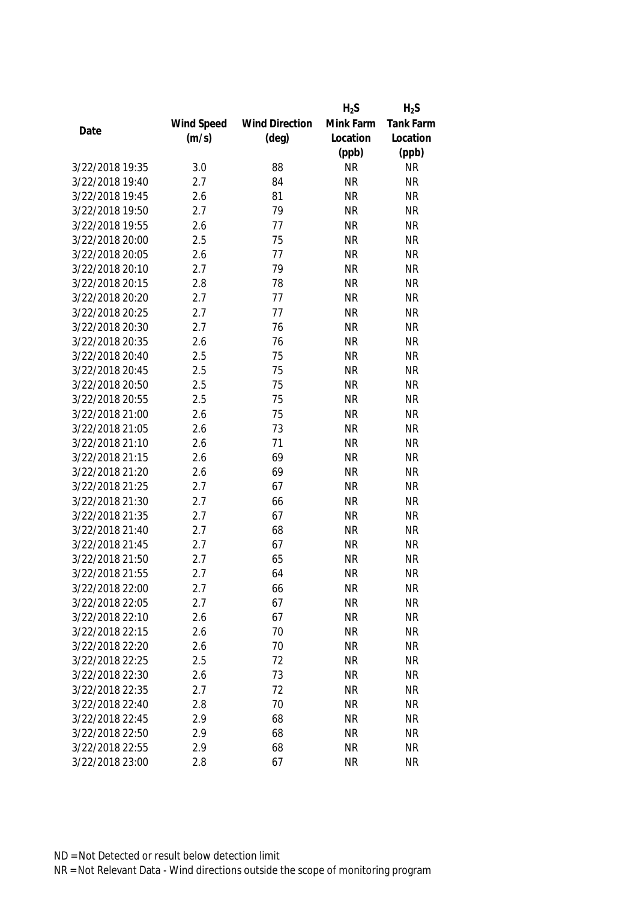| Date | Wind Speed (m/s) | Wind Direction (deg) | $H_2S$ Mink Farm Location (ppb) | $H_2S$ Tank Farm Location (ppb) |
|---|---|---|---|---|
| 3/22/2018 19:35 | 3.0 | 88 | NR | NR |
| 3/22/2018 19:40 | 2.7 | 84 | NR | NR |
| 3/22/2018 19:45 | 2.6 | 81 | NR | NR |
| 3/22/2018 19:50 | 2.7 | 79 | NR | NR |
| 3/22/2018 19:55 | 2.6 | 77 | NR | NR |
| 3/22/2018 20:00 | 2.5 | 75 | NR | NR |
| 3/22/2018 20:05 | 2.6 | 77 | NR | NR |
| 3/22/2018 20:10 | 2.7 | 79 | NR | NR |
| 3/22/2018 20:15 | 2.8 | 78 | NR | NR |
| 3/22/2018 20:20 | 2.7 | 77 | NR | NR |
| 3/22/2018 20:25 | 2.7 | 77 | NR | NR |
| 3/22/2018 20:30 | 2.7 | 76 | NR | NR |
| 3/22/2018 20:35 | 2.6 | 76 | NR | NR |
| 3/22/2018 20:40 | 2.5 | 75 | NR | NR |
| 3/22/2018 20:45 | 2.5 | 75 | NR | NR |
| 3/22/2018 20:50 | 2.5 | 75 | NR | NR |
| 3/22/2018 20:55 | 2.5 | 75 | NR | NR |
| 3/22/2018 21:00 | 2.6 | 75 | NR | NR |
| 3/22/2018 21:05 | 2.6 | 73 | NR | NR |
| 3/22/2018 21:10 | 2.6 | 71 | NR | NR |
| 3/22/2018 21:15 | 2.6 | 69 | NR | NR |
| 3/22/2018 21:20 | 2.6 | 69 | NR | NR |
| 3/22/2018 21:25 | 2.7 | 67 | NR | NR |
| 3/22/2018 21:30 | 2.7 | 66 | NR | NR |
| 3/22/2018 21:35 | 2.7 | 67 | NR | NR |
| 3/22/2018 21:40 | 2.7 | 68 | NR | NR |
| 3/22/2018 21:45 | 2.7 | 67 | NR | NR |
| 3/22/2018 21:50 | 2.7 | 65 | NR | NR |
| 3/22/2018 21:55 | 2.7 | 64 | NR | NR |
| 3/22/2018 22:00 | 2.7 | 66 | NR | NR |
| 3/22/2018 22:05 | 2.7 | 67 | NR | NR |
| 3/22/2018 22:10 | 2.6 | 67 | NR | NR |
| 3/22/2018 22:15 | 2.6 | 70 | NR | NR |
| 3/22/2018 22:20 | 2.6 | 70 | NR | NR |
| 3/22/2018 22:25 | 2.5 | 72 | NR | NR |
| 3/22/2018 22:30 | 2.6 | 73 | NR | NR |
| 3/22/2018 22:35 | 2.7 | 72 | NR | NR |
| 3/22/2018 22:40 | 2.8 | 70 | NR | NR |
| 3/22/2018 22:45 | 2.9 | 68 | NR | NR |
| 3/22/2018 22:50 | 2.9 | 68 | NR | NR |
| 3/22/2018 22:55 | 2.9 | 68 | NR | NR |
| 3/22/2018 23:00 | 2.8 | 67 | NR | NR |

ND = Not Detected or result below detection limit
NR = Not Relevant Data - Wind directions outside the scope of monitoring program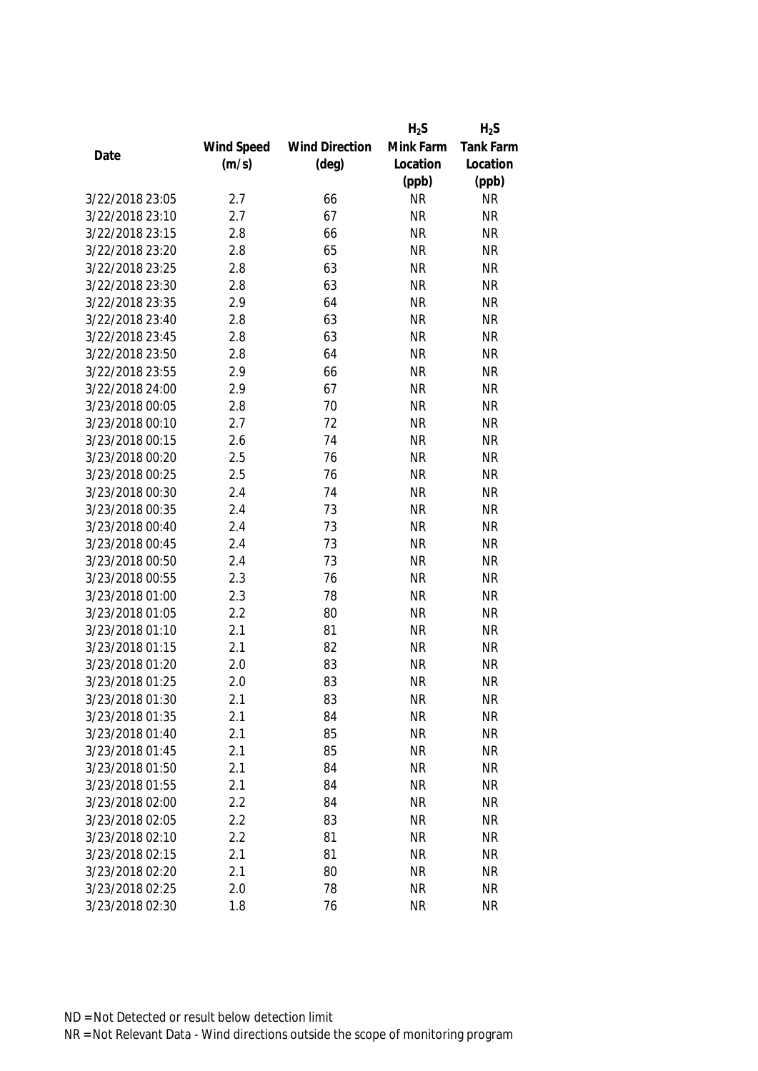| Date | Wind Speed (m/s) | Wind Direction (deg) | $H_2S$ Mink Farm Location (ppb) | $H_2S$ Tank Farm Location (ppb) |
|---|---|---|---|---|
| 3/22/2018 23:05 | 2.7 | 66 | NR | NR |
| 3/22/2018 23:10 | 2.7 | 67 | NR | NR |
| 3/22/2018 23:15 | 2.8 | 66 | NR | NR |
| 3/22/2018 23:20 | 2.8 | 65 | NR | NR |
| 3/22/2018 23:25 | 2.8 | 63 | NR | NR |
| 3/22/2018 23:30 | 2.8 | 63 | NR | NR |
| 3/22/2018 23:35 | 2.9 | 64 | NR | NR |
| 3/22/2018 23:40 | 2.8 | 63 | NR | NR |
| 3/22/2018 23:45 | 2.8 | 63 | NR | NR |
| 3/22/2018 23:50 | 2.8 | 64 | NR | NR |
| 3/22/2018 23:55 | 2.9 | 66 | NR | NR |
| 3/22/2018 24:00 | 2.9 | 67 | NR | NR |
| 3/23/2018 00:05 | 2.8 | 70 | NR | NR |
| 3/23/2018 00:10 | 2.7 | 72 | NR | NR |
| 3/23/2018 00:15 | 2.6 | 74 | NR | NR |
| 3/23/2018 00:20 | 2.5 | 76 | NR | NR |
| 3/23/2018 00:25 | 2.5 | 76 | NR | NR |
| 3/23/2018 00:30 | 2.4 | 74 | NR | NR |
| 3/23/2018 00:35 | 2.4 | 73 | NR | NR |
| 3/23/2018 00:40 | 2.4 | 73 | NR | NR |
| 3/23/2018 00:45 | 2.4 | 73 | NR | NR |
| 3/23/2018 00:50 | 2.4 | 73 | NR | NR |
| 3/23/2018 00:55 | 2.3 | 76 | NR | NR |
| 3/23/2018 01:00 | 2.3 | 78 | NR | NR |
| 3/23/2018 01:05 | 2.2 | 80 | NR | NR |
| 3/23/2018 01:10 | 2.1 | 81 | NR | NR |
| 3/23/2018 01:15 | 2.1 | 82 | NR | NR |
| 3/23/2018 01:20 | 2.0 | 83 | NR | NR |
| 3/23/2018 01:25 | 2.0 | 83 | NR | NR |
| 3/23/2018 01:30 | 2.1 | 83 | NR | NR |
| 3/23/2018 01:35 | 2.1 | 84 | NR | NR |
| 3/23/2018 01:40 | 2.1 | 85 | NR | NR |
| 3/23/2018 01:45 | 2.1 | 85 | NR | NR |
| 3/23/2018 01:50 | 2.1 | 84 | NR | NR |
| 3/23/2018 01:55 | 2.1 | 84 | NR | NR |
| 3/23/2018 02:00 | 2.2 | 84 | NR | NR |
| 3/23/2018 02:05 | 2.2 | 83 | NR | NR |
| 3/23/2018 02:10 | 2.2 | 81 | NR | NR |
| 3/23/2018 02:15 | 2.1 | 81 | NR | NR |
| 3/23/2018 02:20 | 2.1 | 80 | NR | NR |
| 3/23/2018 02:25 | 2.0 | 78 | NR | NR |
| 3/23/2018 02:30 | 1.8 | 76 | NR | NR |

ND = Not Detected or result below detection limit

NR = Not Relevant Data - Wind directions outside the scope of monitoring program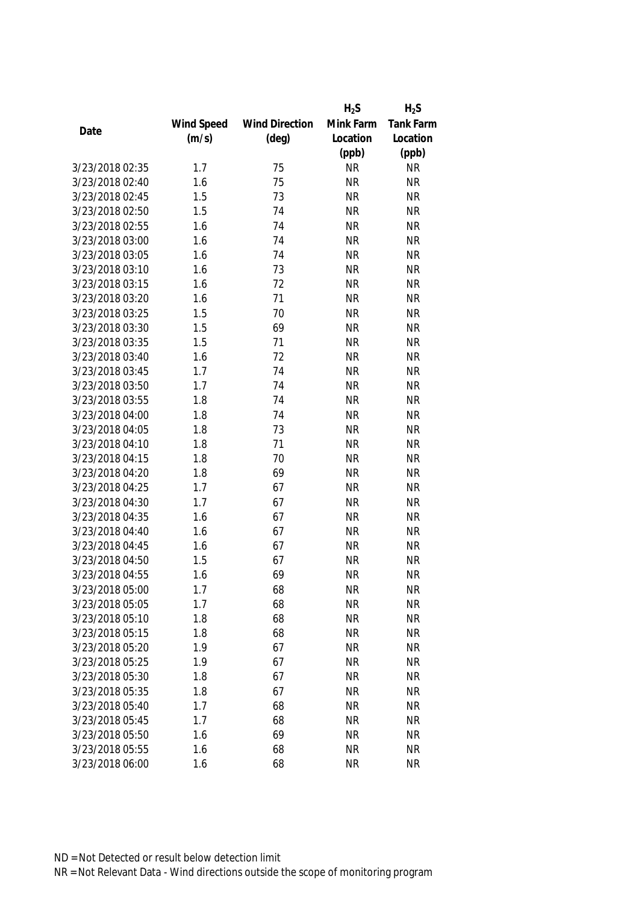| Date | Wind Speed (m/s) | Wind Direction (deg) | $H_2S$ Mink Farm Location (ppb) | $H_2S$ Tank Farm Location (ppb) |
|---|---|---|---|---|
| 3/23/2018 02:35 | 1.7 | 75 | NR | NR |
| 3/23/2018 02:40 | 1.6 | 75 | NR | NR |
| 3/23/2018 02:45 | 1.5 | 73 | NR | NR |
| 3/23/2018 02:50 | 1.5 | 74 | NR | NR |
| 3/23/2018 02:55 | 1.6 | 74 | NR | NR |
| 3/23/2018 03:00 | 1.6 | 74 | NR | NR |
| 3/23/2018 03:05 | 1.6 | 74 | NR | NR |
| 3/23/2018 03:10 | 1.6 | 73 | NR | NR |
| 3/23/2018 03:15 | 1.6 | 72 | NR | NR |
| 3/23/2018 03:20 | 1.6 | 71 | NR | NR |
| 3/23/2018 03:25 | 1.5 | 70 | NR | NR |
| 3/23/2018 03:30 | 1.5 | 69 | NR | NR |
| 3/23/2018 03:35 | 1.5 | 71 | NR | NR |
| 3/23/2018 03:40 | 1.6 | 72 | NR | NR |
| 3/23/2018 03:45 | 1.7 | 74 | NR | NR |
| 3/23/2018 03:50 | 1.7 | 74 | NR | NR |
| 3/23/2018 03:55 | 1.8 | 74 | NR | NR |
| 3/23/2018 04:00 | 1.8 | 74 | NR | NR |
| 3/23/2018 04:05 | 1.8 | 73 | NR | NR |
| 3/23/2018 04:10 | 1.8 | 71 | NR | NR |
| 3/23/2018 04:15 | 1.8 | 70 | NR | NR |
| 3/23/2018 04:20 | 1.8 | 69 | NR | NR |
| 3/23/2018 04:25 | 1.7 | 67 | NR | NR |
| 3/23/2018 04:30 | 1.7 | 67 | NR | NR |
| 3/23/2018 04:35 | 1.6 | 67 | NR | NR |
| 3/23/2018 04:40 | 1.6 | 67 | NR | NR |
| 3/23/2018 04:45 | 1.6 | 67 | NR | NR |
| 3/23/2018 04:50 | 1.5 | 67 | NR | NR |
| 3/23/2018 04:55 | 1.6 | 69 | NR | NR |
| 3/23/2018 05:00 | 1.7 | 68 | NR | NR |
| 3/23/2018 05:05 | 1.7 | 68 | NR | NR |
| 3/23/2018 05:10 | 1.8 | 68 | NR | NR |
| 3/23/2018 05:15 | 1.8 | 68 | NR | NR |
| 3/23/2018 05:20 | 1.9 | 67 | NR | NR |
| 3/23/2018 05:25 | 1.9 | 67 | NR | NR |
| 3/23/2018 05:30 | 1.8 | 67 | NR | NR |
| 3/23/2018 05:35 | 1.8 | 67 | NR | NR |
| 3/23/2018 05:40 | 1.7 | 68 | NR | NR |
| 3/23/2018 05:45 | 1.7 | 68 | NR | NR |
| 3/23/2018 05:50 | 1.6 | 69 | NR | NR |
| 3/23/2018 05:55 | 1.6 | 68 | NR | NR |
| 3/23/2018 06:00 | 1.6 | 68 | NR | NR |

ND = Not Detected or result below detection limit

NR = Not Relevant Data - Wind directions outside the scope of monitoring program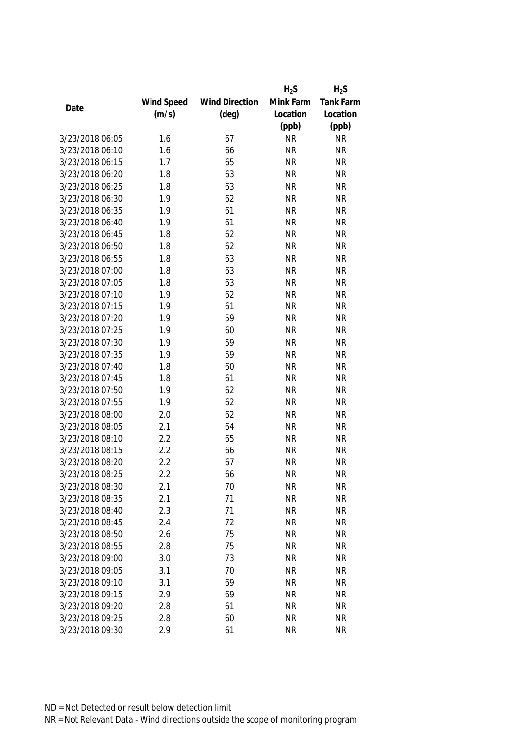| Date | Wind Speed (m/s) | Wind Direction (deg) | $H_2S$ Mink Farm Location (ppb) | $H_2S$ Tank Farm Location (ppb) |
|---|---|---|---|---|
| 3/23/2018 06:05 | 1.6 | 67 | NR | NR |
| 3/23/2018 06:10 | 1.6 | 66 | NR | NR |
| 3/23/2018 06:15 | 1.7 | 65 | NR | NR |
| 3/23/2018 06:20 | 1.8 | 63 | NR | NR |
| 3/23/2018 06:25 | 1.8 | 63 | NR | NR |
| 3/23/2018 06:30 | 1.9 | 62 | NR | NR |
| 3/23/2018 06:35 | 1.9 | 61 | NR | NR |
| 3/23/2018 06:40 | 1.9 | 61 | NR | NR |
| 3/23/2018 06:45 | 1.8 | 62 | NR | NR |
| 3/23/2018 06:50 | 1.8 | 62 | NR | NR |
| 3/23/2018 06:55 | 1.8 | 63 | NR | NR |
| 3/23/2018 07:00 | 1.8 | 63 | NR | NR |
| 3/23/2018 07:05 | 1.8 | 63 | NR | NR |
| 3/23/2018 07:10 | 1.9 | 62 | NR | NR |
| 3/23/2018 07:15 | 1.9 | 61 | NR | NR |
| 3/23/2018 07:20 | 1.9 | 59 | NR | NR |
| 3/23/2018 07:25 | 1.9 | 60 | NR | NR |
| 3/23/2018 07:30 | 1.9 | 59 | NR | NR |
| 3/23/2018 07:35 | 1.9 | 59 | NR | NR |
| 3/23/2018 07:40 | 1.8 | 60 | NR | NR |
| 3/23/2018 07:45 | 1.8 | 61 | NR | NR |
| 3/23/2018 07:50 | 1.9 | 62 | NR | NR |
| 3/23/2018 07:55 | 1.9 | 62 | NR | NR |
| 3/23/2018 08:00 | 2.0 | 62 | NR | NR |
| 3/23/2018 08:05 | 2.1 | 64 | NR | NR |
| 3/23/2018 08:10 | 2.2 | 65 | NR | NR |
| 3/23/2018 08:15 | 2.2 | 66 | NR | NR |
| 3/23/2018 08:20 | 2.2 | 67 | NR | NR |
| 3/23/2018 08:25 | 2.2 | 66 | NR | NR |
| 3/23/2018 08:30 | 2.1 | 70 | NR | NR |
| 3/23/2018 08:35 | 2.1 | 71 | NR | NR |
| 3/23/2018 08:40 | 2.3 | 71 | NR | NR |
| 3/23/2018 08:45 | 2.4 | 72 | NR | NR |
| 3/23/2018 08:50 | 2.6 | 75 | NR | NR |
| 3/23/2018 08:55 | 2.8 | 75 | NR | NR |
| 3/23/2018 09:00 | 3.0 | 73 | NR | NR |
| 3/23/2018 09:05 | 3.1 | 70 | NR | NR |
| 3/23/2018 09:10 | 3.1 | 69 | NR | NR |
| 3/23/2018 09:15 | 2.9 | 69 | NR | NR |
| 3/23/2018 09:20 | 2.8 | 61 | NR | NR |
| 3/23/2018 09:25 | 2.8 | 60 | NR | NR |
| 3/23/2018 09:30 | 2.9 | 61 | NR | NR |

ND = Not Detected or result below detection limit
NR = Not Relevant Data - Wind directions outside the scope of monitoring program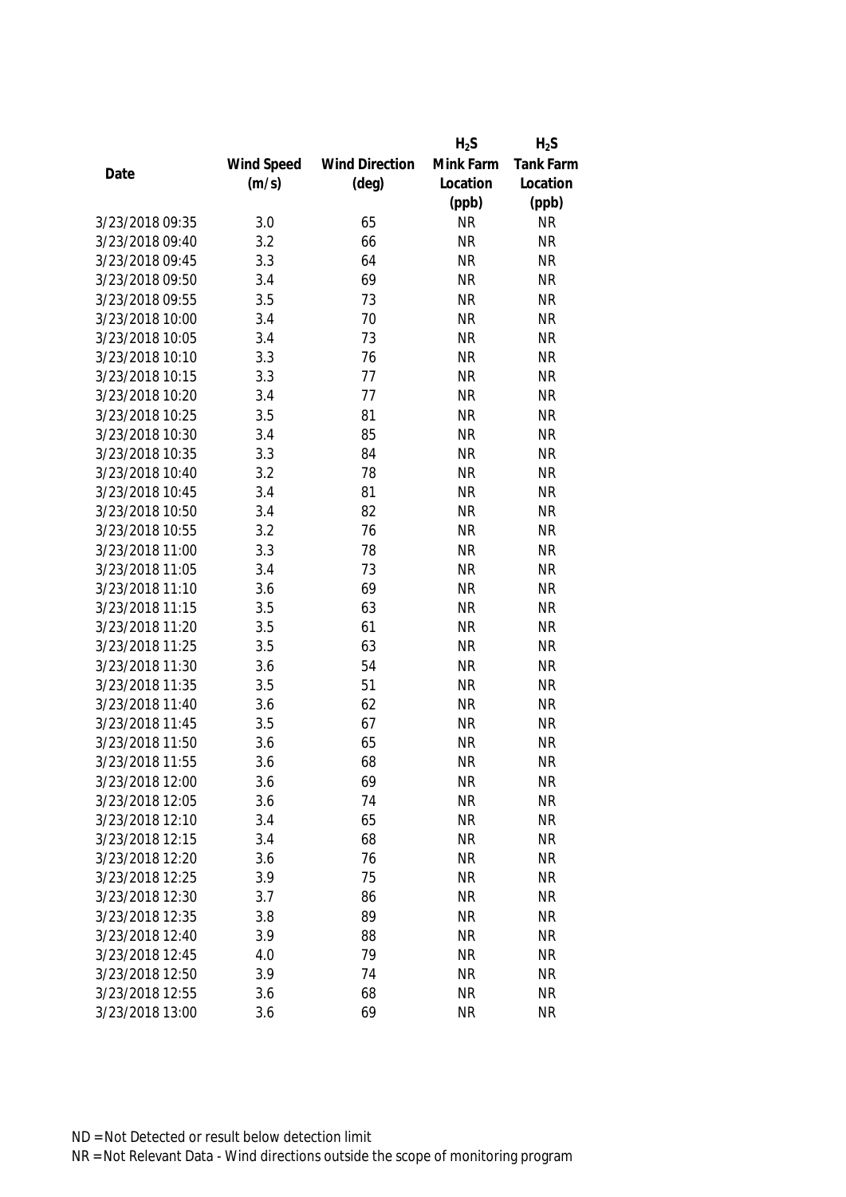| Date | Wind Speed (m/s) | Wind Direction (deg) | $H_2S$ Mink Farm Location (ppb) | $H_2S$ Tank Farm Location (ppb) |
|---|---|---|---|---|
| 3/23/2018 09:35 | 3.0 | 65 | NR | NR |
| 3/23/2018 09:40 | 3.2 | 66 | NR | NR |
| 3/23/2018 09:45 | 3.3 | 64 | NR | NR |
| 3/23/2018 09:50 | 3.4 | 69 | NR | NR |
| 3/23/2018 09:55 | 3.5 | 73 | NR | NR |
| 3/23/2018 10:00 | 3.4 | 70 | NR | NR |
| 3/23/2018 10:05 | 3.4 | 73 | NR | NR |
| 3/23/2018 10:10 | 3.3 | 76 | NR | NR |
| 3/23/2018 10:15 | 3.3 | 77 | NR | NR |
| 3/23/2018 10:20 | 3.4 | 77 | NR | NR |
| 3/23/2018 10:25 | 3.5 | 81 | NR | NR |
| 3/23/2018 10:30 | 3.4 | 85 | NR | NR |
| 3/23/2018 10:35 | 3.3 | 84 | NR | NR |
| 3/23/2018 10:40 | 3.2 | 78 | NR | NR |
| 3/23/2018 10:45 | 3.4 | 81 | NR | NR |
| 3/23/2018 10:50 | 3.4 | 82 | NR | NR |
| 3/23/2018 10:55 | 3.2 | 76 | NR | NR |
| 3/23/2018 11:00 | 3.3 | 78 | NR | NR |
| 3/23/2018 11:05 | 3.4 | 73 | NR | NR |
| 3/23/2018 11:10 | 3.6 | 69 | NR | NR |
| 3/23/2018 11:15 | 3.5 | 63 | NR | NR |
| 3/23/2018 11:20 | 3.5 | 61 | NR | NR |
| 3/23/2018 11:25 | 3.5 | 63 | NR | NR |
| 3/23/2018 11:30 | 3.6 | 54 | NR | NR |
| 3/23/2018 11:35 | 3.5 | 51 | NR | NR |
| 3/23/2018 11:40 | 3.6 | 62 | NR | NR |
| 3/23/2018 11:45 | 3.5 | 67 | NR | NR |
| 3/23/2018 11:50 | 3.6 | 65 | NR | NR |
| 3/23/2018 11:55 | 3.6 | 68 | NR | NR |
| 3/23/2018 12:00 | 3.6 | 69 | NR | NR |
| 3/23/2018 12:05 | 3.6 | 74 | NR | NR |
| 3/23/2018 12:10 | 3.4 | 65 | NR | NR |
| 3/23/2018 12:15 | 3.4 | 68 | NR | NR |
| 3/23/2018 12:20 | 3.6 | 76 | NR | NR |
| 3/23/2018 12:25 | 3.9 | 75 | NR | NR |
| 3/23/2018 12:30 | 3.7 | 86 | NR | NR |
| 3/23/2018 12:35 | 3.8 | 89 | NR | NR |
| 3/23/2018 12:40 | 3.9 | 88 | NR | NR |
| 3/23/2018 12:45 | 4.0 | 79 | NR | NR |
| 3/23/2018 12:50 | 3.9 | 74 | NR | NR |
| 3/23/2018 12:55 | 3.6 | 68 | NR | NR |
| 3/23/2018 13:00 | 3.6 | 69 | NR | NR |

ND = Not Detected or result below detection limit

NR = Not Relevant Data - Wind directions outside the scope of monitoring program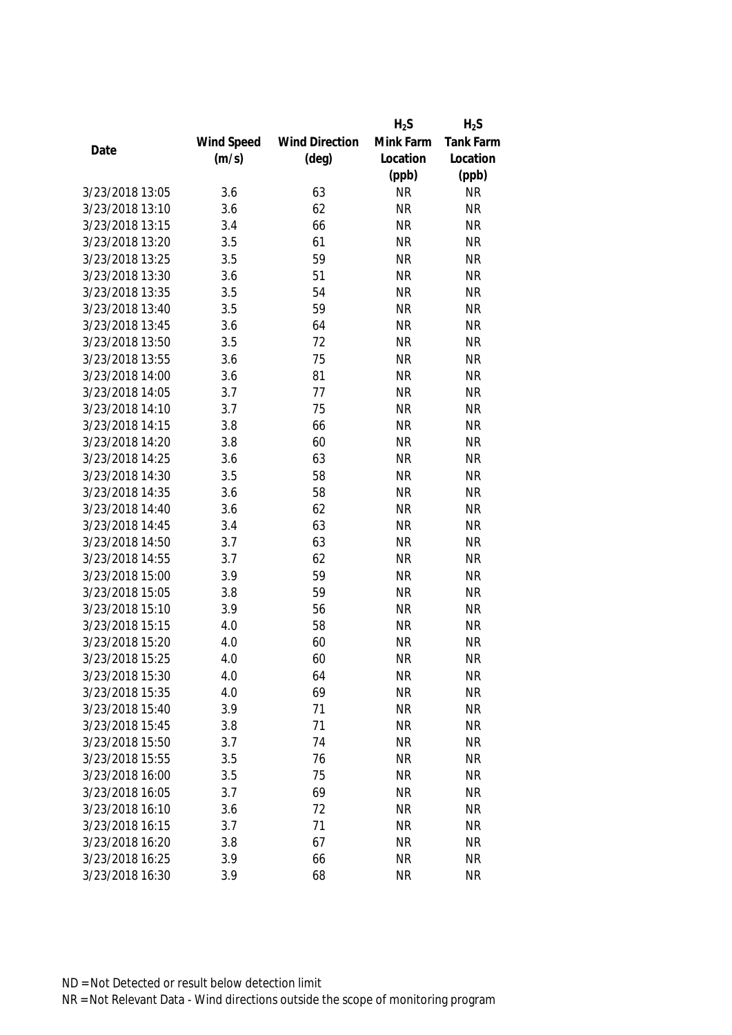| Date | Wind Speed (m/s) | Wind Direction (deg) | $H_2S$ Mink Farm Location (ppb) | $H_2S$ Tank Farm Location (ppb) |
|---|---|---|---|---|
| 3/23/2018 13:05 | 3.6 | 63 | NR | NR |
| 3/23/2018 13:10 | 3.6 | 62 | NR | NR |
| 3/23/2018 13:15 | 3.4 | 66 | NR | NR |
| 3/23/2018 13:20 | 3.5 | 61 | NR | NR |
| 3/23/2018 13:25 | 3.5 | 59 | NR | NR |
| 3/23/2018 13:30 | 3.6 | 51 | NR | NR |
| 3/23/2018 13:35 | 3.5 | 54 | NR | NR |
| 3/23/2018 13:40 | 3.5 | 59 | NR | NR |
| 3/23/2018 13:45 | 3.6 | 64 | NR | NR |
| 3/23/2018 13:50 | 3.5 | 72 | NR | NR |
| 3/23/2018 13:55 | 3.6 | 75 | NR | NR |
| 3/23/2018 14:00 | 3.6 | 81 | NR | NR |
| 3/23/2018 14:05 | 3.7 | 77 | NR | NR |
| 3/23/2018 14:10 | 3.7 | 75 | NR | NR |
| 3/23/2018 14:15 | 3.8 | 66 | NR | NR |
| 3/23/2018 14:20 | 3.8 | 60 | NR | NR |
| 3/23/2018 14:25 | 3.6 | 63 | NR | NR |
| 3/23/2018 14:30 | 3.5 | 58 | NR | NR |
| 3/23/2018 14:35 | 3.6 | 58 | NR | NR |
| 3/23/2018 14:40 | 3.6 | 62 | NR | NR |
| 3/23/2018 14:45 | 3.4 | 63 | NR | NR |
| 3/23/2018 14:50 | 3.7 | 63 | NR | NR |
| 3/23/2018 14:55 | 3.7 | 62 | NR | NR |
| 3/23/2018 15:00 | 3.9 | 59 | NR | NR |
| 3/23/2018 15:05 | 3.8 | 59 | NR | NR |
| 3/23/2018 15:10 | 3.9 | 56 | NR | NR |
| 3/23/2018 15:15 | 4.0 | 58 | NR | NR |
| 3/23/2018 15:20 | 4.0 | 60 | NR | NR |
| 3/23/2018 15:25 | 4.0 | 60 | NR | NR |
| 3/23/2018 15:30 | 4.0 | 64 | NR | NR |
| 3/23/2018 15:35 | 4.0 | 69 | NR | NR |
| 3/23/2018 15:40 | 3.9 | 71 | NR | NR |
| 3/23/2018 15:45 | 3.8 | 71 | NR | NR |
| 3/23/2018 15:50 | 3.7 | 74 | NR | NR |
| 3/23/2018 15:55 | 3.5 | 76 | NR | NR |
| 3/23/2018 16:00 | 3.5 | 75 | NR | NR |
| 3/23/2018 16:05 | 3.7 | 69 | NR | NR |
| 3/23/2018 16:10 | 3.6 | 72 | NR | NR |
| 3/23/2018 16:15 | 3.7 | 71 | NR | NR |
| 3/23/2018 16:20 | 3.8 | 67 | NR | NR |
| 3/23/2018 16:25 | 3.9 | 66 | NR | NR |
| 3/23/2018 16:30 | 3.9 | 68 | NR | NR |

ND = Not Detected or result below detection limit

NR = Not Relevant Data - Wind directions outside the scope of monitoring program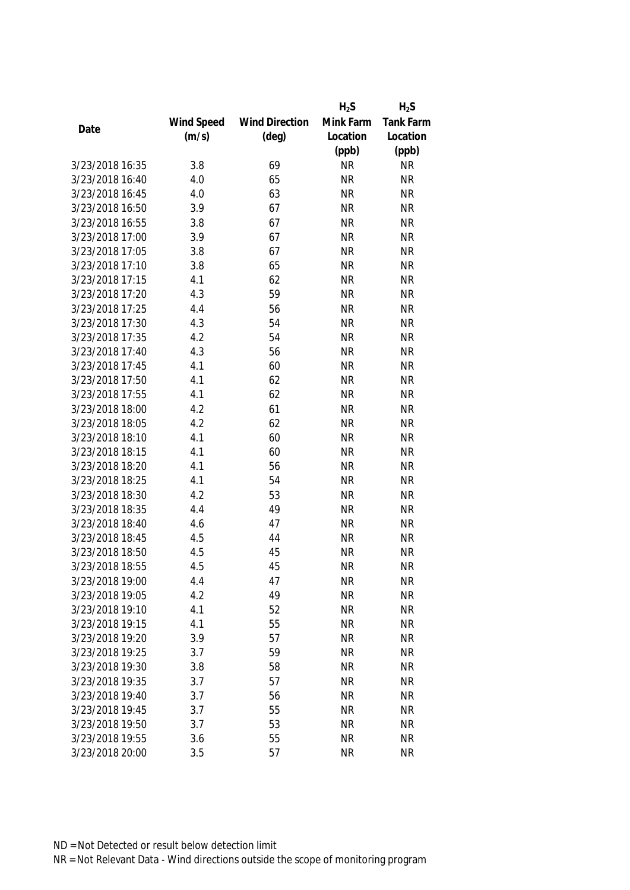| Date | Wind Speed (m/s) | Wind Direction (deg) | $H_2S$ Mink Farm Location (ppb) | $H_2S$ Tank Farm Location (ppb) |
|---|---|---|---|---|
| 3/23/2018 16:35 | 3.8 | 69 | NR | NR |
| 3/23/2018 16:40 | 4.0 | 65 | NR | NR |
| 3/23/2018 16:45 | 4.0 | 63 | NR | NR |
| 3/23/2018 16:50 | 3.9 | 67 | NR | NR |
| 3/23/2018 16:55 | 3.8 | 67 | NR | NR |
| 3/23/2018 17:00 | 3.9 | 67 | NR | NR |
| 3/23/2018 17:05 | 3.8 | 67 | NR | NR |
| 3/23/2018 17:10 | 3.8 | 65 | NR | NR |
| 3/23/2018 17:15 | 4.1 | 62 | NR | NR |
| 3/23/2018 17:20 | 4.3 | 59 | NR | NR |
| 3/23/2018 17:25 | 4.4 | 56 | NR | NR |
| 3/23/2018 17:30 | 4.3 | 54 | NR | NR |
| 3/23/2018 17:35 | 4.2 | 54 | NR | NR |
| 3/23/2018 17:40 | 4.3 | 56 | NR | NR |
| 3/23/2018 17:45 | 4.1 | 60 | NR | NR |
| 3/23/2018 17:50 | 4.1 | 62 | NR | NR |
| 3/23/2018 17:55 | 4.1 | 62 | NR | NR |
| 3/23/2018 18:00 | 4.2 | 61 | NR | NR |
| 3/23/2018 18:05 | 4.2 | 62 | NR | NR |
| 3/23/2018 18:10 | 4.1 | 60 | NR | NR |
| 3/23/2018 18:15 | 4.1 | 60 | NR | NR |
| 3/23/2018 18:20 | 4.1 | 56 | NR | NR |
| 3/23/2018 18:25 | 4.1 | 54 | NR | NR |
| 3/23/2018 18:30 | 4.2 | 53 | NR | NR |
| 3/23/2018 18:35 | 4.4 | 49 | NR | NR |
| 3/23/2018 18:40 | 4.6 | 47 | NR | NR |
| 3/23/2018 18:45 | 4.5 | 44 | NR | NR |
| 3/23/2018 18:50 | 4.5 | 45 | NR | NR |
| 3/23/2018 18:55 | 4.5 | 45 | NR | NR |
| 3/23/2018 19:00 | 4.4 | 47 | NR | NR |
| 3/23/2018 19:05 | 4.2 | 49 | NR | NR |
| 3/23/2018 19:10 | 4.1 | 52 | NR | NR |
| 3/23/2018 19:15 | 4.1 | 55 | NR | NR |
| 3/23/2018 19:20 | 3.9 | 57 | NR | NR |
| 3/23/2018 19:25 | 3.7 | 59 | NR | NR |
| 3/23/2018 19:30 | 3.8 | 58 | NR | NR |
| 3/23/2018 19:35 | 3.7 | 57 | NR | NR |
| 3/23/2018 19:40 | 3.7 | 56 | NR | NR |
| 3/23/2018 19:45 | 3.7 | 55 | NR | NR |
| 3/23/2018 19:50 | 3.7 | 53 | NR | NR |
| 3/23/2018 19:55 | 3.6 | 55 | NR | NR |
| 3/23/2018 20:00 | 3.5 | 57 | NR | NR |

ND = Not Detected or result below detection limit

NR = Not Relevant Data - Wind directions outside the scope of monitoring program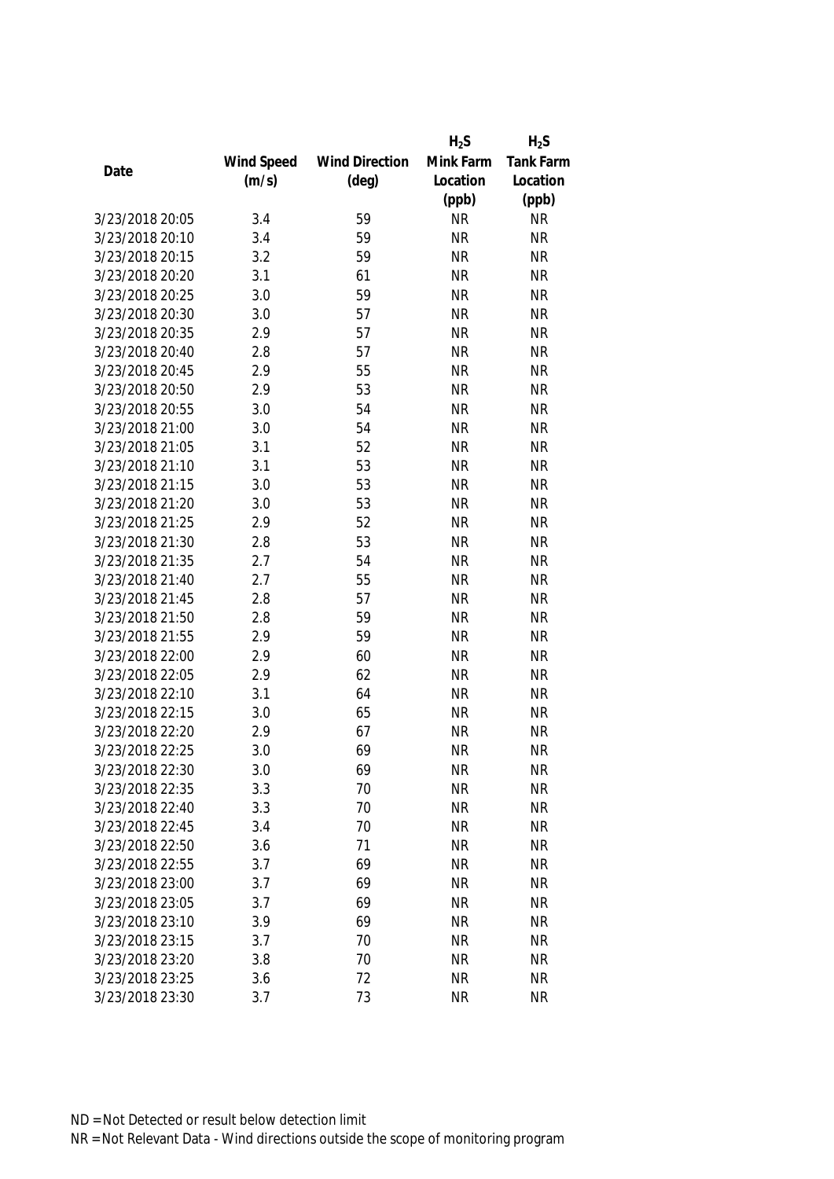| Date | Wind Speed (m/s) | Wind Direction (deg) | $H_2S$ Mink Farm Location (ppb) | $H_2S$ Tank Farm Location (ppb) |
|---|---|---|---|---|
| 3/23/2018 20:05 | 3.4 | 59 | NR | NR |
| 3/23/2018 20:10 | 3.4 | 59 | NR | NR |
| 3/23/2018 20:15 | 3.2 | 59 | NR | NR |
| 3/23/2018 20:20 | 3.1 | 61 | NR | NR |
| 3/23/2018 20:25 | 3.0 | 59 | NR | NR |
| 3/23/2018 20:30 | 3.0 | 57 | NR | NR |
| 3/23/2018 20:35 | 2.9 | 57 | NR | NR |
| 3/23/2018 20:40 | 2.8 | 57 | NR | NR |
| 3/23/2018 20:45 | 2.9 | 55 | NR | NR |
| 3/23/2018 20:50 | 2.9 | 53 | NR | NR |
| 3/23/2018 20:55 | 3.0 | 54 | NR | NR |
| 3/23/2018 21:00 | 3.0 | 54 | NR | NR |
| 3/23/2018 21:05 | 3.1 | 52 | NR | NR |
| 3/23/2018 21:10 | 3.1 | 53 | NR | NR |
| 3/23/2018 21:15 | 3.0 | 53 | NR | NR |
| 3/23/2018 21:20 | 3.0 | 53 | NR | NR |
| 3/23/2018 21:25 | 2.9 | 52 | NR | NR |
| 3/23/2018 21:30 | 2.8 | 53 | NR | NR |
| 3/23/2018 21:35 | 2.7 | 54 | NR | NR |
| 3/23/2018 21:40 | 2.7 | 55 | NR | NR |
| 3/23/2018 21:45 | 2.8 | 57 | NR | NR |
| 3/23/2018 21:50 | 2.8 | 59 | NR | NR |
| 3/23/2018 21:55 | 2.9 | 59 | NR | NR |
| 3/23/2018 22:00 | 2.9 | 60 | NR | NR |
| 3/23/2018 22:05 | 2.9 | 62 | NR | NR |
| 3/23/2018 22:10 | 3.1 | 64 | NR | NR |
| 3/23/2018 22:15 | 3.0 | 65 | NR | NR |
| 3/23/2018 22:20 | 2.9 | 67 | NR | NR |
| 3/23/2018 22:25 | 3.0 | 69 | NR | NR |
| 3/23/2018 22:30 | 3.0 | 69 | NR | NR |
| 3/23/2018 22:35 | 3.3 | 70 | NR | NR |
| 3/23/2018 22:40 | 3.3 | 70 | NR | NR |
| 3/23/2018 22:45 | 3.4 | 70 | NR | NR |
| 3/23/2018 22:50 | 3.6 | 71 | NR | NR |
| 3/23/2018 22:55 | 3.7 | 69 | NR | NR |
| 3/23/2018 23:00 | 3.7 | 69 | NR | NR |
| 3/23/2018 23:05 | 3.7 | 69 | NR | NR |
| 3/23/2018 23:10 | 3.9 | 69 | NR | NR |
| 3/23/2018 23:15 | 3.7 | 70 | NR | NR |
| 3/23/2018 23:20 | 3.8 | 70 | NR | NR |
| 3/23/2018 23:25 | 3.6 | 72 | NR | NR |
| 3/23/2018 23:30 | 3.7 | 73 | NR | NR |

ND = Not Detected or result below detection limit

NR = Not Relevant Data - Wind directions outside the scope of monitoring program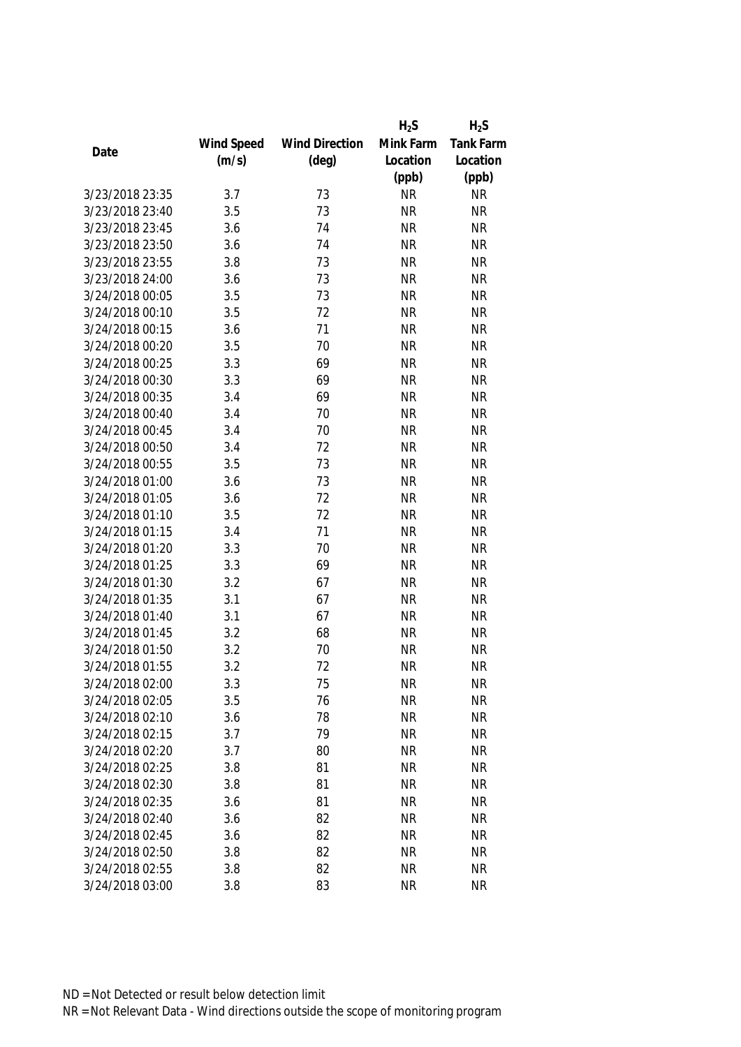| Date | Wind Speed (m/s) | Wind Direction (deg) | $H_2S$ Mink Farm Location (ppb) | $H_2S$ Tank Farm Location (ppb) |
|---|---|---|---|---|
| 3/23/2018 23:35 | 3.7 | 73 | NR | NR |
| 3/23/2018 23:40 | 3.5 | 73 | NR | NR |
| 3/23/2018 23:45 | 3.6 | 74 | NR | NR |
| 3/23/2018 23:50 | 3.6 | 74 | NR | NR |
| 3/23/2018 23:55 | 3.8 | 73 | NR | NR |
| 3/23/2018 24:00 | 3.6 | 73 | NR | NR |
| 3/24/2018 00:05 | 3.5 | 73 | NR | NR |
| 3/24/2018 00:10 | 3.5 | 72 | NR | NR |
| 3/24/2018 00:15 | 3.6 | 71 | NR | NR |
| 3/24/2018 00:20 | 3.5 | 70 | NR | NR |
| 3/24/2018 00:25 | 3.3 | 69 | NR | NR |
| 3/24/2018 00:30 | 3.3 | 69 | NR | NR |
| 3/24/2018 00:35 | 3.4 | 69 | NR | NR |
| 3/24/2018 00:40 | 3.4 | 70 | NR | NR |
| 3/24/2018 00:45 | 3.4 | 70 | NR | NR |
| 3/24/2018 00:50 | 3.4 | 72 | NR | NR |
| 3/24/2018 00:55 | 3.5 | 73 | NR | NR |
| 3/24/2018 01:00 | 3.6 | 73 | NR | NR |
| 3/24/2018 01:05 | 3.6 | 72 | NR | NR |
| 3/24/2018 01:10 | 3.5 | 72 | NR | NR |
| 3/24/2018 01:15 | 3.4 | 71 | NR | NR |
| 3/24/2018 01:20 | 3.3 | 70 | NR | NR |
| 3/24/2018 01:25 | 3.3 | 69 | NR | NR |
| 3/24/2018 01:30 | 3.2 | 67 | NR | NR |
| 3/24/2018 01:35 | 3.1 | 67 | NR | NR |
| 3/24/2018 01:40 | 3.1 | 67 | NR | NR |
| 3/24/2018 01:45 | 3.2 | 68 | NR | NR |
| 3/24/2018 01:50 | 3.2 | 70 | NR | NR |
| 3/24/2018 01:55 | 3.2 | 72 | NR | NR |
| 3/24/2018 02:00 | 3.3 | 75 | NR | NR |
| 3/24/2018 02:05 | 3.5 | 76 | NR | NR |
| 3/24/2018 02:10 | 3.6 | 78 | NR | NR |
| 3/24/2018 02:15 | 3.7 | 79 | NR | NR |
| 3/24/2018 02:20 | 3.7 | 80 | NR | NR |
| 3/24/2018 02:25 | 3.8 | 81 | NR | NR |
| 3/24/2018 02:30 | 3.8 | 81 | NR | NR |
| 3/24/2018 02:35 | 3.6 | 81 | NR | NR |
| 3/24/2018 02:40 | 3.6 | 82 | NR | NR |
| 3/24/2018 02:45 | 3.6 | 82 | NR | NR |
| 3/24/2018 02:50 | 3.8 | 82 | NR | NR |
| 3/24/2018 02:55 | 3.8 | 82 | NR | NR |
| 3/24/2018 03:00 | 3.8 | 83 | NR | NR |

ND = Not Detected or result below detection limit

NR = Not Relevant Data - Wind directions outside the scope of monitoring program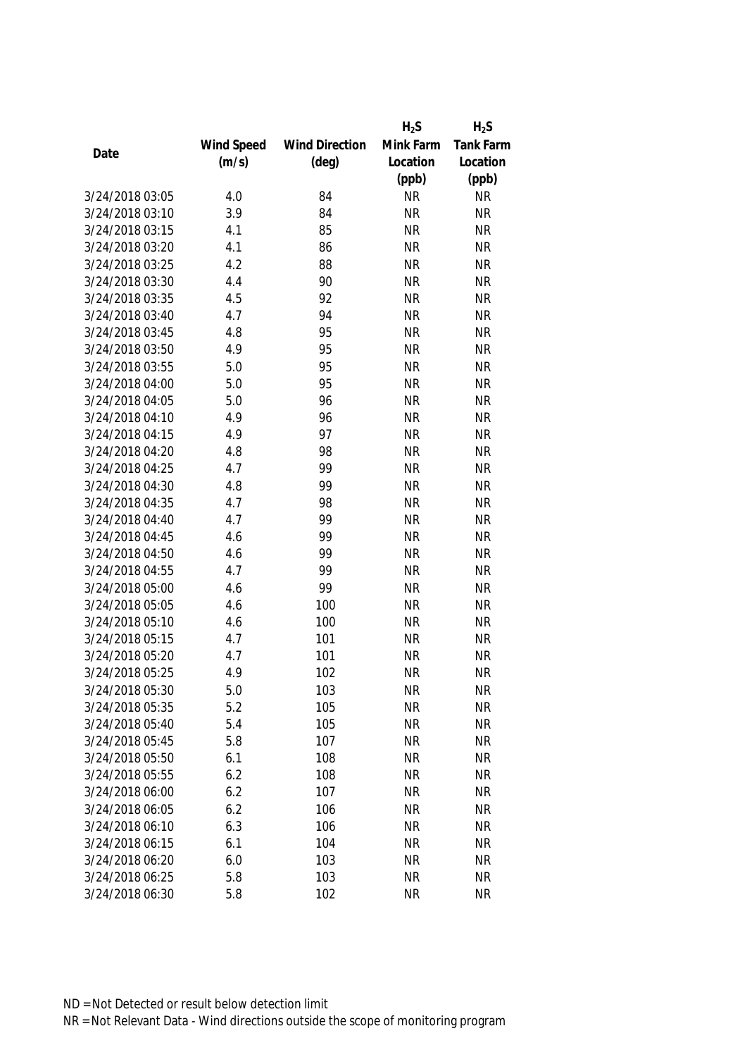| Date | Wind Speed (m/s) | Wind Direction (deg) | $H_2S$ Mink Farm Location (ppb) | $H_2S$ Tank Farm Location (ppb) |
|---|---|---|---|---|
| 3/24/2018 03:05 | 4.0 | 84 | NR | NR |
| 3/24/2018 03:10 | 3.9 | 84 | NR | NR |
| 3/24/2018 03:15 | 4.1 | 85 | NR | NR |
| 3/24/2018 03:20 | 4.1 | 86 | NR | NR |
| 3/24/2018 03:25 | 4.2 | 88 | NR | NR |
| 3/24/2018 03:30 | 4.4 | 90 | NR | NR |
| 3/24/2018 03:35 | 4.5 | 92 | NR | NR |
| 3/24/2018 03:40 | 4.7 | 94 | NR | NR |
| 3/24/2018 03:45 | 4.8 | 95 | NR | NR |
| 3/24/2018 03:50 | 4.9 | 95 | NR | NR |
| 3/24/2018 03:55 | 5.0 | 95 | NR | NR |
| 3/24/2018 04:00 | 5.0 | 95 | NR | NR |
| 3/24/2018 04:05 | 5.0 | 96 | NR | NR |
| 3/24/2018 04:10 | 4.9 | 96 | NR | NR |
| 3/24/2018 04:15 | 4.9 | 97 | NR | NR |
| 3/24/2018 04:20 | 4.8 | 98 | NR | NR |
| 3/24/2018 04:25 | 4.7 | 99 | NR | NR |
| 3/24/2018 04:30 | 4.8 | 99 | NR | NR |
| 3/24/2018 04:35 | 4.7 | 98 | NR | NR |
| 3/24/2018 04:40 | 4.7 | 99 | NR | NR |
| 3/24/2018 04:45 | 4.6 | 99 | NR | NR |
| 3/24/2018 04:50 | 4.6 | 99 | NR | NR |
| 3/24/2018 04:55 | 4.7 | 99 | NR | NR |
| 3/24/2018 05:00 | 4.6 | 99 | NR | NR |
| 3/24/2018 05:05 | 4.6 | 100 | NR | NR |
| 3/24/2018 05:10 | 4.6 | 100 | NR | NR |
| 3/24/2018 05:15 | 4.7 | 101 | NR | NR |
| 3/24/2018 05:20 | 4.7 | 101 | NR | NR |
| 3/24/2018 05:25 | 4.9 | 102 | NR | NR |
| 3/24/2018 05:30 | 5.0 | 103 | NR | NR |
| 3/24/2018 05:35 | 5.2 | 105 | NR | NR |
| 3/24/2018 05:40 | 5.4 | 105 | NR | NR |
| 3/24/2018 05:45 | 5.8 | 107 | NR | NR |
| 3/24/2018 05:50 | 6.1 | 108 | NR | NR |
| 3/24/2018 05:55 | 6.2 | 108 | NR | NR |
| 3/24/2018 06:00 | 6.2 | 107 | NR | NR |
| 3/24/2018 06:05 | 6.2 | 106 | NR | NR |
| 3/24/2018 06:10 | 6.3 | 106 | NR | NR |
| 3/24/2018 06:15 | 6.1 | 104 | NR | NR |
| 3/24/2018 06:20 | 6.0 | 103 | NR | NR |
| 3/24/2018 06:25 | 5.8 | 103 | NR | NR |
| 3/24/2018 06:30 | 5.8 | 102 | NR | NR |

ND = Not Detected or result below detection limit

NR = Not Relevant Data - Wind directions outside the scope of monitoring program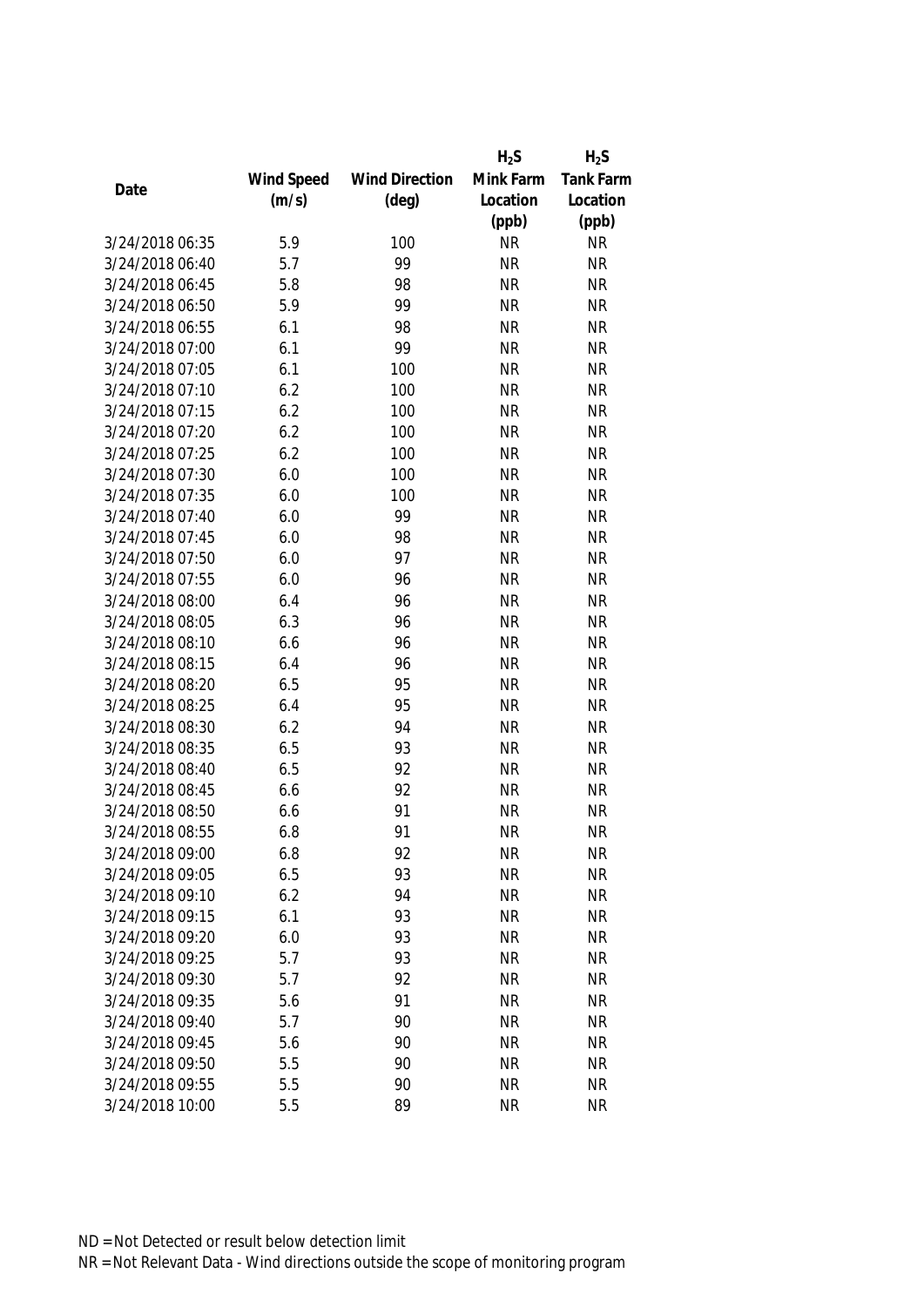| Date | Wind Speed (m/s) | Wind Direction (deg) | $H_2S$ Mink Farm Location (ppb) | $H_2S$ Tank Farm Location (ppb) |
|---|---|---|---|---|
| 3/24/2018 06:35 | 5.9 | 100 | NR | NR |
| 3/24/2018 06:40 | 5.7 | 99 | NR | NR |
| 3/24/2018 06:45 | 5.8 | 98 | NR | NR |
| 3/24/2018 06:50 | 5.9 | 99 | NR | NR |
| 3/24/2018 06:55 | 6.1 | 98 | NR | NR |
| 3/24/2018 07:00 | 6.1 | 99 | NR | NR |
| 3/24/2018 07:05 | 6.1 | 100 | NR | NR |
| 3/24/2018 07:10 | 6.2 | 100 | NR | NR |
| 3/24/2018 07:15 | 6.2 | 100 | NR | NR |
| 3/24/2018 07:20 | 6.2 | 100 | NR | NR |
| 3/24/2018 07:25 | 6.2 | 100 | NR | NR |
| 3/24/2018 07:30 | 6.0 | 100 | NR | NR |
| 3/24/2018 07:35 | 6.0 | 100 | NR | NR |
| 3/24/2018 07:40 | 6.0 | 99 | NR | NR |
| 3/24/2018 07:45 | 6.0 | 98 | NR | NR |
| 3/24/2018 07:50 | 6.0 | 97 | NR | NR |
| 3/24/2018 07:55 | 6.0 | 96 | NR | NR |
| 3/24/2018 08:00 | 6.4 | 96 | NR | NR |
| 3/24/2018 08:05 | 6.3 | 96 | NR | NR |
| 3/24/2018 08:10 | 6.6 | 96 | NR | NR |
| 3/24/2018 08:15 | 6.4 | 96 | NR | NR |
| 3/24/2018 08:20 | 6.5 | 95 | NR | NR |
| 3/24/2018 08:25 | 6.4 | 95 | NR | NR |
| 3/24/2018 08:30 | 6.2 | 94 | NR | NR |
| 3/24/2018 08:35 | 6.5 | 93 | NR | NR |
| 3/24/2018 08:40 | 6.5 | 92 | NR | NR |
| 3/24/2018 08:45 | 6.6 | 92 | NR | NR |
| 3/24/2018 08:50 | 6.6 | 91 | NR | NR |
| 3/24/2018 08:55 | 6.8 | 91 | NR | NR |
| 3/24/2018 09:00 | 6.8 | 92 | NR | NR |
| 3/24/2018 09:05 | 6.5 | 93 | NR | NR |
| 3/24/2018 09:10 | 6.2 | 94 | NR | NR |
| 3/24/2018 09:15 | 6.1 | 93 | NR | NR |
| 3/24/2018 09:20 | 6.0 | 93 | NR | NR |
| 3/24/2018 09:25 | 5.7 | 93 | NR | NR |
| 3/24/2018 09:30 | 5.7 | 92 | NR | NR |
| 3/24/2018 09:35 | 5.6 | 91 | NR | NR |
| 3/24/2018 09:40 | 5.7 | 90 | NR | NR |
| 3/24/2018 09:45 | 5.6 | 90 | NR | NR |
| 3/24/2018 09:50 | 5.5 | 90 | NR | NR |
| 3/24/2018 09:55 | 5.5 | 90 | NR | NR |
| 3/24/2018 10:00 | 5.5 | 89 | NR | NR |

ND = Not Detected or result below detection limit

NR = Not Relevant Data - Wind directions outside the scope of monitoring program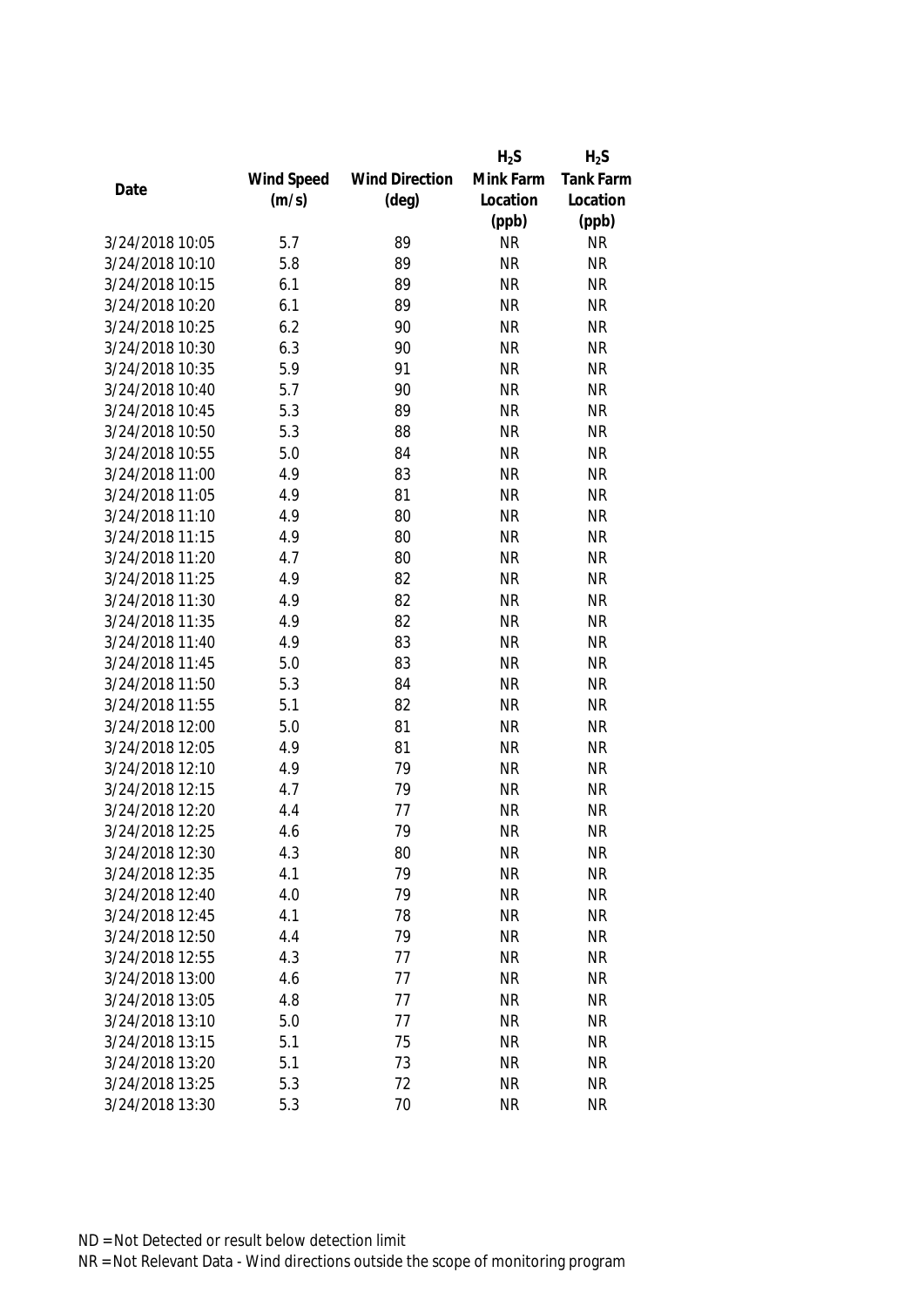| Date | Wind Speed (m/s) | Wind Direction (deg) | $H_2S$ Mink Farm Location (ppb) | $H_2S$ Tank Farm Location (ppb) |
|---|---|---|---|---|
| 3/24/2018 10:05 | 5.7 | 89 | NR | NR |
| 3/24/2018 10:10 | 5.8 | 89 | NR | NR |
| 3/24/2018 10:15 | 6.1 | 89 | NR | NR |
| 3/24/2018 10:20 | 6.1 | 89 | NR | NR |
| 3/24/2018 10:25 | 6.2 | 90 | NR | NR |
| 3/24/2018 10:30 | 6.3 | 90 | NR | NR |
| 3/24/2018 10:35 | 5.9 | 91 | NR | NR |
| 3/24/2018 10:40 | 5.7 | 90 | NR | NR |
| 3/24/2018 10:45 | 5.3 | 89 | NR | NR |
| 3/24/2018 10:50 | 5.3 | 88 | NR | NR |
| 3/24/2018 10:55 | 5.0 | 84 | NR | NR |
| 3/24/2018 11:00 | 4.9 | 83 | NR | NR |
| 3/24/2018 11:05 | 4.9 | 81 | NR | NR |
| 3/24/2018 11:10 | 4.9 | 80 | NR | NR |
| 3/24/2018 11:15 | 4.9 | 80 | NR | NR |
| 3/24/2018 11:20 | 4.7 | 80 | NR | NR |
| 3/24/2018 11:25 | 4.9 | 82 | NR | NR |
| 3/24/2018 11:30 | 4.9 | 82 | NR | NR |
| 3/24/2018 11:35 | 4.9 | 82 | NR | NR |
| 3/24/2018 11:40 | 4.9 | 83 | NR | NR |
| 3/24/2018 11:45 | 5.0 | 83 | NR | NR |
| 3/24/2018 11:50 | 5.3 | 84 | NR | NR |
| 3/24/2018 11:55 | 5.1 | 82 | NR | NR |
| 3/24/2018 12:00 | 5.0 | 81 | NR | NR |
| 3/24/2018 12:05 | 4.9 | 81 | NR | NR |
| 3/24/2018 12:10 | 4.9 | 79 | NR | NR |
| 3/24/2018 12:15 | 4.7 | 79 | NR | NR |
| 3/24/2018 12:20 | 4.4 | 77 | NR | NR |
| 3/24/2018 12:25 | 4.6 | 79 | NR | NR |
| 3/24/2018 12:30 | 4.3 | 80 | NR | NR |
| 3/24/2018 12:35 | 4.1 | 79 | NR | NR |
| 3/24/2018 12:40 | 4.0 | 79 | NR | NR |
| 3/24/2018 12:45 | 4.1 | 78 | NR | NR |
| 3/24/2018 12:50 | 4.4 | 79 | NR | NR |
| 3/24/2018 12:55 | 4.3 | 77 | NR | NR |
| 3/24/2018 13:00 | 4.6 | 77 | NR | NR |
| 3/24/2018 13:05 | 4.8 | 77 | NR | NR |
| 3/24/2018 13:10 | 5.0 | 77 | NR | NR |
| 3/24/2018 13:15 | 5.1 | 75 | NR | NR |
| 3/24/2018 13:20 | 5.1 | 73 | NR | NR |
| 3/24/2018 13:25 | 5.3 | 72 | NR | NR |
| 3/24/2018 13:30 | 5.3 | 70 | NR | NR |

ND = Not Detected or result below detection limit

NR = Not Relevant Data - Wind directions outside the scope of monitoring program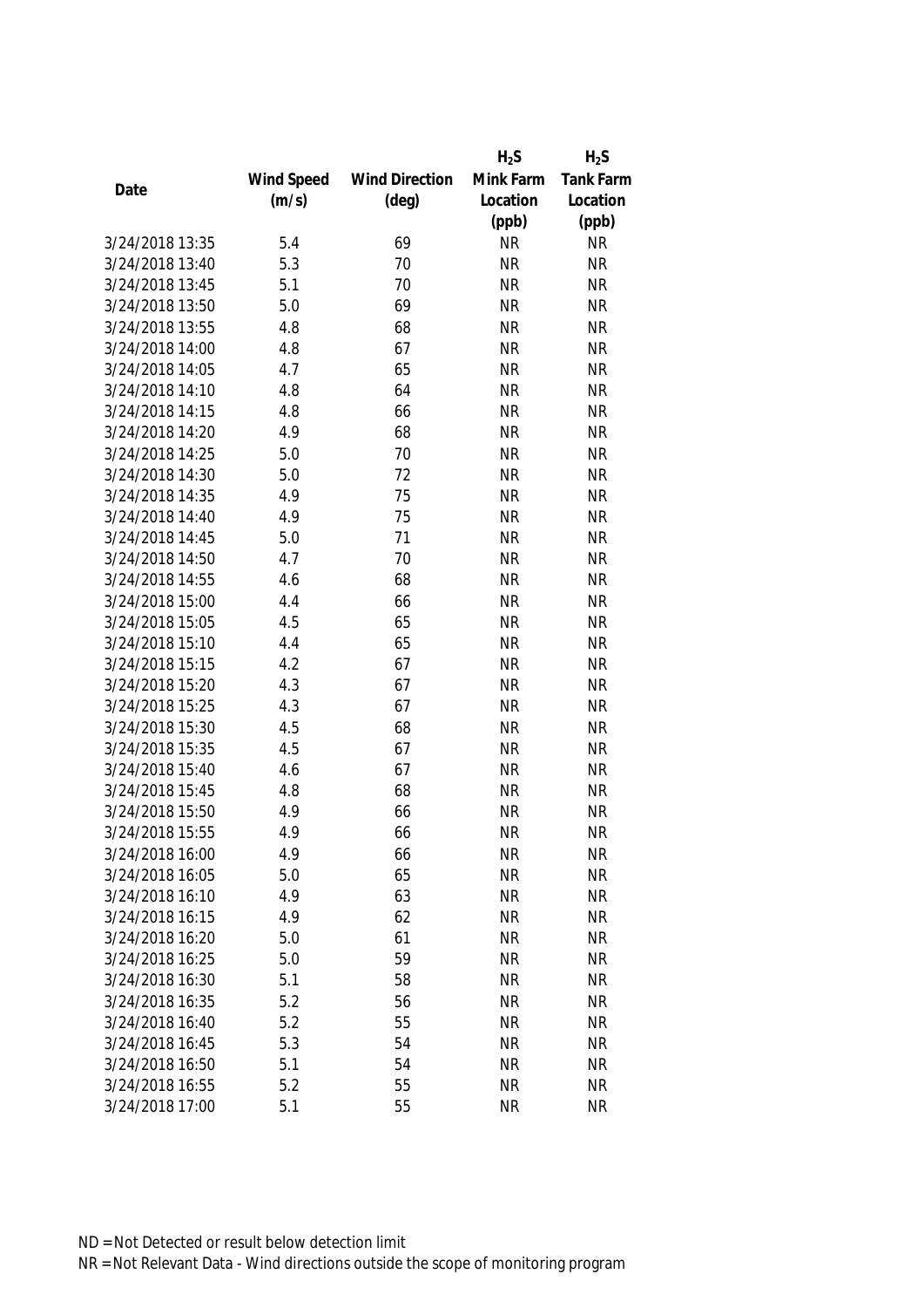| Date | Wind Speed (m/s) | Wind Direction (deg) | $H_2S$ Mink Farm Location (ppb) | $H_2S$ Tank Farm Location (ppb) |
|---|---|---|---|---|
| 3/24/2018 13:35 | 5.4 | 69 | NR | NR |
| 3/24/2018 13:40 | 5.3 | 70 | NR | NR |
| 3/24/2018 13:45 | 5.1 | 70 | NR | NR |
| 3/24/2018 13:50 | 5.0 | 69 | NR | NR |
| 3/24/2018 13:55 | 4.8 | 68 | NR | NR |
| 3/24/2018 14:00 | 4.8 | 67 | NR | NR |
| 3/24/2018 14:05 | 4.7 | 65 | NR | NR |
| 3/24/2018 14:10 | 4.8 | 64 | NR | NR |
| 3/24/2018 14:15 | 4.8 | 66 | NR | NR |
| 3/24/2018 14:20 | 4.9 | 68 | NR | NR |
| 3/24/2018 14:25 | 5.0 | 70 | NR | NR |
| 3/24/2018 14:30 | 5.0 | 72 | NR | NR |
| 3/24/2018 14:35 | 4.9 | 75 | NR | NR |
| 3/24/2018 14:40 | 4.9 | 75 | NR | NR |
| 3/24/2018 14:45 | 5.0 | 71 | NR | NR |
| 3/24/2018 14:50 | 4.7 | 70 | NR | NR |
| 3/24/2018 14:55 | 4.6 | 68 | NR | NR |
| 3/24/2018 15:00 | 4.4 | 66 | NR | NR |
| 3/24/2018 15:05 | 4.5 | 65 | NR | NR |
| 3/24/2018 15:10 | 4.4 | 65 | NR | NR |
| 3/24/2018 15:15 | 4.2 | 67 | NR | NR |
| 3/24/2018 15:20 | 4.3 | 67 | NR | NR |
| 3/24/2018 15:25 | 4.3 | 67 | NR | NR |
| 3/24/2018 15:30 | 4.5 | 68 | NR | NR |
| 3/24/2018 15:35 | 4.5 | 67 | NR | NR |
| 3/24/2018 15:40 | 4.6 | 67 | NR | NR |
| 3/24/2018 15:45 | 4.8 | 68 | NR | NR |
| 3/24/2018 15:50 | 4.9 | 66 | NR | NR |
| 3/24/2018 15:55 | 4.9 | 66 | NR | NR |
| 3/24/2018 16:00 | 4.9 | 66 | NR | NR |
| 3/24/2018 16:05 | 5.0 | 65 | NR | NR |
| 3/24/2018 16:10 | 4.9 | 63 | NR | NR |
| 3/24/2018 16:15 | 4.9 | 62 | NR | NR |
| 3/24/2018 16:20 | 5.0 | 61 | NR | NR |
| 3/24/2018 16:25 | 5.0 | 59 | NR | NR |
| 3/24/2018 16:30 | 5.1 | 58 | NR | NR |
| 3/24/2018 16:35 | 5.2 | 56 | NR | NR |
| 3/24/2018 16:40 | 5.2 | 55 | NR | NR |
| 3/24/2018 16:45 | 5.3 | 54 | NR | NR |
| 3/24/2018 16:50 | 5.1 | 54 | NR | NR |
| 3/24/2018 16:55 | 5.2 | 55 | NR | NR |
| 3/24/2018 17:00 | 5.1 | 55 | NR | NR |

ND = Not Detected or result below detection limit

NR = Not Relevant Data - Wind directions outside the scope of monitoring program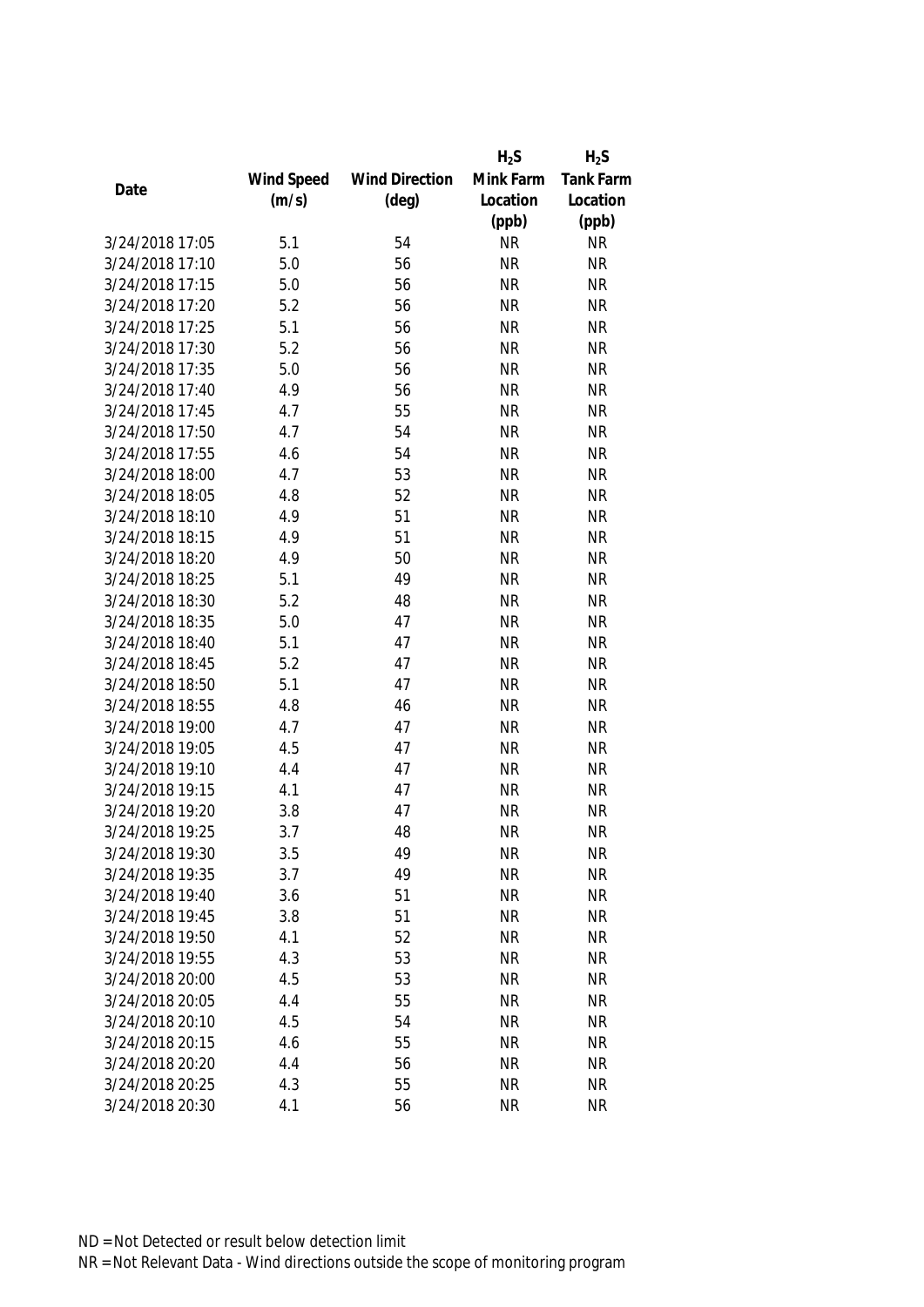| Date | Wind Speed (m/s) | Wind Direction (deg) | $H_2S$ Mink Farm Location (ppb) | $H_2S$ Tank Farm Location (ppb) |
|---|---|---|---|---|
| 3/24/2018 17:05 | 5.1 | 54 | NR | NR |
| 3/24/2018 17:10 | 5.0 | 56 | NR | NR |
| 3/24/2018 17:15 | 5.0 | 56 | NR | NR |
| 3/24/2018 17:20 | 5.2 | 56 | NR | NR |
| 3/24/2018 17:25 | 5.1 | 56 | NR | NR |
| 3/24/2018 17:30 | 5.2 | 56 | NR | NR |
| 3/24/2018 17:35 | 5.0 | 56 | NR | NR |
| 3/24/2018 17:40 | 4.9 | 56 | NR | NR |
| 3/24/2018 17:45 | 4.7 | 55 | NR | NR |
| 3/24/2018 17:50 | 4.7 | 54 | NR | NR |
| 3/24/2018 17:55 | 4.6 | 54 | NR | NR |
| 3/24/2018 18:00 | 4.7 | 53 | NR | NR |
| 3/24/2018 18:05 | 4.8 | 52 | NR | NR |
| 3/24/2018 18:10 | 4.9 | 51 | NR | NR |
| 3/24/2018 18:15 | 4.9 | 51 | NR | NR |
| 3/24/2018 18:20 | 4.9 | 50 | NR | NR |
| 3/24/2018 18:25 | 5.1 | 49 | NR | NR |
| 3/24/2018 18:30 | 5.2 | 48 | NR | NR |
| 3/24/2018 18:35 | 5.0 | 47 | NR | NR |
| 3/24/2018 18:40 | 5.1 | 47 | NR | NR |
| 3/24/2018 18:45 | 5.2 | 47 | NR | NR |
| 3/24/2018 18:50 | 5.1 | 47 | NR | NR |
| 3/24/2018 18:55 | 4.8 | 46 | NR | NR |
| 3/24/2018 19:00 | 4.7 | 47 | NR | NR |
| 3/24/2018 19:05 | 4.5 | 47 | NR | NR |
| 3/24/2018 19:10 | 4.4 | 47 | NR | NR |
| 3/24/2018 19:15 | 4.1 | 47 | NR | NR |
| 3/24/2018 19:20 | 3.8 | 47 | NR | NR |
| 3/24/2018 19:25 | 3.7 | 48 | NR | NR |
| 3/24/2018 19:30 | 3.5 | 49 | NR | NR |
| 3/24/2018 19:35 | 3.7 | 49 | NR | NR |
| 3/24/2018 19:40 | 3.6 | 51 | NR | NR |
| 3/24/2018 19:45 | 3.8 | 51 | NR | NR |
| 3/24/2018 19:50 | 4.1 | 52 | NR | NR |
| 3/24/2018 19:55 | 4.3 | 53 | NR | NR |
| 3/24/2018 20:00 | 4.5 | 53 | NR | NR |
| 3/24/2018 20:05 | 4.4 | 55 | NR | NR |
| 3/24/2018 20:10 | 4.5 | 54 | NR | NR |
| 3/24/2018 20:15 | 4.6 | 55 | NR | NR |
| 3/24/2018 20:20 | 4.4 | 56 | NR | NR |
| 3/24/2018 20:25 | 4.3 | 55 | NR | NR |
| 3/24/2018 20:30 | 4.1 | 56 | NR | NR |

ND = Not Detected or result below detection limit

NR = Not Relevant Data - Wind directions outside the scope of monitoring program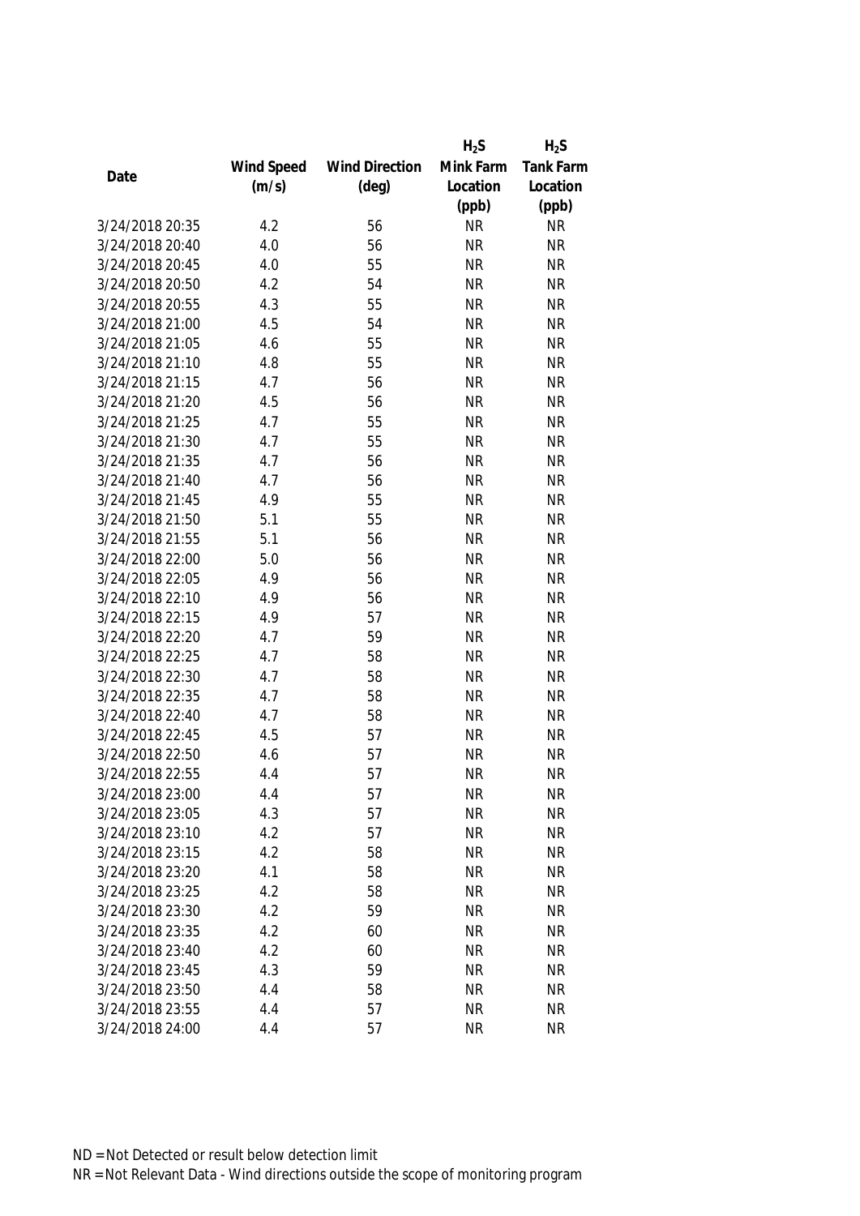| Date | Wind Speed (m/s) | Wind Direction (deg) | $H_2S$ Mink Farm Location (ppb) | $H_2S$ Tank Farm Location (ppb) |
|---|---|---|---|---|
| 3/24/2018 20:35 | 4.2 | 56 | NR | NR |
| 3/24/2018 20:40 | 4.0 | 56 | NR | NR |
| 3/24/2018 20:45 | 4.0 | 55 | NR | NR |
| 3/24/2018 20:50 | 4.2 | 54 | NR | NR |
| 3/24/2018 20:55 | 4.3 | 55 | NR | NR |
| 3/24/2018 21:00 | 4.5 | 54 | NR | NR |
| 3/24/2018 21:05 | 4.6 | 55 | NR | NR |
| 3/24/2018 21:10 | 4.8 | 55 | NR | NR |
| 3/24/2018 21:15 | 4.7 | 56 | NR | NR |
| 3/24/2018 21:20 | 4.5 | 56 | NR | NR |
| 3/24/2018 21:25 | 4.7 | 55 | NR | NR |
| 3/24/2018 21:30 | 4.7 | 55 | NR | NR |
| 3/24/2018 21:35 | 4.7 | 56 | NR | NR |
| 3/24/2018 21:40 | 4.7 | 56 | NR | NR |
| 3/24/2018 21:45 | 4.9 | 55 | NR | NR |
| 3/24/2018 21:50 | 5.1 | 55 | NR | NR |
| 3/24/2018 21:55 | 5.1 | 56 | NR | NR |
| 3/24/2018 22:00 | 5.0 | 56 | NR | NR |
| 3/24/2018 22:05 | 4.9 | 56 | NR | NR |
| 3/24/2018 22:10 | 4.9 | 56 | NR | NR |
| 3/24/2018 22:15 | 4.9 | 57 | NR | NR |
| 3/24/2018 22:20 | 4.7 | 59 | NR | NR |
| 3/24/2018 22:25 | 4.7 | 58 | NR | NR |
| 3/24/2018 22:30 | 4.7 | 58 | NR | NR |
| 3/24/2018 22:35 | 4.7 | 58 | NR | NR |
| 3/24/2018 22:40 | 4.7 | 58 | NR | NR |
| 3/24/2018 22:45 | 4.5 | 57 | NR | NR |
| 3/24/2018 22:50 | 4.6 | 57 | NR | NR |
| 3/24/2018 22:55 | 4.4 | 57 | NR | NR |
| 3/24/2018 23:00 | 4.4 | 57 | NR | NR |
| 3/24/2018 23:05 | 4.3 | 57 | NR | NR |
| 3/24/2018 23:10 | 4.2 | 57 | NR | NR |
| 3/24/2018 23:15 | 4.2 | 58 | NR | NR |
| 3/24/2018 23:20 | 4.1 | 58 | NR | NR |
| 3/24/2018 23:25 | 4.2 | 58 | NR | NR |
| 3/24/2018 23:30 | 4.2 | 59 | NR | NR |
| 3/24/2018 23:35 | 4.2 | 60 | NR | NR |
| 3/24/2018 23:40 | 4.2 | 60 | NR | NR |
| 3/24/2018 23:45 | 4.3 | 59 | NR | NR |
| 3/24/2018 23:50 | 4.4 | 58 | NR | NR |
| 3/24/2018 23:55 | 4.4 | 57 | NR | NR |
| 3/24/2018 24:00 | 4.4 | 57 | NR | NR |

ND = Not Detected or result below detection limit

NR = Not Relevant Data - Wind directions outside the scope of monitoring program